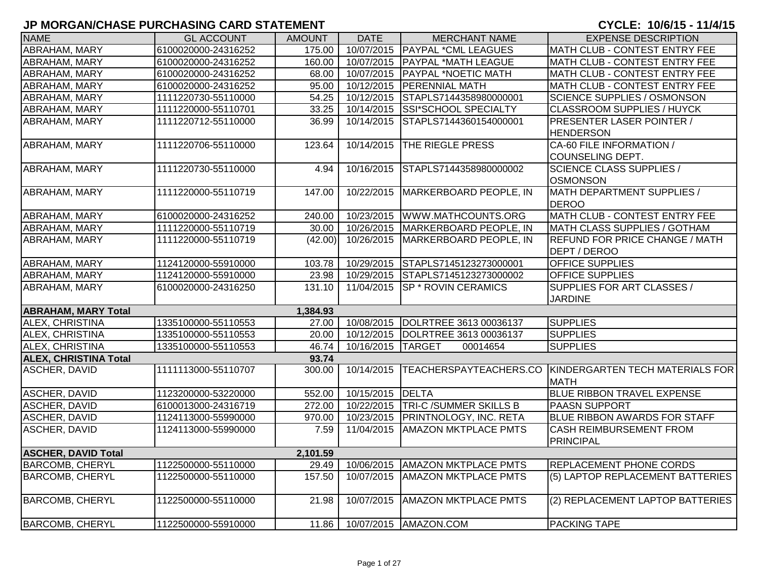# JP MORGAN/CHASE PURCHASING CARD STATEMENT

**CYCLE: 10/6/15 - 11/4/15**

| NAME | GL ACCOUNT | AMOUNT | DATE | MERCHANT NAME | EXPENSE DESCRIPTION |
|---|---|---|---|---|---|
| ABRAHAM, MARY | 6100020000-24316252 | 175.00 | 10/07/2015 | PAYPAL *CML LEAGUES | MATH CLUB - CONTEST ENTRY FEE |
| ABRAHAM, MARY | 6100020000-24316252 | 160.00 | 10/07/2015 | PAYPAL *MATH LEAGUE | MATH CLUB - CONTEST ENTRY FEE |
| ABRAHAM, MARY | 6100020000-24316252 | 68.00 | 10/07/2015 | PAYPAL *NOETIC MATH | MATH CLUB - CONTEST ENTRY FEE |
| ABRAHAM, MARY | 6100020000-24316252 | 95.00 | 10/12/2015 | PERENNIAL MATH | MATH CLUB - CONTEST ENTRY FEE |
| ABRAHAM, MARY | 1111220730-55110000 | 54.25 | 10/12/2015 | STAPLS7144358980000001 | SCIENCE SUPPLIES / OSMONSON |
| ABRAHAM, MARY | 1111220000-55110701 | 33.25 | 10/14/2015 | SSI*SCHOOL SPECIALTY | CLASSROOM SUPPLIES / HUYCK |
| ABRAHAM, MARY | 1111220712-55110000 | 36.99 | 10/14/2015 | STAPLS7144360154000001 | PRESENTER LASER POINTER / HENDERSON |
| ABRAHAM, MARY | 1111220706-55110000 | 123.64 | 10/14/2015 | THE RIEGLE PRESS | CA-60 FILE INFORMATION / COUNSELING DEPT. |
| ABRAHAM, MARY | 1111220730-55110000 | 4.94 | 10/16/2015 | STAPLS7144358980000002 | SCIENCE CLASS SUPPLIES / OSMONSON |
| ABRAHAM, MARY | 1111220000-55110719 | 147.00 | 10/22/2015 | MARKERBOARD PEOPLE, IN | MATH DEPARTMENT SUPPLIES / DEROO |
| ABRAHAM, MARY | 6100020000-24316252 | 240.00 | 10/23/2015 | WWW.MATHCOUNTS.ORG | MATH CLUB - CONTEST ENTRY FEE |
| ABRAHAM, MARY | 1111220000-55110719 | 30.00 | 10/26/2015 | MARKERBOARD PEOPLE, IN | MATH CLASS SUPPLIES / GOTHAM |
| ABRAHAM, MARY | 1111220000-55110719 | (42.00) | 10/26/2015 | MARKERBOARD PEOPLE, IN | REFUND FOR PRICE CHANGE / MATH DEPT / DEROO |
| ABRAHAM, MARY | 1124120000-55910000 | 103.78 | 10/29/2015 | STAPLS7145123273000001 | OFFICE SUPPLIES |
| ABRAHAM, MARY | 1124120000-55910000 | 23.98 | 10/29/2015 | STAPLS7145123273000002 | OFFICE SUPPLIES |
| ABRAHAM, MARY | 6100020000-24316250 | 131.10 | 11/04/2015 | SP * ROVIN CERAMICS | SUPPLIES FOR ART CLASSES / JARDINE |
| **ABRAHAM, MARY Total** | | **1,384.93** | | | |
| ALEX, CHRISTINA | 1335100000-55110553 | 27.00 | 10/08/2015 | DOLRTREE 3613 00036137 | SUPPLIES |
| ALEX, CHRISTINA | 1335100000-55110553 | 20.00 | 10/12/2015 | DOLRTREE 3613 00036137 | SUPPLIES |
| ALEX, CHRISTINA | 1335100000-55110553 | 46.74 | 10/16/2015 | TARGET 00014654 | SUPPLIES |
| **ALEX, CHRISTINA Total** | | **93.74** | | | |
| ASCHER, DAVID | 1111113000-55110707 | 300.00 | 10/14/2015 | TEACHERSPAYTEACHERS.CO | KINDERGARTEN TECH MATERIALS FOR MATH |
| ASCHER, DAVID | 1123200000-53220000 | 552.00 | 10/15/2015 | DELTA | BLUE RIBBON TRAVEL EXPENSE |
| ASCHER, DAVID | 6100013000-24316719 | 272.00 | 10/22/2015 | TRI-C /SUMMER SKILLS B | PAASN SUPPORT |
| ASCHER, DAVID | 1124113000-55990000 | 970.00 | 10/23/2015 | PRINTNOLOGY, INC. RETA | BLUE RIBBON AWARDS FOR STAFF |
| ASCHER, DAVID | 1124113000-55990000 | 7.59 | 11/04/2015 | AMAZON MKTPLACE PMTS | CASH REIMBURSEMENT FROM PRINCIPAL |
| **ASCHER, DAVID Total** | | **2,101.59** | | | |
| BARCOMB, CHERYL | 1122500000-55110000 | 29.49 | 10/06/2015 | AMAZON MKTPLACE PMTS | REPLACEMENT PHONE CORDS |
| BARCOMB, CHERYL | 1122500000-55110000 | 157.50 | 10/07/2015 | AMAZON MKTPLACE PMTS | (5) LAPTOP REPLACEMENT BATTERIES |
| BARCOMB, CHERYL | 1122500000-55110000 | 21.98 | 10/07/2015 | AMAZON MKTPLACE PMTS | (2) REPLACEMENT LAPTOP BATTERIES |
| BARCOMB, CHERYL | 1122500000-55910000 | 11.86 | 10/07/2015 | AMAZON.COM | PACKING TAPE |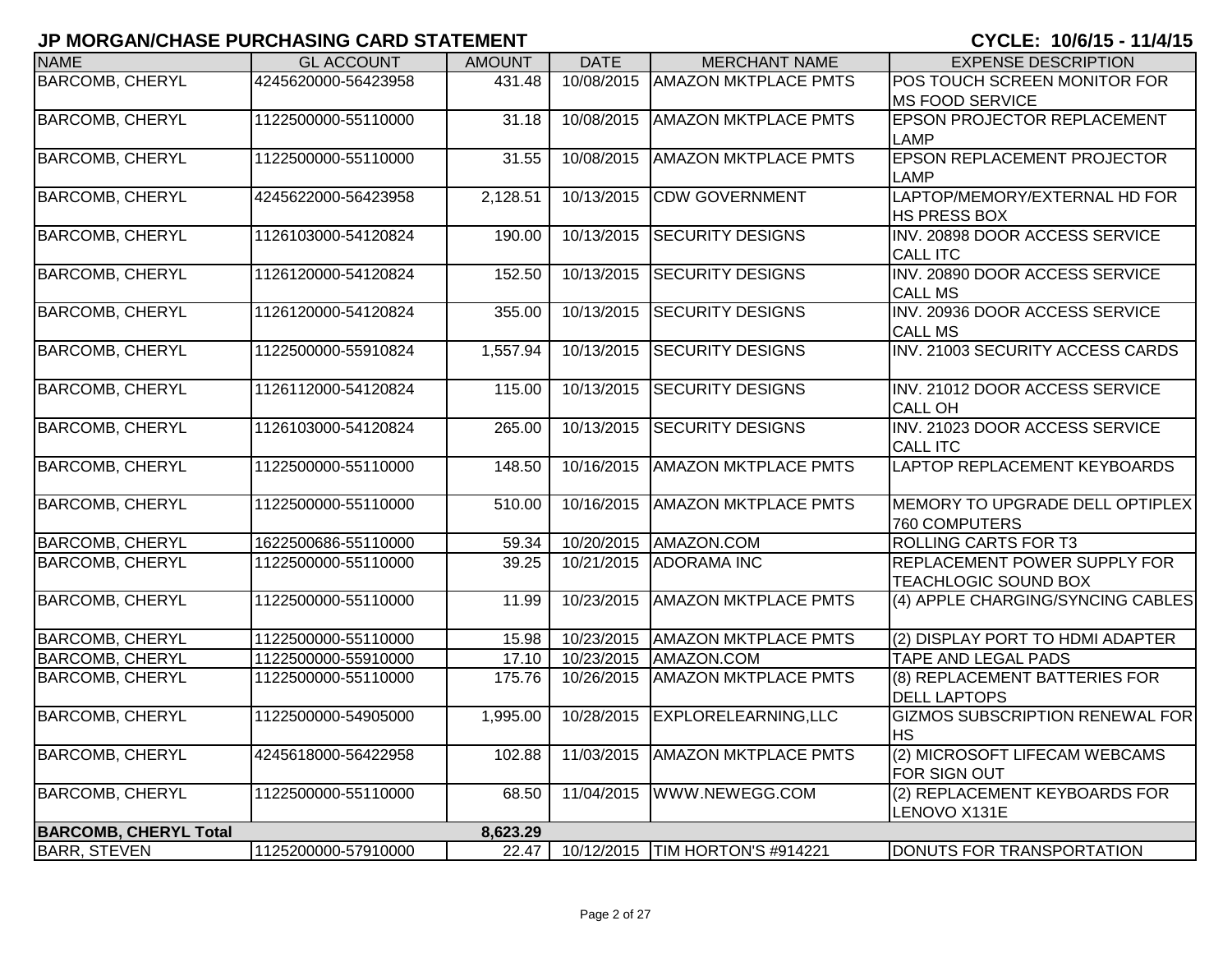## JP MORGAN/CHASE PURCHASING CARD STATEMENT

**CYCLE: 10/6/15 - 11/4/15**

| NAME | GL ACCOUNT | AMOUNT | DATE | MERCHANT NAME | EXPENSE DESCRIPTION |
|---|---|---|---|---|---|
| BARCOMB, CHERYL | 4245620000-56423958 | 431.48 | 10/08/2015 | AMAZON MKTPLACE PMTS | POS TOUCH SCREEN MONITOR FOR MS FOOD SERVICE |
| BARCOMB, CHERYL | 1122500000-55110000 | 31.18 | 10/08/2015 | AMAZON MKTPLACE PMTS | EPSON PROJECTOR REPLACEMENT LAMP |
| BARCOMB, CHERYL | 1122500000-55110000 | 31.55 | 10/08/2015 | AMAZON MKTPLACE PMTS | EPSON REPLACEMENT PROJECTOR LAMP |
| BARCOMB, CHERYL | 4245622000-56423958 | 2,128.51 | 10/13/2015 | CDW GOVERNMENT | LAPTOP/MEMORY/EXTERNAL HD FOR HS PRESS BOX |
| BARCOMB, CHERYL | 1126103000-54120824 | 190.00 | 10/13/2015 | SECURITY DESIGNS | INV. 20898 DOOR ACCESS SERVICE CALL ITC |
| BARCOMB, CHERYL | 1126120000-54120824 | 152.50 | 10/13/2015 | SECURITY DESIGNS | INV. 20890 DOOR ACCESS SERVICE CALL MS |
| BARCOMB, CHERYL | 1126120000-54120824 | 355.00 | 10/13/2015 | SECURITY DESIGNS | INV. 20936 DOOR ACCESS SERVICE CALL MS |
| BARCOMB, CHERYL | 1122500000-55910824 | 1,557.94 | 10/13/2015 | SECURITY DESIGNS | INV. 21003 SECURITY ACCESS CARDS |
| BARCOMB, CHERYL | 1126112000-54120824 | 115.00 | 10/13/2015 | SECURITY DESIGNS | INV. 21012 DOOR ACCESS SERVICE CALL OH |
| BARCOMB, CHERYL | 1126103000-54120824 | 265.00 | 10/13/2015 | SECURITY DESIGNS | INV. 21023 DOOR ACCESS SERVICE CALL ITC |
| BARCOMB, CHERYL | 1122500000-55110000 | 148.50 | 10/16/2015 | AMAZON MKTPLACE PMTS | LAPTOP REPLACEMENT KEYBOARDS |
| BARCOMB, CHERYL | 1122500000-55110000 | 510.00 | 10/16/2015 | AMAZON MKTPLACE PMTS | MEMORY TO UPGRADE DELL OPTIPLEX 760 COMPUTERS |
| BARCOMB, CHERYL | 1622500686-55110000 | 59.34 | 10/20/2015 | AMAZON.COM | ROLLING CARTS FOR T3 |
| BARCOMB, CHERYL | 1122500000-55110000 | 39.25 | 10/21/2015 | ADORAMA INC | REPLACEMENT POWER SUPPLY FOR TEACHLOGIC SOUND BOX |
| BARCOMB, CHERYL | 1122500000-55110000 | 11.99 | 10/23/2015 | AMAZON MKTPLACE PMTS | (4) APPLE CHARGING/SYNCING CABLES |
| BARCOMB, CHERYL | 1122500000-55110000 | 15.98 | 10/23/2015 | AMAZON MKTPLACE PMTS | (2) DISPLAY PORT TO HDMI ADAPTER |
| BARCOMB, CHERYL | 1122500000-55910000 | 17.10 | 10/23/2015 | AMAZON.COM | TAPE AND LEGAL PADS |
| BARCOMB, CHERYL | 1122500000-55110000 | 175.76 | 10/26/2015 | AMAZON MKTPLACE PMTS | (8) REPLACEMENT BATTERIES FOR DELL LAPTOPS |
| BARCOMB, CHERYL | 1122500000-54905000 | 1,995.00 | 10/28/2015 | EXPLORELEARNING,LLC | GIZMOS SUBSCRIPTION RENEWAL FOR HS |
| BARCOMB, CHERYL | 4245618000-56422958 | 102.88 | 11/03/2015 | AMAZON MKTPLACE PMTS | (2) MICROSOFT LIFECAM WEBCAMS FOR SIGN OUT |
| BARCOMB, CHERYL | 1122500000-55110000 | 68.50 | 11/04/2015 | WWW.NEWEGG.COM | (2) REPLACEMENT KEYBOARDS FOR LENOVO X131E |
| **BARCOMB, CHERYL Total** | | **8,623.29** | | | |
| BARR, STEVEN | 1125200000-57910000 | 22.47 | 10/12/2015 | TIM HORTON'S #914221 | DONUTS FOR TRANSPORTATION |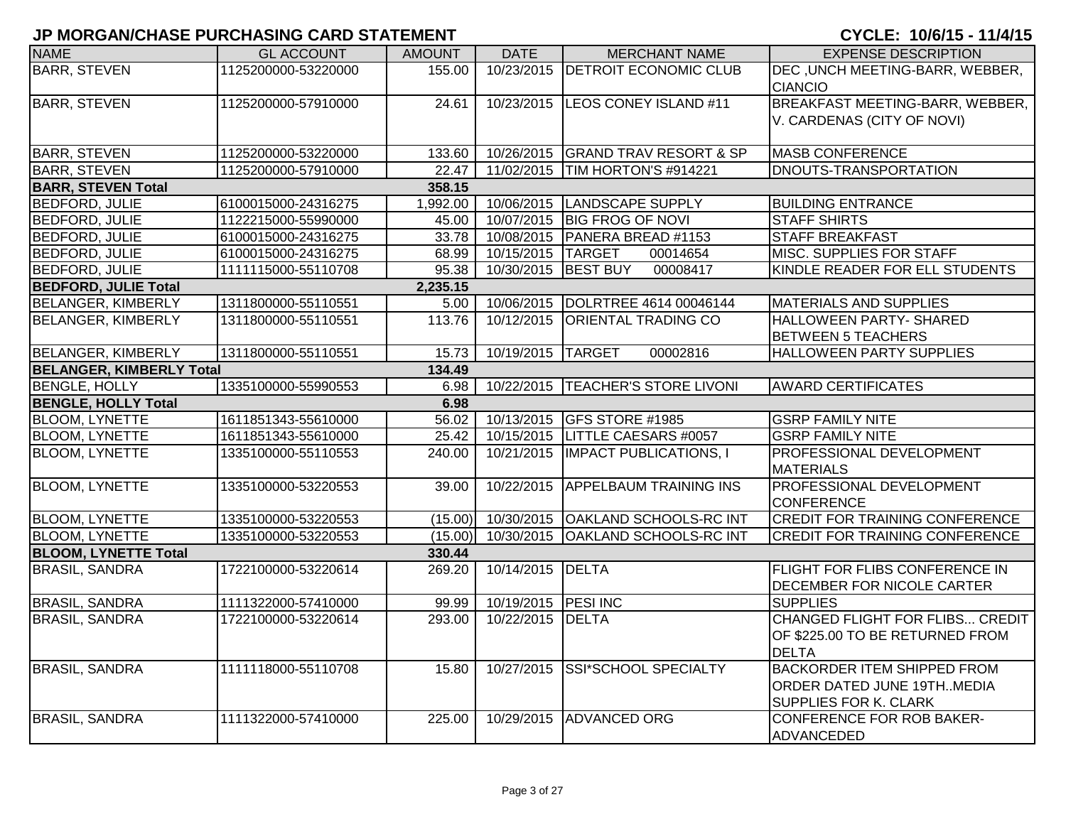# JP MORGAN/CHASE PURCHASING CARD STATEMENT

**CYCLE: 10/6/15 - 11/4/15**

| NAME | GL ACCOUNT | AMOUNT | DATE | MERCHANT NAME | EXPENSE DESCRIPTION |
|---|---|---|---|---|---|
| BARR, STEVEN | 1125200000-53220000 | 155.00 | 10/23/2015 | DETROIT ECONOMIC CLUB | DEC ,UNCH MEETING-BARR, WEBBER, CIANCIO |
| BARR, STEVEN | 1125200000-57910000 | 24.61 | 10/23/2015 | LEOS CONEY ISLAND #11 | BREAKFAST MEETING-BARR, WEBBER, V. CARDENAS (CITY OF NOVI) |
| BARR, STEVEN | 1125200000-53220000 | 133.60 | 10/26/2015 | GRAND TRAV RESORT & SP | MASB CONFERENCE |
| BARR, STEVEN | 1125200000-57910000 | 22.47 | 11/02/2015 | TIM HORTON'S #914221 | DNOUTS-TRANSPORTATION |
| **BARR, STEVEN Total** | | **358.15** | | | |
| BEDFORD, JULIE | 6100015000-24316275 | 1,992.00 | 10/06/2015 | LANDSCAPE SUPPLY | BUILDING ENTRANCE |
| BEDFORD, JULIE | 1122215000-55990000 | 45.00 | 10/07/2015 | BIG FROG OF NOVI | STAFF SHIRTS |
| BEDFORD, JULIE | 6100015000-24316275 | 33.78 | 10/08/2015 | PANERA BREAD #1153 | STAFF BREAKFAST |
| BEDFORD, JULIE | 6100015000-24316275 | 68.99 | 10/15/2015 | TARGET 00014654 | MISC. SUPPLIES FOR STAFF |
| BEDFORD, JULIE | 1111115000-55110708 | 95.38 | 10/30/2015 | BEST BUY 00008417 | KINDLE READER FOR ELL STUDENTS |
| **BEDFORD, JULIE Total** | | **2,235.15** | | | |
| BELANGER, KIMBERLY | 1311800000-55110551 | 5.00 | 10/06/2015 | DOLRTREE 4614 00046144 | MATERIALS AND SUPPLIES |
| BELANGER, KIMBERLY | 1311800000-55110551 | 113.76 | 10/12/2015 | ORIENTAL TRADING CO | HALLOWEEN PARTY- SHARED BETWEEN 5 TEACHERS |
| BELANGER, KIMBERLY | 1311800000-55110551 | 15.73 | 10/19/2015 | TARGET 00002816 | HALLOWEEN PARTY SUPPLIES |
| **BELANGER, KIMBERLY Total** | | **134.49** | | | |
| BENGLE, HOLLY | 1335100000-55990553 | 6.98 | 10/22/2015 | TEACHER'S STORE LIVONI | AWARD CERTIFICATES |
| **BENGLE, HOLLY Total** | | **6.98** | | | |
| BLOOM, LYNETTE | 1611851343-55610000 | 56.02 | 10/13/2015 | GFS STORE #1985 | GSRP FAMILY NITE |
| BLOOM, LYNETTE | 1611851343-55610000 | 25.42 | 10/15/2015 | LITTLE CAESARS #0057 | GSRP FAMILY NITE |
| BLOOM, LYNETTE | 1335100000-55110553 | 240.00 | 10/21/2015 | IMPACT PUBLICATIONS, I | PROFESSIONAL DEVELOPMENT MATERIALS |
| BLOOM, LYNETTE | 1335100000-53220553 | 39.00 | 10/22/2015 | APPELBAUM TRAINING INS | PROFESSIONAL DEVELOPMENT CONFERENCE |
| BLOOM, LYNETTE | 1335100000-53220553 | (15.00) | 10/30/2015 | OAKLAND SCHOOLS-RC INT | CREDIT FOR TRAINING CONFERENCE |
| BLOOM, LYNETTE | 1335100000-53220553 | (15.00) | 10/30/2015 | OAKLAND SCHOOLS-RC INT | CREDIT FOR TRAINING CONFERENCE |
| **BLOOM, LYNETTE Total** | | **330.44** | | | |
| BRASIL, SANDRA | 1722100000-53220614 | 269.20 | 10/14/2015 | DELTA | FLIGHT FOR FLIBS CONFERENCE IN DECEMBER FOR NICOLE CARTER |
| BRASIL, SANDRA | 1111322000-57410000 | 99.99 | 10/19/2015 | PESI INC | SUPPLIES |
| BRASIL, SANDRA | 1722100000-53220614 | 293.00 | 10/22/2015 | DELTA | CHANGED FLIGHT FOR FLIBS... CREDIT OF $225.00 TO BE RETURNED FROM DELTA |
| BRASIL, SANDRA | 1111118000-55110708 | 15.80 | 10/27/2015 | SSI*SCHOOL SPECIALTY | BACKORDER ITEM SHIPPED FROM ORDER DATED JUNE 19TH..MEDIA SUPPLIES FOR K. CLARK |
| BRASIL, SANDRA | 1111322000-57410000 | 225.00 | 10/29/2015 | ADVANCED ORG | CONFERENCE FOR ROB BAKER-ADVANCEDED |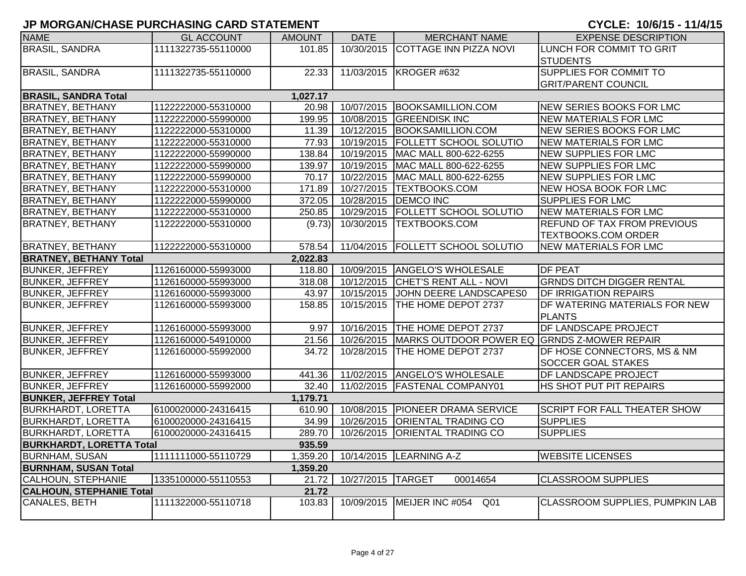## JP MORGAN/CHASE PURCHASING CARD STATEMENT

**CYCLE: 10/6/15 - 11/4/15**

| NAME | GL ACCOUNT | AMOUNT | DATE | MERCHANT NAME | EXPENSE DESCRIPTION |
|---|---|---|---|---|---|
| BRASIL, SANDRA | 1111322735-55110000 | 101.85 | 10/30/2015 | COTTAGE INN PIZZA NOVI | LUNCH FOR COMMIT TO GRIT STUDENTS |
| BRASIL, SANDRA | 1111322735-55110000 | 22.33 | 11/03/2015 | KROGER #632 | SUPPLIES FOR COMMIT TO GRIT/PARENT COUNCIL |
| **BRASIL, SANDRA Total** | | **1,027.17** | | | |
| BRATNEY, BETHANY | 1122222000-55310000 | 20.98 | 10/07/2015 | BOOKSAMILLION.COM | NEW SERIES BOOKS FOR LMC |
| BRATNEY, BETHANY | 1122222000-55990000 | 199.95 | 10/08/2015 | GREENDISK INC | NEW MATERIALS FOR LMC |
| BRATNEY, BETHANY | 1122222000-55310000 | 11.39 | 10/12/2015 | BOOKSAMILLION.COM | NEW SERIES BOOKS FOR LMC |
| BRATNEY, BETHANY | 1122222000-55310000 | 77.93 | 10/19/2015 | FOLLETT SCHOOL SOLUTIO | NEW MATERIALS FOR LMC |
| BRATNEY, BETHANY | 1122222000-55990000 | 138.84 | 10/19/2015 | MAC MALL 800-622-6255 | NEW SUPPLIES FOR LMC |
| BRATNEY, BETHANY | 1122222000-55990000 | 139.97 | 10/19/2015 | MAC MALL 800-622-6255 | NEW SUPPLIES FOR LMC |
| BRATNEY, BETHANY | 1122222000-55990000 | 70.17 | 10/22/2015 | MAC MALL 800-622-6255 | NEW SUPPLIES FOR LMC |
| BRATNEY, BETHANY | 1122222000-55310000 | 171.89 | 10/27/2015 | TEXTBOOKS.COM | NEW HOSA BOOK FOR LMC |
| BRATNEY, BETHANY | 1122222000-55990000 | 372.05 | 10/28/2015 | DEMCO INC | SUPPLIES FOR LMC |
| BRATNEY, BETHANY | 1122222000-55310000 | 250.85 | 10/29/2015 | FOLLETT SCHOOL SOLUTIO | NEW MATERIALS FOR LMC |
| BRATNEY, BETHANY | 1122222000-55310000 | (9.73) | 10/30/2015 | TEXTBOOKS.COM | REFUND OF TAX FROM PREVIOUS TEXTBOOKS.COM ORDER |
| BRATNEY, BETHANY | 1122222000-55310000 | 578.54 | 11/04/2015 | FOLLETT SCHOOL SOLUTIO | NEW MATERIALS FOR LMC |
| **BRATNEY, BETHANY Total** | | **2,022.83** | | | |
| BUNKER, JEFFREY | 1126160000-55993000 | 118.80 | 10/09/2015 | ANGELO'S WHOLESALE | DF PEAT |
| BUNKER, JEFFREY | 1126160000-55993000 | 318.08 | 10/12/2015 | CHET'S RENT ALL - NOVI | GRNDS DITCH DIGGER RENTAL |
| BUNKER, JEFFREY | 1126160000-55993000 | 43.97 | 10/15/2015 | JOHN DEERE LANDSCAPES0 | DF IRRIGATION REPAIRS |
| BUNKER, JEFFREY | 1126160000-55993000 | 158.85 | 10/15/2015 | THE HOME DEPOT 2737 | DF WATERING MATERIALS FOR NEW PLANTS |
| BUNKER, JEFFREY | 1126160000-55993000 | 9.97 | 10/16/2015 | THE HOME DEPOT 2737 | DF LANDSCAPE PROJECT |
| BUNKER, JEFFREY | 1126160000-54910000 | 21.56 | 10/26/2015 | MARKS OUTDOOR POWER EQ | GRNDS Z-MOWER REPAIR |
| BUNKER, JEFFREY | 1126160000-55992000 | 34.72 | 10/28/2015 | THE HOME DEPOT 2737 | DF HOSE CONNECTORS, MS & NM SOCCER GOAL STAKES |
| BUNKER, JEFFREY | 1126160000-55993000 | 441.36 | 11/02/2015 | ANGELO'S WHOLESALE | DF LANDSCAPE PROJECT |
| BUNKER, JEFFREY | 1126160000-55992000 | 32.40 | 11/02/2015 | FASTENAL COMPANY01 | HS SHOT PUT PIT REPAIRS |
| **BUNKER, JEFFREY Total** | | **1,179.71** | | | |
| BURKHARDT, LORETTA | 6100020000-24316415 | 610.90 | 10/08/2015 | PIONEER DRAMA SERVICE | SCRIPT FOR FALL THEATER SHOW |
| BURKHARDT, LORETTA | 6100020000-24316415 | 34.99 | 10/26/2015 | ORIENTAL TRADING CO | SUPPLIES |
| BURKHARDT, LORETTA | 6100020000-24316415 | 289.70 | 10/26/2015 | ORIENTAL TRADING CO | SUPPLIES |
| **BURKHARDT, LORETTA Total** | | **935.59** | | | |
| BURNHAM, SUSAN | 1111111000-55110729 | 1,359.20 | 10/14/2015 | LEARNING A-Z | WEBSITE LICENSES |
| **BURNHAM, SUSAN Total** | | **1,359.20** | | | |
| CALHOUN, STEPHANIE | 1335100000-55110553 | 21.72 | 10/27/2015 | TARGET 00014654 | CLASSROOM SUPPLIES |
| **CALHOUN, STEPHANIE Total** | | **21.72** | | | |
| CANALES, BETH | 1111322000-55110718 | 103.83 | 10/09/2015 | MEIJER INC #054 Q01 | CLASSROOM SUPPLIES, PUMPKIN LAB |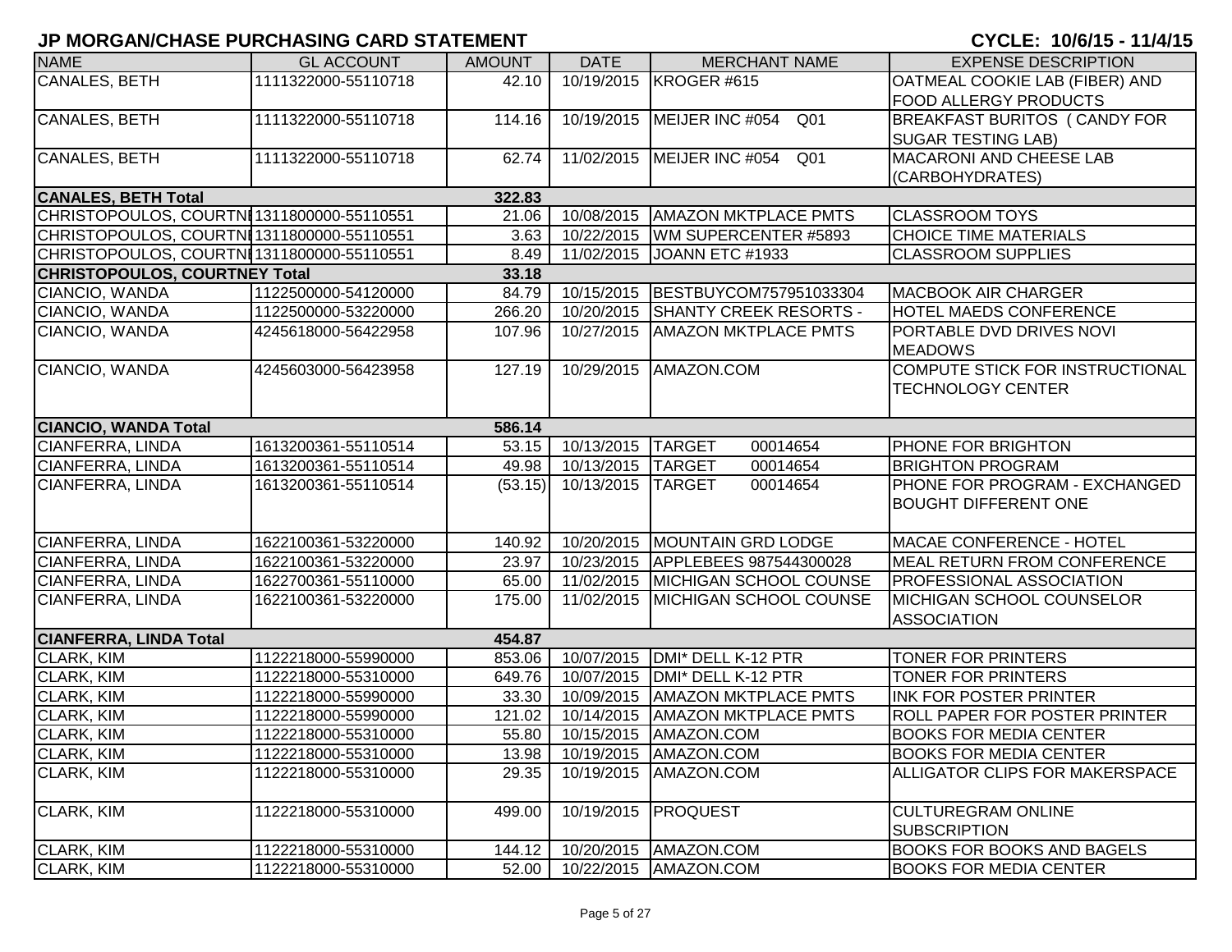# JP MORGAN/CHASE PURCHASING CARD STATEMENT

**CYCLE: 10/6/15 - 11/4/15**

| NAME | GL ACCOUNT | AMOUNT | DATE | MERCHANT NAME | EXPENSE DESCRIPTION |
|---|---|---|---|---|---|
| CANALES, BETH | 1111322000-55110718 | 42.10 | 10/19/2015 | KROGER #615 | OATMEAL COOKIE LAB (FIBER) AND FOOD ALLERGY PRODUCTS |
| CANALES, BETH | 1111322000-55110718 | 114.16 | 10/19/2015 | MEIJER INC #054 Q01 | BREAKFAST BURITOS ( CANDY FOR SUGAR TESTING LAB) |
| CANALES, BETH | 1111322000-55110718 | 62.74 | 11/02/2015 | MEIJER INC #054 Q01 | MACARONI AND CHEESE LAB (CARBOHYDRATES) |
| **CANALES, BETH Total** | | **322.83** | | | |
| CHRISTOPOULOS, COURTNI | 1311800000-55110551 | 21.06 | 10/08/2015 | AMAZON MKTPLACE PMTS | CLASSROOM TOYS |
| CHRISTOPOULOS, COURTNI | 1311800000-55110551 | 3.63 | 10/22/2015 | WM SUPERCENTER #5893 | CHOICE TIME MATERIALS |
| CHRISTOPOULOS, COURTNI | 1311800000-55110551 | 8.49 | 11/02/2015 | JOANN ETC #1933 | CLASSROOM SUPPLIES |
| **CHRISTOPOULOS, COURTNEY Total** | | **33.18** | | | |
| CIANCIO, WANDA | 1122500000-54120000 | 84.79 | 10/15/2015 | BESTBUYCOM757951033304 | MACBOOK AIR CHARGER |
| CIANCIO, WANDA | 1122500000-53220000 | 266.20 | 10/20/2015 | SHANTY CREEK RESORTS - | HOTEL MAEDS CONFERENCE |
| CIANCIO, WANDA | 4245618000-56422958 | 107.96 | 10/27/2015 | AMAZON MKTPLACE PMTS | PORTABLE DVD DRIVES NOVI MEADOWS |
| CIANCIO, WANDA | 4245603000-56423958 | 127.19 | 10/29/2015 | AMAZON.COM | COMPUTE STICK FOR INSTRUCTIONAL TECHNOLOGY CENTER |
| **CIANCIO, WANDA Total** | | **586.14** | | | |
| CIANFERRA, LINDA | 1613200361-55110514 | 53.15 | 10/13/2015 | TARGET 00014654 | PHONE FOR BRIGHTON |
| CIANFERRA, LINDA | 1613200361-55110514 | 49.98 | 10/13/2015 | TARGET 00014654 | BRIGHTON PROGRAM |
| CIANFERRA, LINDA | 1613200361-55110514 | (53.15) | 10/13/2015 | TARGET 00014654 | PHONE FOR PROGRAM - EXCHANGED BOUGHT DIFFERENT ONE |
| CIANFERRA, LINDA | 1622100361-53220000 | 140.92 | 10/20/2015 | MOUNTAIN GRD LODGE | MACAE CONFERENCE - HOTEL |
| CIANFERRA, LINDA | 1622100361-53220000 | 23.97 | 10/23/2015 | APPLEBEES 987544300028 | MEAL RETURN FROM CONFERENCE |
| CIANFERRA, LINDA | 1622700361-55110000 | 65.00 | 11/02/2015 | MICHIGAN SCHOOL COUNSE | PROFESSIONAL ASSOCIATION |
| CIANFERRA, LINDA | 1622100361-53220000 | 175.00 | 11/02/2015 | MICHIGAN SCHOOL COUNSE | MICHIGAN SCHOOL COUNSELOR ASSOCIATION |
| **CIANFERRA, LINDA Total** | | **454.87** | | | |
| CLARK, KIM | 1122218000-55990000 | 853.06 | 10/07/2015 | DMI* DELL K-12 PTR | TONER FOR PRINTERS |
| CLARK, KIM | 1122218000-55310000 | 649.76 | 10/07/2015 | DMI* DELL K-12 PTR | TONER FOR PRINTERS |
| CLARK, KIM | 1122218000-55990000 | 33.30 | 10/09/2015 | AMAZON MKTPLACE PMTS | INK FOR POSTER PRINTER |
| CLARK, KIM | 1122218000-55990000 | 121.02 | 10/14/2015 | AMAZON MKTPLACE PMTS | ROLL PAPER FOR POSTER PRINTER |
| CLARK, KIM | 1122218000-55310000 | 55.80 | 10/15/2015 | AMAZON.COM | BOOKS FOR MEDIA CENTER |
| CLARK, KIM | 1122218000-55310000 | 13.98 | 10/19/2015 | AMAZON.COM | BOOKS FOR MEDIA CENTER |
| CLARK, KIM | 1122218000-55310000 | 29.35 | 10/19/2015 | AMAZON.COM | ALLIGATOR CLIPS FOR MAKERSPACE |
| CLARK, KIM | 1122218000-55310000 | 499.00 | 10/19/2015 | PROQUEST | CULTUREGRAM ONLINE SUBSCRIPTION |
| CLARK, KIM | 1122218000-55310000 | 144.12 | 10/20/2015 | AMAZON.COM | BOOKS FOR BOOKS AND BAGELS |
| CLARK, KIM | 1122218000-55310000 | 52.00 | 10/22/2015 | AMAZON.COM | BOOKS FOR MEDIA CENTER |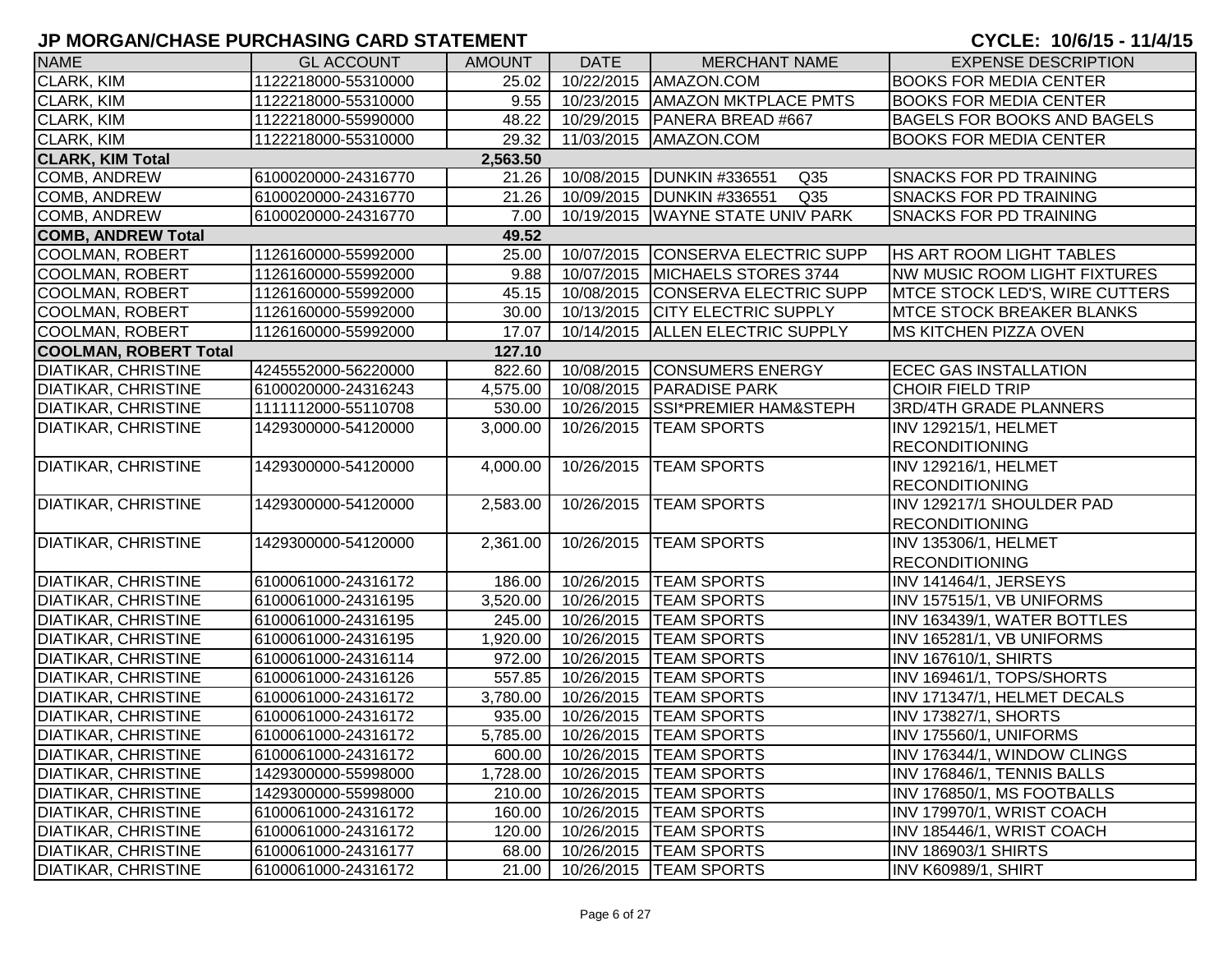# JP MORGAN/CHASE PURCHASING CARD STATEMENT

**CYCLE: 10/6/15 - 11/4/15**

| NAME | GL ACCOUNT | AMOUNT | DATE | MERCHANT NAME | EXPENSE DESCRIPTION |
|---|---|---|---|---|---|
| CLARK, KIM | 1122218000-55310000 | 25.02 | 10/22/2015 | AMAZON.COM | BOOKS FOR MEDIA CENTER |
| CLARK, KIM | 1122218000-55310000 | 9.55 | 10/23/2015 | AMAZON MKTPLACE PMTS | BOOKS FOR MEDIA CENTER |
| CLARK, KIM | 1122218000-55990000 | 48.22 | 10/29/2015 | PANERA BREAD #667 | BAGELS FOR BOOKS AND BAGELS |
| CLARK, KIM | 1122218000-55310000 | 29.32 | 11/03/2015 | AMAZON.COM | BOOKS FOR MEDIA CENTER |
| **CLARK, KIM Total** | | **2,563.50** | | | |
| COMB, ANDREW | 6100020000-24316770 | 21.26 | 10/08/2015 | DUNKIN #336551 Q35 | SNACKS FOR PD TRAINING |
| COMB, ANDREW | 6100020000-24316770 | 21.26 | 10/09/2015 | DUNKIN #336551 Q35 | SNACKS FOR PD TRAINING |
| COMB, ANDREW | 6100020000-24316770 | 7.00 | 10/19/2015 | WAYNE STATE UNIV PARK | SNACKS FOR PD TRAINING |
| **COMB, ANDREW Total** | | **49.52** | | | |
| COOLMAN, ROBERT | 1126160000-55992000 | 25.00 | 10/07/2015 | CONSERVA ELECTRIC SUPP | HS ART ROOM LIGHT TABLES |
| COOLMAN, ROBERT | 1126160000-55992000 | 9.88 | 10/07/2015 | MICHAELS STORES 3744 | NW MUSIC ROOM LIGHT FIXTURES |
| COOLMAN, ROBERT | 1126160000-55992000 | 45.15 | 10/08/2015 | CONSERVA ELECTRIC SUPP | MTCE STOCK LED'S, WIRE CUTTERS |
| COOLMAN, ROBERT | 1126160000-55992000 | 30.00 | 10/13/2015 | CITY ELECTRIC SUPPLY | MTCE STOCK BREAKER BLANKS |
| COOLMAN, ROBERT | 1126160000-55992000 | 17.07 | 10/14/2015 | ALLEN ELECTRIC SUPPLY | MS KITCHEN PIZZA OVEN |
| **COOLMAN, ROBERT Total** | | **127.10** | | | |
| DIATIKAR, CHRISTINE | 4245552000-56220000 | 822.60 | 10/08/2015 | CONSUMERS ENERGY | ECEC GAS INSTALLATION |
| DIATIKAR, CHRISTINE | 6100020000-24316243 | 4,575.00 | 10/08/2015 | PARADISE PARK | CHOIR FIELD TRIP |
| DIATIKAR, CHRISTINE | 1111112000-55110708 | 530.00 | 10/26/2015 | SSI*PREMIER HAM&STEPH | 3RD/4TH GRADE PLANNERS |
| DIATIKAR, CHRISTINE | 1429300000-54120000 | 3,000.00 | 10/26/2015 | TEAM SPORTS | INV 129215/1, HELMET RECONDITIONING |
| DIATIKAR, CHRISTINE | 1429300000-54120000 | 4,000.00 | 10/26/2015 | TEAM SPORTS | INV 129216/1, HELMET RECONDITIONING |
| DIATIKAR, CHRISTINE | 1429300000-54120000 | 2,583.00 | 10/26/2015 | TEAM SPORTS | INV 129217/1 SHOULDER PAD RECONDITIONING |
| DIATIKAR, CHRISTINE | 1429300000-54120000 | 2,361.00 | 10/26/2015 | TEAM SPORTS | INV 135306/1, HELMET RECONDITIONING |
| DIATIKAR, CHRISTINE | 6100061000-24316172 | 186.00 | 10/26/2015 | TEAM SPORTS | INV 141464/1, JERSEYS |
| DIATIKAR, CHRISTINE | 6100061000-24316195 | 3,520.00 | 10/26/2015 | TEAM SPORTS | INV 157515/1, VB UNIFORMS |
| DIATIKAR, CHRISTINE | 6100061000-24316195 | 245.00 | 10/26/2015 | TEAM SPORTS | INV 163439/1, WATER BOTTLES |
| DIATIKAR, CHRISTINE | 6100061000-24316195 | 1,920.00 | 10/26/2015 | TEAM SPORTS | INV 165281/1, VB UNIFORMS |
| DIATIKAR, CHRISTINE | 6100061000-24316114 | 972.00 | 10/26/2015 | TEAM SPORTS | INV 167610/1, SHIRTS |
| DIATIKAR, CHRISTINE | 6100061000-24316126 | 557.85 | 10/26/2015 | TEAM SPORTS | INV 169461/1, TOPS/SHORTS |
| DIATIKAR, CHRISTINE | 6100061000-24316172 | 3,780.00 | 10/26/2015 | TEAM SPORTS | INV 171347/1, HELMET DECALS |
| DIATIKAR, CHRISTINE | 6100061000-24316172 | 935.00 | 10/26/2015 | TEAM SPORTS | INV 173827/1, SHORTS |
| DIATIKAR, CHRISTINE | 6100061000-24316172 | 5,785.00 | 10/26/2015 | TEAM SPORTS | INV 175560/1, UNIFORMS |
| DIATIKAR, CHRISTINE | 6100061000-24316172 | 600.00 | 10/26/2015 | TEAM SPORTS | INV 176344/1, WINDOW CLINGS |
| DIATIKAR, CHRISTINE | 1429300000-55998000 | 1,728.00 | 10/26/2015 | TEAM SPORTS | INV 176846/1, TENNIS BALLS |
| DIATIKAR, CHRISTINE | 1429300000-55998000 | 210.00 | 10/26/2015 | TEAM SPORTS | INV 176850/1, MS FOOTBALLS |
| DIATIKAR, CHRISTINE | 6100061000-24316172 | 160.00 | 10/26/2015 | TEAM SPORTS | INV 179970/1, WRIST COACH |
| DIATIKAR, CHRISTINE | 6100061000-24316172 | 120.00 | 10/26/2015 | TEAM SPORTS | INV 185446/1, WRIST COACH |
| DIATIKAR, CHRISTINE | 6100061000-24316177 | 68.00 | 10/26/2015 | TEAM SPORTS | INV 186903/1 SHIRTS |
| DIATIKAR, CHRISTINE | 6100061000-24316172 | 21.00 | 10/26/2015 | TEAM SPORTS | INV K60989/1, SHIRT |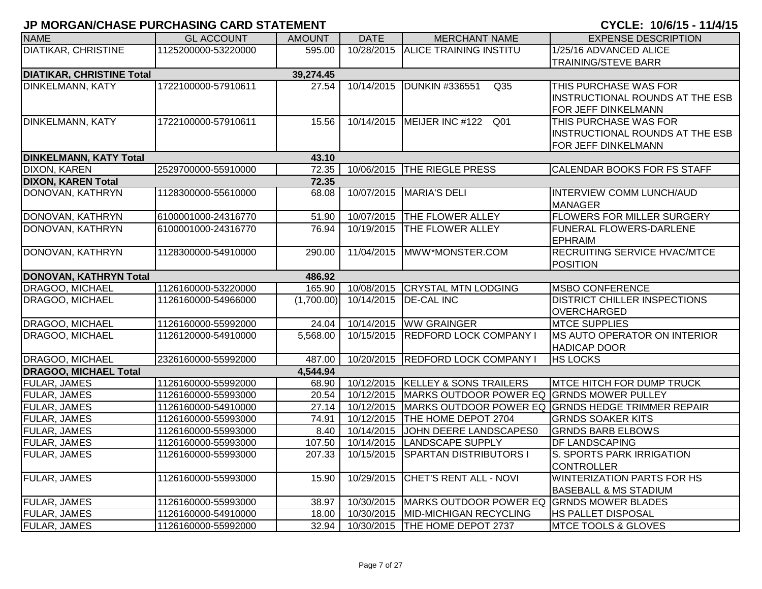# JP MORGAN/CHASE PURCHASING CARD STATEMENT

**CYCLE: 10/6/15 - 11/4/15**

| NAME | GL ACCOUNT | AMOUNT | DATE | MERCHANT NAME | EXPENSE DESCRIPTION |
|---|---|---|---|---|---|
| DIATIKAR, CHRISTINE | 1125200000-53220000 | 595.00 | 10/28/2015 | ALICE TRAINING INSTITU | 1/25/16 ADVANCED ALICE TRAINING/STEVE BARR |
| **DIATIKAR, CHRISTINE Total** | | **39,274.45** | | | |
| DINKELMANN, KATY | 1722100000-57910611 | 27.54 | 10/14/2015 | DUNKIN #336551 Q35 | THIS PURCHASE WAS FOR INSTRUCTIONAL ROUNDS AT THE ESB FOR JEFF DINKELMANN |
| DINKELMANN, KATY | 1722100000-57910611 | 15.56 | 10/14/2015 | MEIJER INC #122 Q01 | THIS PURCHASE WAS FOR INSTRUCTIONAL ROUNDS AT THE ESB FOR JEFF DINKELMANN |
| **DINKELMANN, KATY Total** | | **43.10** | | | |
| DIXON, KAREN | 2529700000-55910000 | 72.35 | 10/06/2015 | THE RIEGLE PRESS | CALENDAR BOOKS FOR FS STAFF |
| **DIXON, KAREN Total** | | **72.35** | | | |
| DONOVAN, KATHRYN | 1128300000-55610000 | 68.08 | 10/07/2015 | MARIA'S DELI | INTERVIEW COMM LUNCH/AUD MANAGER |
| DONOVAN, KATHRYN | 6100001000-24316770 | 51.90 | 10/07/2015 | THE FLOWER ALLEY | FLOWERS FOR MILLER SURGERY |
| DONOVAN, KATHRYN | 6100001000-24316770 | 76.94 | 10/19/2015 | THE FLOWER ALLEY | FUNERAL FLOWERS-DARLENE EPHRAIM |
| DONOVAN, KATHRYN | 1128300000-54910000 | 290.00 | 11/04/2015 | MWW*MONSTER.COM | RECRUITING SERVICE HVAC/MTCE POSITION |
| **DONOVAN, KATHRYN Total** | | **486.92** | | | |
| DRAGOO, MICHAEL | 1126160000-53220000 | 165.90 | 10/08/2015 | CRYSTAL MTN LODGING | MSBO CONFERENCE |
| DRAGOO, MICHAEL | 1126160000-54966000 | (1,700.00) | 10/14/2015 | DE-CAL INC | DISTRICT CHILLER INSPECTIONS OVERCHARGED |
| DRAGOO, MICHAEL | 1126160000-55992000 | 24.04 | 10/14/2015 | WW GRAINGER | MTCE SUPPLIES |
| DRAGOO, MICHAEL | 1126120000-54910000 | 5,568.00 | 10/15/2015 | REDFORD LOCK COMPANY I | MS AUTO OPERATOR ON INTERIOR HADICAP DOOR |
| DRAGOO, MICHAEL | 2326160000-55992000 | 487.00 | 10/20/2015 | REDFORD LOCK COMPANY I | HS LOCKS |
| **DRAGOO, MICHAEL Total** | | **4,544.94** | | | |
| FULAR, JAMES | 1126160000-55992000 | 68.90 | 10/12/2015 | KELLEY & SONS TRAILERS | MTCE HITCH FOR DUMP TRUCK |
| FULAR, JAMES | 1126160000-55993000 | 20.54 | 10/12/2015 | MARKS OUTDOOR POWER EQ | GRNDS MOWER PULLEY |
| FULAR, JAMES | 1126160000-54910000 | 27.14 | 10/12/2015 | MARKS OUTDOOR POWER EQ | GRNDS HEDGE TRIMMER REPAIR |
| FULAR, JAMES | 1126160000-55993000 | 74.91 | 10/12/2015 | THE HOME DEPOT 2704 | GRNDS SOAKER KITS |
| FULAR, JAMES | 1126160000-55993000 | 8.40 | 10/14/2015 | JOHN DEERE LANDSCAPES0 | GRNDS BARB ELBOWS |
| FULAR, JAMES | 1126160000-55993000 | 107.50 | 10/14/2015 | LANDSCAPE SUPPLY | DF LANDSCAPING |
| FULAR, JAMES | 1126160000-55993000 | 207.33 | 10/15/2015 | SPARTAN DISTRIBUTORS I | S. SPORTS PARK IRRIGATION CONTROLLER |
| FULAR, JAMES | 1126160000-55993000 | 15.90 | 10/29/2015 | CHET'S RENT ALL - NOVI | WINTERIZATION PARTS FOR HS BASEBALL & MS STADIUM |
| FULAR, JAMES | 1126160000-55993000 | 38.97 | 10/30/2015 | MARKS OUTDOOR POWER EQ | GRNDS MOWER BLADES |
| FULAR, JAMES | 1126160000-54910000 | 18.00 | 10/30/2015 | MID-MICHIGAN RECYCLING | HS PALLET DISPOSAL |
| FULAR, JAMES | 1126160000-55992000 | 32.94 | 10/30/2015 | THE HOME DEPOT 2737 | MTCE TOOLS & GLOVES |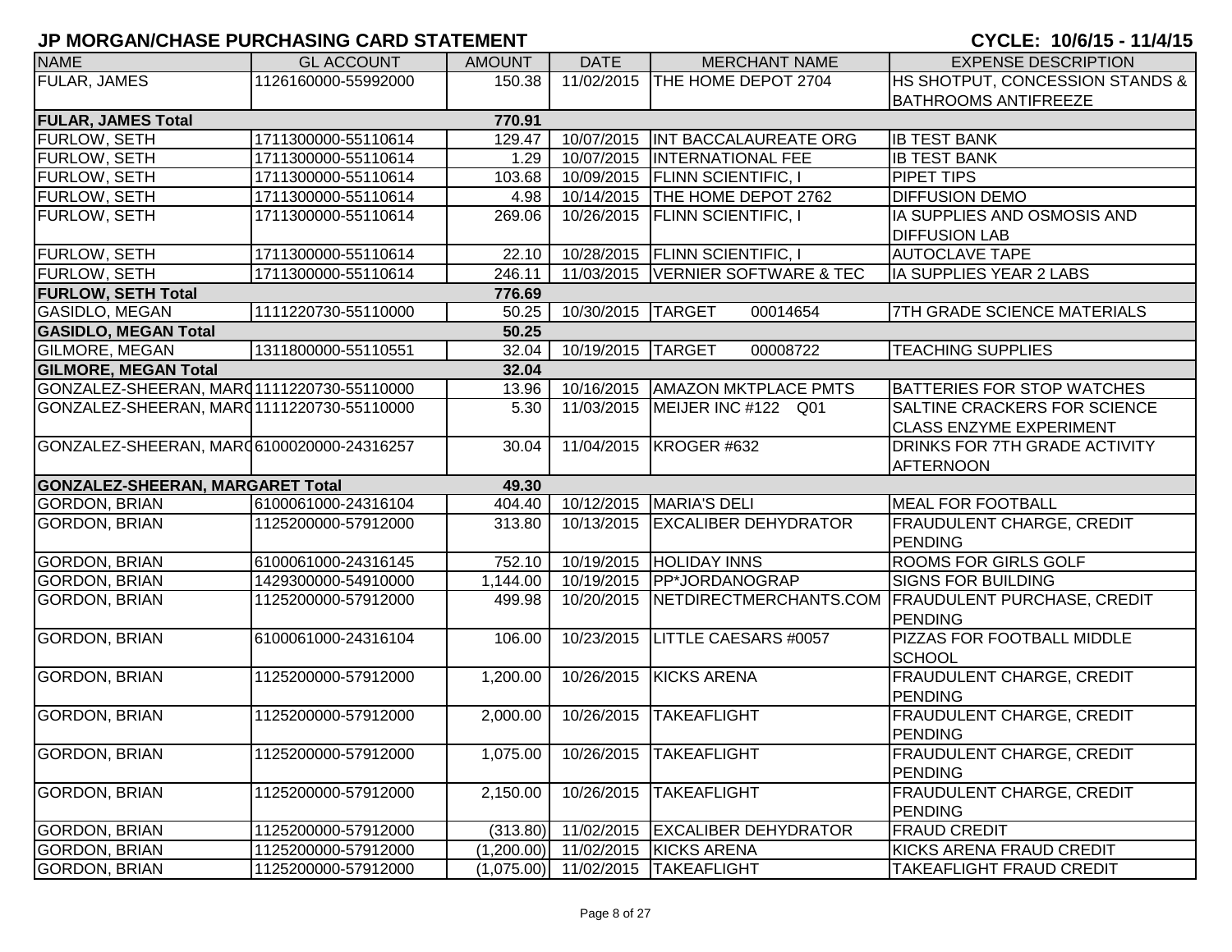# JP MORGAN/CHASE PURCHASING CARD STATEMENT

**CYCLE: 10/6/15 - 11/4/15**

| NAME | GL ACCOUNT | AMOUNT | DATE | MERCHANT NAME | EXPENSE DESCRIPTION |
|---|---|---|---|---|---|
| FULAR, JAMES | 1126160000-55992000 | 150.38 | 11/02/2015 | THE HOME DEPOT 2704 | HS SHOTPUT, CONCESSION STANDS & BATHROOMS ANTIFREEZE |
| **FULAR, JAMES Total** | | **770.91** | | | |
| FURLOW, SETH | 1711300000-55110614 | 129.47 | 10/07/2015 | INT BACCALAUREATE ORG | IB TEST BANK |
| FURLOW, SETH | 1711300000-55110614 | 1.29 | 10/07/2015 | INTERNATIONAL FEE | IB TEST BANK |
| FURLOW, SETH | 1711300000-55110614 | 103.68 | 10/09/2015 | FLINN SCIENTIFIC, I | PIPET TIPS |
| FURLOW, SETH | 1711300000-55110614 | 4.98 | 10/14/2015 | THE HOME DEPOT 2762 | DIFFUSION DEMO |
| FURLOW, SETH | 1711300000-55110614 | 269.06 | 10/26/2015 | FLINN SCIENTIFIC, I | IA SUPPLIES AND OSMOSIS AND DIFFUSION LAB |
| FURLOW, SETH | 1711300000-55110614 | 22.10 | 10/28/2015 | FLINN SCIENTIFIC, I | AUTOCLAVE TAPE |
| FURLOW, SETH | 1711300000-55110614 | 246.11 | 11/03/2015 | VERNIER SOFTWARE & TEC | IA SUPPLIES YEAR 2 LABS |
| **FURLOW, SETH Total** | | **776.69** | | | |
| GASIDLO, MEGAN | 1111220730-55110000 | 50.25 | 10/30/2015 | TARGET 00014654 | 7TH GRADE SCIENCE MATERIALS |
| **GASIDLO, MEGAN Total** | | **50.25** | | | |
| GILMORE, MEGAN | 1311800000-55110551 | 32.04 | 10/19/2015 | TARGET 00008722 | TEACHING SUPPLIES |
| **GILMORE, MEGAN Total** | | **32.04** | | | |
| GONZALEZ-SHEERAN, MARG | 1111220730-55110000 | 13.96 | 10/16/2015 | AMAZON MKTPLACE PMTS | BATTERIES FOR STOP WATCHES |
| GONZALEZ-SHEERAN, MARG | 1111220730-55110000 | 5.30 | 11/03/2015 | MEIJER INC #122 Q01 | SALTINE CRACKERS FOR SCIENCE CLASS ENZYME EXPERIMENT |
| GONZALEZ-SHEERAN, MARG | 6100020000-24316257 | 30.04 | 11/04/2015 | KROGER #632 | DRINKS FOR 7TH GRADE ACTIVITY AFTERNOON |
| **GONZALEZ-SHEERAN, MARGARET Total** | | **49.30** | | | |
| GORDON, BRIAN | 6100061000-24316104 | 404.40 | 10/12/2015 | MARIA'S DELI | MEAL FOR FOOTBALL |
| GORDON, BRIAN | 1125200000-57912000 | 313.80 | 10/13/2015 | EXCALIBER DEHYDRATOR | FRAUDULENT CHARGE, CREDIT PENDING |
| GORDON, BRIAN | 6100061000-24316145 | 752.10 | 10/19/2015 | HOLIDAY INNS | ROOMS FOR GIRLS GOLF |
| GORDON, BRIAN | 1429300000-54910000 | 1,144.00 | 10/19/2015 | PP*JORDANOGRAP | SIGNS FOR BUILDING |
| GORDON, BRIAN | 1125200000-57912000 | 499.98 | 10/20/2015 | NETDIRECTMERCHANTS.COM | FRAUDULENT PURCHASE, CREDIT PENDING |
| GORDON, BRIAN | 6100061000-24316104 | 106.00 | 10/23/2015 | LITTLE CAESARS #0057 | PIZZAS FOR FOOTBALL MIDDLE SCHOOL |
| GORDON, BRIAN | 1125200000-57912000 | 1,200.00 | 10/26/2015 | KICKS ARENA | FRAUDULENT CHARGE, CREDIT PENDING |
| GORDON, BRIAN | 1125200000-57912000 | 2,000.00 | 10/26/2015 | TAKEAFLIGHT | FRAUDULENT CHARGE, CREDIT PENDING |
| GORDON, BRIAN | 1125200000-57912000 | 1,075.00 | 10/26/2015 | TAKEAFLIGHT | FRAUDULENT CHARGE, CREDIT PENDING |
| GORDON, BRIAN | 1125200000-57912000 | 2,150.00 | 10/26/2015 | TAKEAFLIGHT | FRAUDULENT CHARGE, CREDIT PENDING |
| GORDON, BRIAN | 1125200000-57912000 | (313.80) | 11/02/2015 | EXCALIBER DEHYDRATOR | FRAUD CREDIT |
| GORDON, BRIAN | 1125200000-57912000 | (1,200.00) | 11/02/2015 | KICKS ARENA | KICKS ARENA FRAUD CREDIT |
| GORDON, BRIAN | 1125200000-57912000 | (1,075.00) | 11/02/2015 | TAKEAFLIGHT | TAKEAFLIGHT FRAUD CREDIT |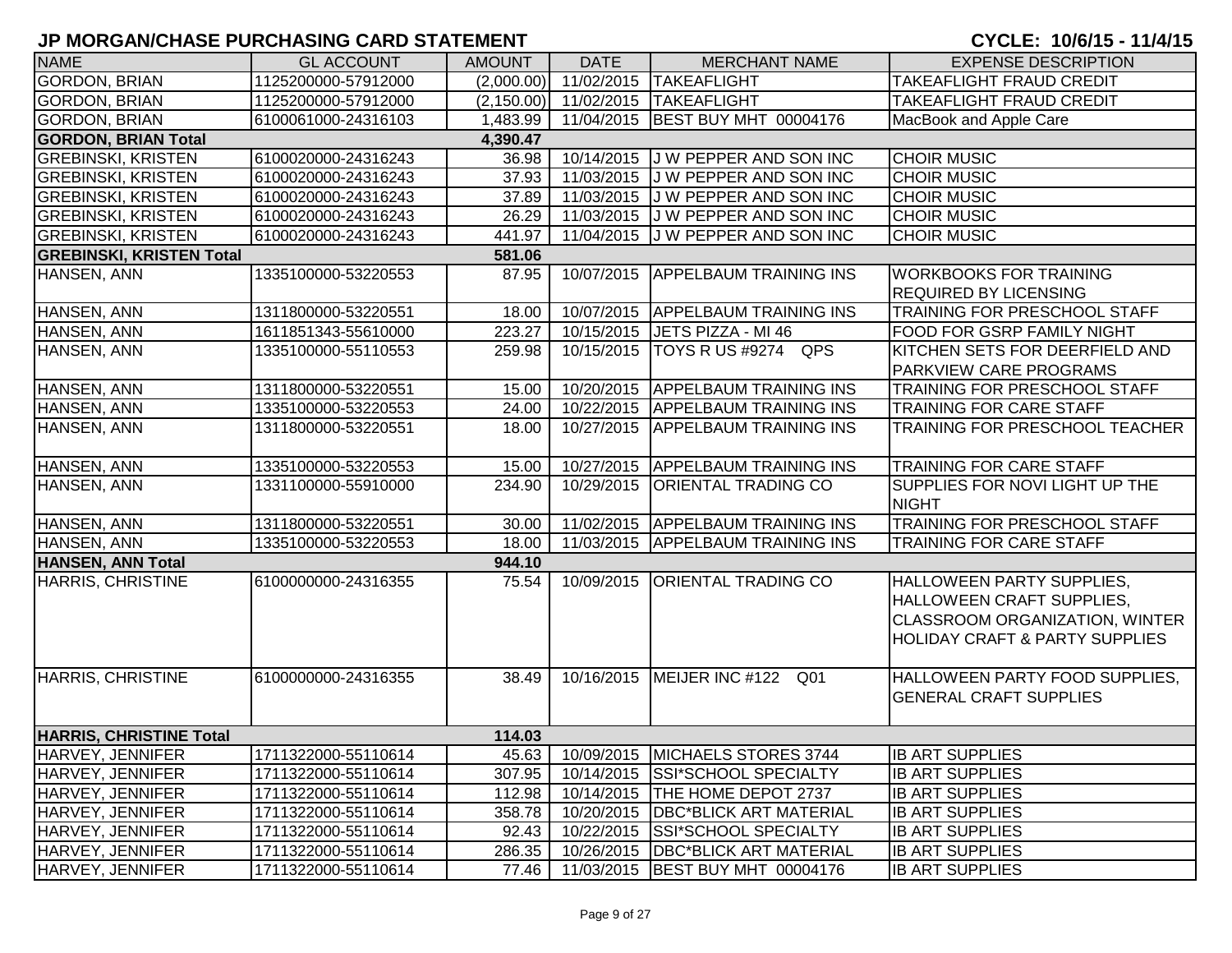## JP MORGAN/CHASE PURCHASING CARD STATEMENT

**CYCLE: 10/6/15 - 11/4/15**

| NAME | GL ACCOUNT | AMOUNT | DATE | MERCHANT NAME | EXPENSE DESCRIPTION |
|---|---|---|---|---|---|
| GORDON, BRIAN | 1125200000-57912000 | (2,000.00) | 11/02/2015 | TAKEAFLIGHT | TAKEAFLIGHT FRAUD CREDIT |
| GORDON, BRIAN | 1125200000-57912000 | (2,150.00) | 11/02/2015 | TAKEAFLIGHT | TAKEAFLIGHT FRAUD CREDIT |
| GORDON, BRIAN | 6100061000-24316103 | 1,483.99 | 11/04/2015 | BEST BUY MHT 00004176 | MacBook and Apple Care |
| **GORDON, BRIAN Total** | | **4,390.47** | | | |
| GREBINSKI, KRISTEN | 6100020000-24316243 | 36.98 | 10/14/2015 | J W PEPPER AND SON INC | CHOIR MUSIC |
| GREBINSKI, KRISTEN | 6100020000-24316243 | 37.93 | 11/03/2015 | J W PEPPER AND SON INC | CHOIR MUSIC |
| GREBINSKI, KRISTEN | 6100020000-24316243 | 37.89 | 11/03/2015 | J W PEPPER AND SON INC | CHOIR MUSIC |
| GREBINSKI, KRISTEN | 6100020000-24316243 | 26.29 | 11/03/2015 | J W PEPPER AND SON INC | CHOIR MUSIC |
| GREBINSKI, KRISTEN | 6100020000-24316243 | 441.97 | 11/04/2015 | J W PEPPER AND SON INC | CHOIR MUSIC |
| **GREBINSKI, KRISTEN Total** | | **581.06** | | | |
| HANSEN, ANN | 1335100000-53220553 | 87.95 | 10/07/2015 | APPELBAUM TRAINING INS | WORKBOOKS FOR TRAINING REQUIRED BY LICENSING |
| HANSEN, ANN | 1311800000-53220551 | 18.00 | 10/07/2015 | APPELBAUM TRAINING INS | TRAINING FOR PRESCHOOL STAFF |
| HANSEN, ANN | 1611851343-55610000 | 223.27 | 10/15/2015 | JETS PIZZA - MI 46 | FOOD FOR GSRP FAMILY NIGHT |
| HANSEN, ANN | 1335100000-55110553 | 259.98 | 10/15/2015 | TOYS R US #9274 QPS | KITCHEN SETS FOR DEERFIELD AND PARKVIEW CARE PROGRAMS |
| HANSEN, ANN | 1311800000-53220551 | 15.00 | 10/20/2015 | APPELBAUM TRAINING INS | TRAINING FOR PRESCHOOL STAFF |
| HANSEN, ANN | 1335100000-53220553 | 24.00 | 10/22/2015 | APPELBAUM TRAINING INS | TRAINING FOR CARE STAFF |
| HANSEN, ANN | 1311800000-53220551 | 18.00 | 10/27/2015 | APPELBAUM TRAINING INS | TRAINING FOR PRESCHOOL TEACHER |
| HANSEN, ANN | 1335100000-53220553 | 15.00 | 10/27/2015 | APPELBAUM TRAINING INS | TRAINING FOR CARE STAFF |
| HANSEN, ANN | 1331100000-55910000 | 234.90 | 10/29/2015 | ORIENTAL TRADING CO | SUPPLIES FOR NOVI LIGHT UP THE NIGHT |
| HANSEN, ANN | 1311800000-53220551 | 30.00 | 11/02/2015 | APPELBAUM TRAINING INS | TRAINING FOR PRESCHOOL STAFF |
| HANSEN, ANN | 1335100000-53220553 | 18.00 | 11/03/2015 | APPELBAUM TRAINING INS | TRAINING FOR CARE STAFF |
| **HANSEN, ANN Total** | | **944.10** | | | |
| HARRIS, CHRISTINE | 6100000000-24316355 | 75.54 | 10/09/2015 | ORIENTAL TRADING CO | HALLOWEEN PARTY SUPPLIES, HALLOWEEN CRAFT SUPPLIES, CLASSROOM ORGANIZATION, WINTER HOLIDAY CRAFT & PARTY SUPPLIES |
| HARRIS, CHRISTINE | 6100000000-24316355 | 38.49 | 10/16/2015 | MEIJER INC #122 Q01 | HALLOWEEN PARTY FOOD SUPPLIES, GENERAL CRAFT SUPPLIES |
| **HARRIS, CHRISTINE Total** | | **114.03** | | | |
| HARVEY, JENNIFER | 1711322000-55110614 | 45.63 | 10/09/2015 | MICHAELS STORES 3744 | IB ART SUPPLIES |
| HARVEY, JENNIFER | 1711322000-55110614 | 307.95 | 10/14/2015 | SSI*SCHOOL SPECIALTY | IB ART SUPPLIES |
| HARVEY, JENNIFER | 1711322000-55110614 | 112.98 | 10/14/2015 | THE HOME DEPOT 2737 | IB ART SUPPLIES |
| HARVEY, JENNIFER | 1711322000-55110614 | 358.78 | 10/20/2015 | DBC*BLICK ART MATERIAL | IB ART SUPPLIES |
| HARVEY, JENNIFER | 1711322000-55110614 | 92.43 | 10/22/2015 | SSI*SCHOOL SPECIALTY | IB ART SUPPLIES |
| HARVEY, JENNIFER | 1711322000-55110614 | 286.35 | 10/26/2015 | DBC*BLICK ART MATERIAL | IB ART SUPPLIES |
| HARVEY, JENNIFER | 1711322000-55110614 | 77.46 | 11/03/2015 | BEST BUY MHT 00004176 | IB ART SUPPLIES |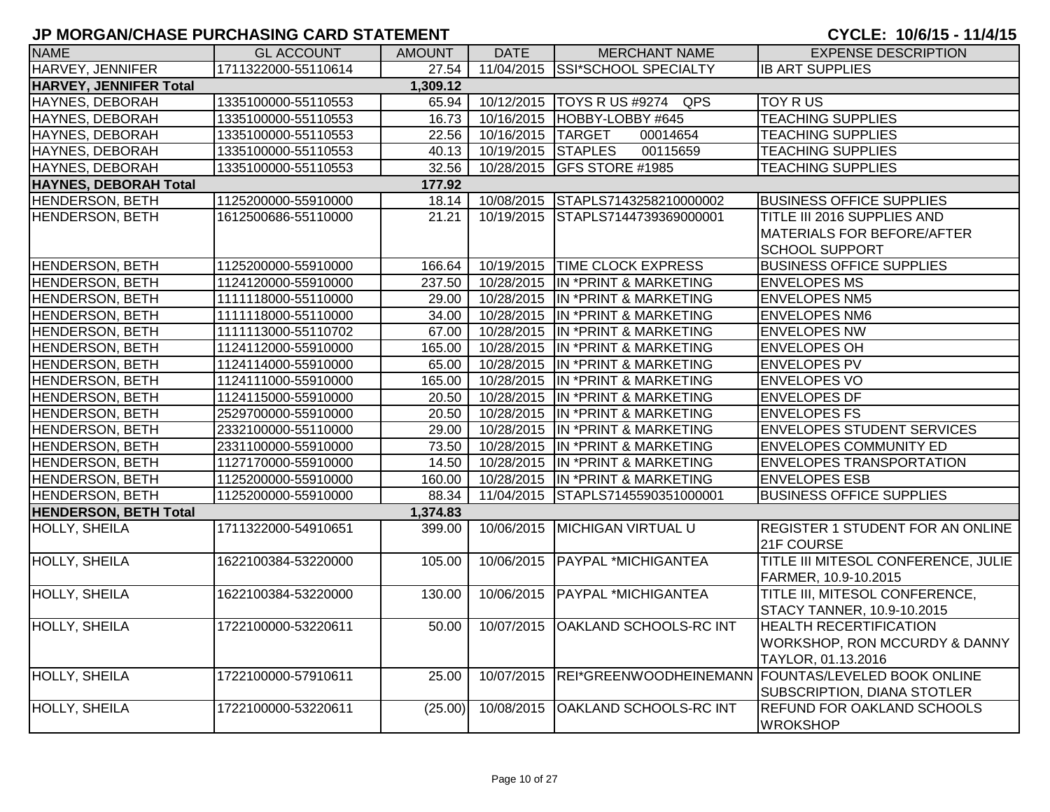# JP MORGAN/CHASE PURCHASING CARD STATEMENT

**CYCLE: 10/6/15 - 11/4/15**

| NAME | GL ACCOUNT | AMOUNT | DATE | MERCHANT NAME | EXPENSE DESCRIPTION |
|---|---|---|---|---|---|
| HARVEY, JENNIFER | 1711322000-55110614 | 27.54 | 11/04/2015 | SSI*SCHOOL SPECIALTY | IB ART SUPPLIES |
| **HARVEY, JENNIFER Total** | | **1,309.12** | | | |
| HAYNES, DEBORAH | 1335100000-55110553 | 65.94 | 10/12/2015 | TOYS R US #9274 QPS | TOY R US |
| HAYNES, DEBORAH | 1335100000-55110553 | 16.73 | 10/16/2015 | HOBBY-LOBBY #645 | TEACHING SUPPLIES |
| HAYNES, DEBORAH | 1335100000-55110553 | 22.56 | 10/16/2015 | TARGET 00014654 | TEACHING SUPPLIES |
| HAYNES, DEBORAH | 1335100000-55110553 | 40.13 | 10/19/2015 | STAPLES 00115659 | TEACHING SUPPLIES |
| HAYNES, DEBORAH | 1335100000-55110553 | 32.56 | 10/28/2015 | GFS STORE #1985 | TEACHING SUPPLIES |
| **HAYNES, DEBORAH Total** | | **177.92** | | | |
| HENDERSON, BETH | 1125200000-55910000 | 18.14 | 10/08/2015 | STAPLS7143258210000002 | BUSINESS OFFICE SUPPLIES |
| HENDERSON, BETH | 1612500686-55110000 | 21.21 | 10/19/2015 | STAPLS7144739369000001 | TITLE III 2016 SUPPLIES AND MATERIALS FOR BEFORE/AFTER SCHOOL SUPPORT |
| HENDERSON, BETH | 1125200000-55910000 | 166.64 | 10/19/2015 | TIME CLOCK EXPRESS | BUSINESS OFFICE SUPPLIES |
| HENDERSON, BETH | 1124120000-55910000 | 237.50 | 10/28/2015 | IN *PRINT & MARKETING | ENVELOPES MS |
| HENDERSON, BETH | 1111118000-55110000 | 29.00 | 10/28/2015 | IN *PRINT & MARKETING | ENVELOPES NM5 |
| HENDERSON, BETH | 1111118000-55110000 | 34.00 | 10/28/2015 | IN *PRINT & MARKETING | ENVELOPES NM6 |
| HENDERSON, BETH | 1111113000-55110702 | 67.00 | 10/28/2015 | IN *PRINT & MARKETING | ENVELOPES NW |
| HENDERSON, BETH | 1124112000-55910000 | 165.00 | 10/28/2015 | IN *PRINT & MARKETING | ENVELOPES OH |
| HENDERSON, BETH | 1124114000-55910000 | 65.00 | 10/28/2015 | IN *PRINT & MARKETING | ENVELOPES PV |
| HENDERSON, BETH | 1124111000-55910000 | 165.00 | 10/28/2015 | IN *PRINT & MARKETING | ENVELOPES VO |
| HENDERSON, BETH | 1124115000-55910000 | 20.50 | 10/28/2015 | IN *PRINT & MARKETING | ENVELOPES DF |
| HENDERSON, BETH | 2529700000-55910000 | 20.50 | 10/28/2015 | IN *PRINT & MARKETING | ENVELOPES FS |
| HENDERSON, BETH | 2332100000-55110000 | 29.00 | 10/28/2015 | IN *PRINT & MARKETING | ENVELOPES STUDENT SERVICES |
| HENDERSON, BETH | 2331100000-55910000 | 73.50 | 10/28/2015 | IN *PRINT & MARKETING | ENVELOPES COMMUNITY ED |
| HENDERSON, BETH | 1127170000-55910000 | 14.50 | 10/28/2015 | IN *PRINT & MARKETING | ENVELOPES TRANSPORTATION |
| HENDERSON, BETH | 1125200000-55910000 | 160.00 | 10/28/2015 | IN *PRINT & MARKETING | ENVELOPES ESB |
| HENDERSON, BETH | 1125200000-55910000 | 88.34 | 11/04/2015 | STAPLS7145590351000001 | BUSINESS OFFICE SUPPLIES |
| **HENDERSON, BETH Total** | | **1,374.83** | | | |
| HOLLY, SHEILA | 1711322000-54910651 | 399.00 | 10/06/2015 | MICHIGAN VIRTUAL U | REGISTER 1 STUDENT FOR AN ONLINE 21F COURSE |
| HOLLY, SHEILA | 1622100384-53220000 | 105.00 | 10/06/2015 | PAYPAL *MICHIGANTEA | TITLE III MITESOL CONFERENCE, JULIE FARMER, 10.9-10.2015 |
| HOLLY, SHEILA | 1622100384-53220000 | 130.00 | 10/06/2015 | PAYPAL *MICHIGANTEA | TITLE III, MITESOL CONFERENCE, STACY TANNER, 10.9-10.2015 |
| HOLLY, SHEILA | 1722100000-53220611 | 50.00 | 10/07/2015 | OAKLAND SCHOOLS-RC INT | HEALTH RECERTIFICATION WORKSHOP, RON MCCURDY & DANNY TAYLOR, 01.13.2016 |
| HOLLY, SHEILA | 1722100000-57910611 | 25.00 | 10/07/2015 | REI*GREENWOODHEINEMANN | FOUNTAS/LEVELED BOOK ONLINE SUBSCRIPTION, DIANA STOTLER |
| HOLLY, SHEILA | 1722100000-53220611 | (25.00) | 10/08/2015 | OAKLAND SCHOOLS-RC INT | REFUND FOR OAKLAND SCHOOLS WROKSHOP |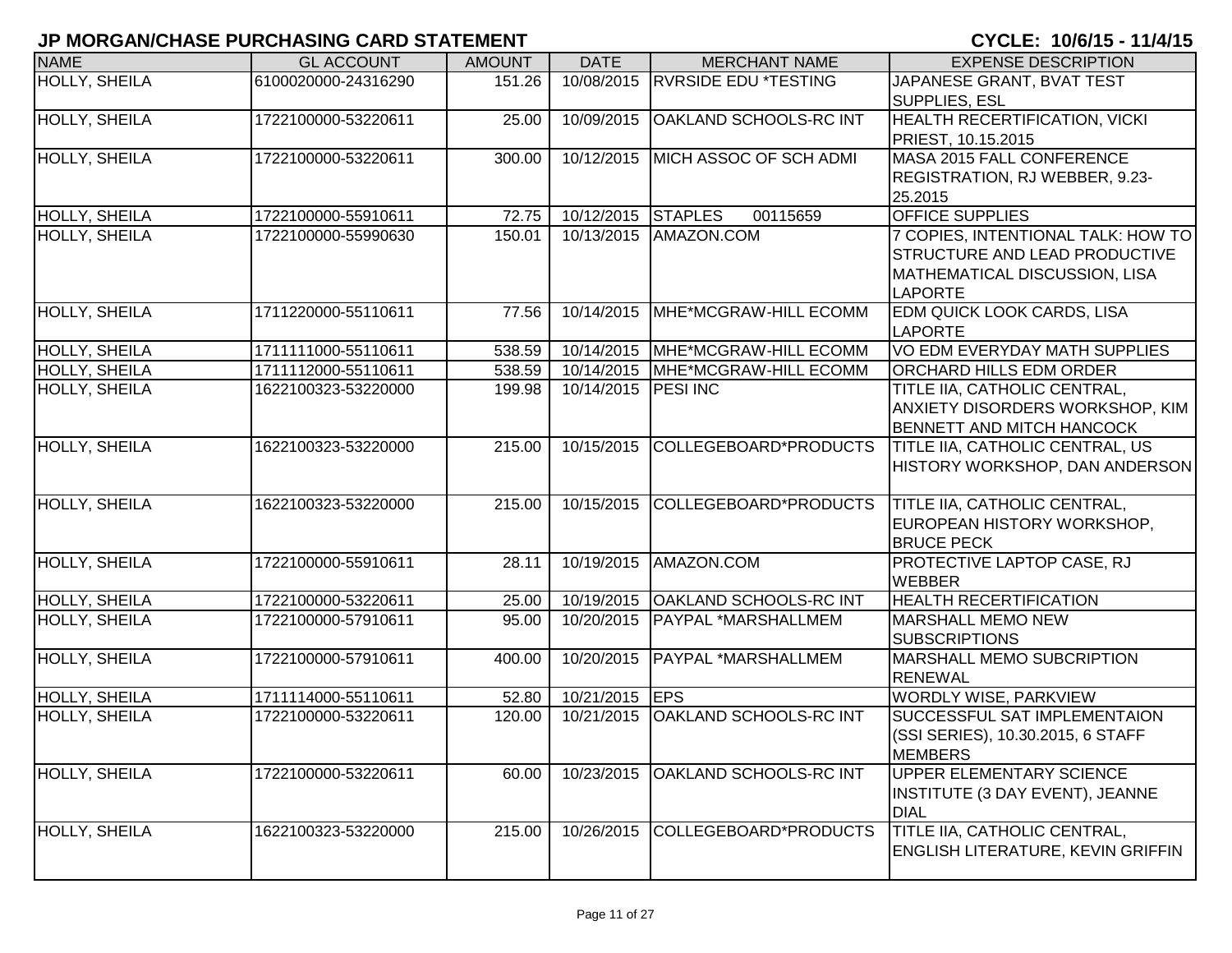# JP MORGAN/CHASE PURCHASING CARD STATEMENT

**CYCLE: 10/6/15 - 11/4/15**

| NAME | GL ACCOUNT | AMOUNT | DATE | MERCHANT NAME | EXPENSE DESCRIPTION |
|---|---|---|---|---|---|
| HOLLY, SHEILA | 6100020000-24316290 | 151.26 | 10/08/2015 | RVRSIDE EDU *TESTING | JAPANESE GRANT, BVAT TEST SUPPLIES, ESL |
| HOLLY, SHEILA | 1722100000-53220611 | 25.00 | 10/09/2015 | OAKLAND SCHOOLS-RC INT | HEALTH RECERTIFICATION, VICKI PRIEST, 10.15.2015 |
| HOLLY, SHEILA | 1722100000-53220611 | 300.00 | 10/12/2015 | MICH ASSOC OF SCH ADMI | MASA 2015 FALL CONFERENCE REGISTRATION, RJ WEBBER, 9.23-25.2015 |
| HOLLY, SHEILA | 1722100000-55910611 | 72.75 | 10/12/2015 | STAPLES 00115659 | OFFICE SUPPLIES |
| HOLLY, SHEILA | 1722100000-55990630 | 150.01 | 10/13/2015 | AMAZON.COM | 7 COPIES, INTENTIONAL TALK: HOW TO STRUCTURE AND LEAD PRODUCTIVE MATHEMATICAL DISCUSSION, LISA LAPORTE |
| HOLLY, SHEILA | 1711220000-55110611 | 77.56 | 10/14/2015 | MHE*MCGRAW-HILL ECOMM | EDM QUICK LOOK CARDS, LISA LAPORTE |
| HOLLY, SHEILA | 1711111000-55110611 | 538.59 | 10/14/2015 | MHE*MCGRAW-HILL ECOMM | VO EDM EVERYDAY MATH SUPPLIES |
| HOLLY, SHEILA | 1711112000-55110611 | 538.59 | 10/14/2015 | MHE*MCGRAW-HILL ECOMM | ORCHARD HILLS EDM ORDER |
| HOLLY, SHEILA | 1622100323-53220000 | 199.98 | 10/14/2015 | PESI INC | TITLE IIA, CATHOLIC CENTRAL, ANXIETY DISORDERS WORKSHOP, KIM BENNETT AND MITCH HANCOCK |
| HOLLY, SHEILA | 1622100323-53220000 | 215.00 | 10/15/2015 | COLLEGEBOARD*PRODUCTS | TITLE IIA, CATHOLIC CENTRAL, US HISTORY WORKSHOP, DAN ANDERSON |
| HOLLY, SHEILA | 1622100323-53220000 | 215.00 | 10/15/2015 | COLLEGEBOARD*PRODUCTS | TITLE IIA, CATHOLIC CENTRAL, EUROPEAN HISTORY WORKSHOP, BRUCE PECK |
| HOLLY, SHEILA | 1722100000-55910611 | 28.11 | 10/19/2015 | AMAZON.COM | PROTECTIVE LAPTOP CASE, RJ WEBBER |
| HOLLY, SHEILA | 1722100000-53220611 | 25.00 | 10/19/2015 | OAKLAND SCHOOLS-RC INT | HEALTH RECERTIFICATION |
| HOLLY, SHEILA | 1722100000-57910611 | 95.00 | 10/20/2015 | PAYPAL *MARSHALLMEM | MARSHALL MEMO NEW SUBSCRIPTIONS |
| HOLLY, SHEILA | 1722100000-57910611 | 400.00 | 10/20/2015 | PAYPAL *MARSHALLMEM | MARSHALL MEMO SUBCRIPTION RENEWAL |
| HOLLY, SHEILA | 1711114000-55110611 | 52.80 | 10/21/2015 | EPS | WORDLY WISE, PARKVIEW |
| HOLLY, SHEILA | 1722100000-53220611 | 120.00 | 10/21/2015 | OAKLAND SCHOOLS-RC INT | SUCCESSFUL SAT IMPLEMENTAION (SSI SERIES), 10.30.2015, 6 STAFF MEMBERS |
| HOLLY, SHEILA | 1722100000-53220611 | 60.00 | 10/23/2015 | OAKLAND SCHOOLS-RC INT | UPPER ELEMENTARY SCIENCE INSTITUTE (3 DAY EVENT), JEANNE DIAL |
| HOLLY, SHEILA | 1622100323-53220000 | 215.00 | 10/26/2015 | COLLEGEBOARD*PRODUCTS | TITLE IIA, CATHOLIC CENTRAL, ENGLISH LITERATURE, KEVIN GRIFFIN |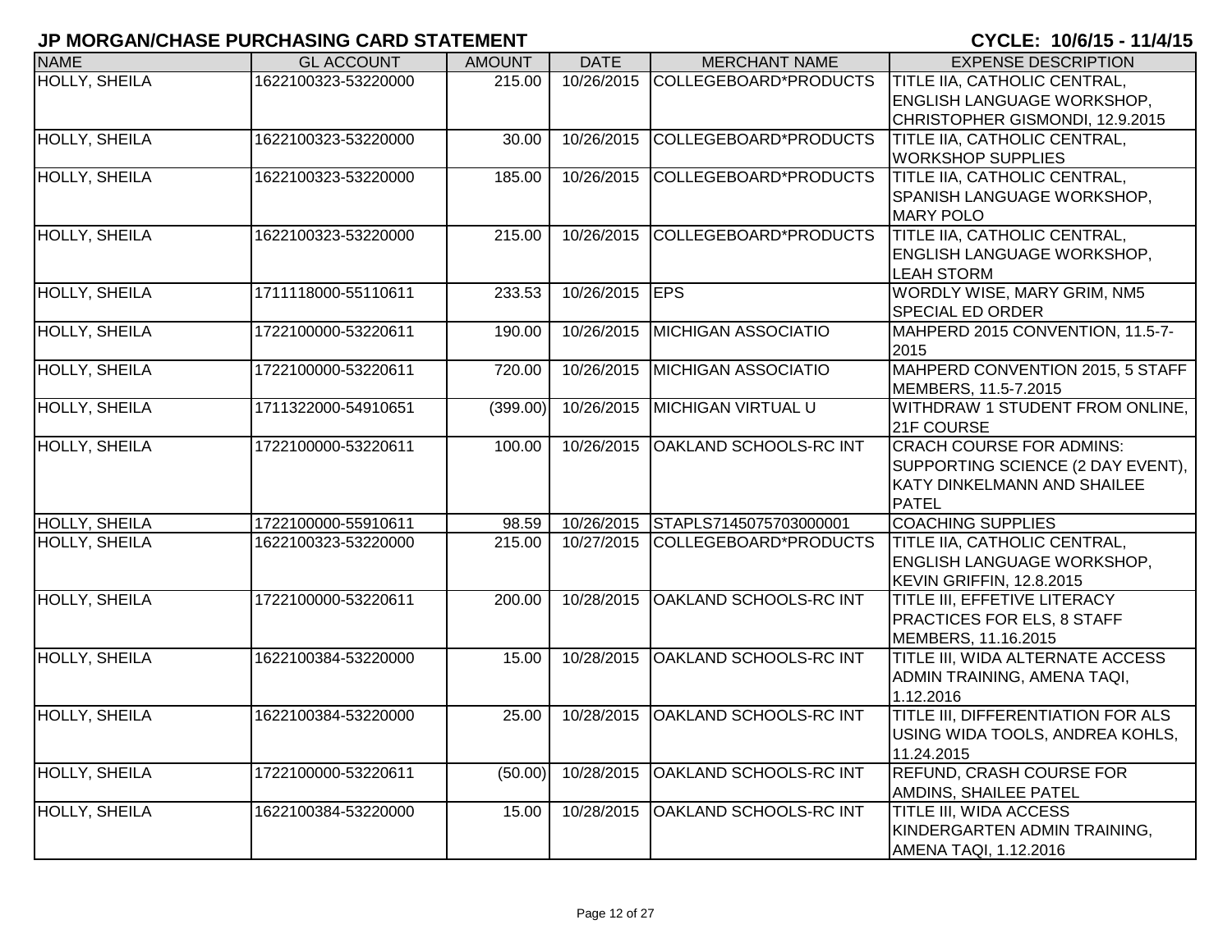# JP MORGAN/CHASE PURCHASING CARD STATEMENT

**CYCLE: 10/6/15 - 11/4/15**

| NAME | GL ACCOUNT | AMOUNT | DATE | MERCHANT NAME | EXPENSE DESCRIPTION |
|---|---|---|---|---|---|
| HOLLY, SHEILA | 1622100323-53220000 | 215.00 | 10/26/2015 | COLLEGEBOARD*PRODUCTS | TITLE IIA, CATHOLIC CENTRAL, ENGLISH LANGUAGE WORKSHOP, CHRISTOPHER GISMONDI, 12.9.2015 |
| HOLLY, SHEILA | 1622100323-53220000 | 30.00 | 10/26/2015 | COLLEGEBOARD*PRODUCTS | TITLE IIA, CATHOLIC CENTRAL, WORKSHOP SUPPLIES |
| HOLLY, SHEILA | 1622100323-53220000 | 185.00 | 10/26/2015 | COLLEGEBOARD*PRODUCTS | TITLE IIA, CATHOLIC CENTRAL, SPANISH LANGUAGE WORKSHOP, MARY POLO |
| HOLLY, SHEILA | 1622100323-53220000 | 215.00 | 10/26/2015 | COLLEGEBOARD*PRODUCTS | TITLE IIA, CATHOLIC CENTRAL, ENGLISH LANGUAGE WORKSHOP, LEAH STORM |
| HOLLY, SHEILA | 1711118000-55110611 | 233.53 | 10/26/2015 | EPS | WORDLY WISE, MARY GRIM, NM5 SPECIAL ED ORDER |
| HOLLY, SHEILA | 1722100000-53220611 | 190.00 | 10/26/2015 | MICHIGAN ASSOCIATIO | MAHPERD 2015 CONVENTION, 11.5-7-2015 |
| HOLLY, SHEILA | 1722100000-53220611 | 720.00 | 10/26/2015 | MICHIGAN ASSOCIATIO | MAHPERD CONVENTION 2015, 5 STAFF MEMBERS, 11.5-7.2015 |
| HOLLY, SHEILA | 1711322000-54910651 | (399.00) | 10/26/2015 | MICHIGAN VIRTUAL U | WITHDRAW 1 STUDENT FROM ONLINE, 21F COURSE |
| HOLLY, SHEILA | 1722100000-53220611 | 100.00 | 10/26/2015 | OAKLAND SCHOOLS-RC INT | CRACH COURSE FOR ADMINS: SUPPORTING SCIENCE (2 DAY EVENT), KATY DINKELMANN AND SHAILEE PATEL |
| HOLLY, SHEILA | 1722100000-55910611 | 98.59 | 10/26/2015 | STAPLS7145075703000001 | COACHING SUPPLIES |
| HOLLY, SHEILA | 1622100323-53220000 | 215.00 | 10/27/2015 | COLLEGEBOARD*PRODUCTS | TITLE IIA, CATHOLIC CENTRAL, ENGLISH LANGUAGE WORKSHOP, KEVIN GRIFFIN, 12.8.2015 |
| HOLLY, SHEILA | 1722100000-53220611 | 200.00 | 10/28/2015 | OAKLAND SCHOOLS-RC INT | TITLE III, EFFETIVE LITERACY PRACTICES FOR ELS, 8 STAFF MEMBERS, 11.16.2015 |
| HOLLY, SHEILA | 1622100384-53220000 | 15.00 | 10/28/2015 | OAKLAND SCHOOLS-RC INT | TITLE III, WIDA ALTERNATE ACCESS ADMIN TRAINING, AMENA TAQI, 1.12.2016 |
| HOLLY, SHEILA | 1622100384-53220000 | 25.00 | 10/28/2015 | OAKLAND SCHOOLS-RC INT | TITLE III, DIFFERENTIATION FOR ALS USING WIDA TOOLS, ANDREA KOHLS, 11.24.2015 |
| HOLLY, SHEILA | 1722100000-53220611 | (50.00) | 10/28/2015 | OAKLAND SCHOOLS-RC INT | REFUND, CRASH COURSE FOR AMDINS, SHAILEE PATEL |
| HOLLY, SHEILA | 1622100384-53220000 | 15.00 | 10/28/2015 | OAKLAND SCHOOLS-RC INT | TITLE III, WIDA ACCESS KINDERGARTEN ADMIN TRAINING, AMENA TAQI, 1.12.2016 |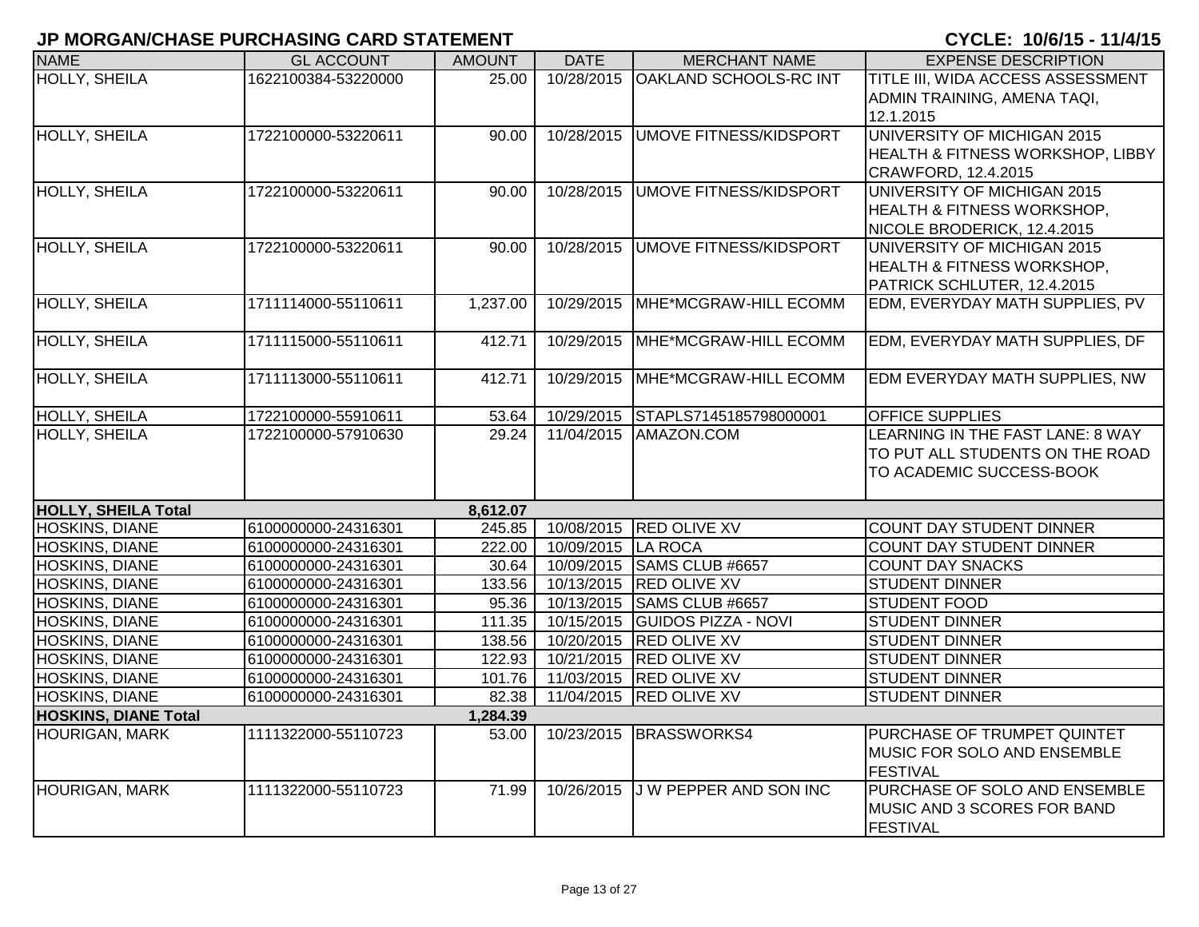# JP MORGAN/CHASE PURCHASING CARD STATEMENT

**CYCLE: 10/6/15 - 11/4/15**

| NAME | GL ACCOUNT | AMOUNT | DATE | MERCHANT NAME | EXPENSE DESCRIPTION |
|---|---|---|---|---|---|
| HOLLY, SHEILA | 1622100384-53220000 | 25.00 | 10/28/2015 | OAKLAND SCHOOLS-RC INT | TITLE III, WIDA ACCESS ASSESSMENT ADMIN TRAINING, AMENA TAQI, 12.1.2015 |
| HOLLY, SHEILA | 1722100000-53220611 | 90.00 | 10/28/2015 | UMOVE FITNESS/KIDSPORT | UNIVERSITY OF MICHIGAN 2015 HEALTH & FITNESS WORKSHOP, LIBBY CRAWFORD, 12.4.2015 |
| HOLLY, SHEILA | 1722100000-53220611 | 90.00 | 10/28/2015 | UMOVE FITNESS/KIDSPORT | UNIVERSITY OF MICHIGAN 2015 HEALTH & FITNESS WORKSHOP, NICOLE BRODERICK, 12.4.2015 |
| HOLLY, SHEILA | 1722100000-53220611 | 90.00 | 10/28/2015 | UMOVE FITNESS/KIDSPORT | UNIVERSITY OF MICHIGAN 2015 HEALTH & FITNESS WORKSHOP, PATRICK SCHLUTER, 12.4.2015 |
| HOLLY, SHEILA | 1711114000-55110611 | 1,237.00 | 10/29/2015 | MHE*MCGRAW-HILL ECOMM | EDM, EVERYDAY MATH SUPPLIES, PV |
| HOLLY, SHEILA | 1711115000-55110611 | 412.71 | 10/29/2015 | MHE*MCGRAW-HILL ECOMM | EDM, EVERYDAY MATH SUPPLIES, DF |
| HOLLY, SHEILA | 1711113000-55110611 | 412.71 | 10/29/2015 | MHE*MCGRAW-HILL ECOMM | EDM EVERYDAY MATH SUPPLIES, NW |
| HOLLY, SHEILA | 1722100000-55910611 | 53.64 | 10/29/2015 | STAPLS7145185798000001 | OFFICE SUPPLIES |
| HOLLY, SHEILA | 1722100000-57910630 | 29.24 | 11/04/2015 | AMAZON.COM | LEARNING IN THE FAST LANE: 8 WAY TO PUT ALL STUDENTS ON THE ROAD TO ACADEMIC SUCCESS-BOOK |
| **HOLLY, SHEILA Total** | | **8,612.07** | | | |
| HOSKINS, DIANE | 6100000000-24316301 | 245.85 | 10/08/2015 | RED OLIVE XV | COUNT DAY STUDENT DINNER |
| HOSKINS, DIANE | 6100000000-24316301 | 222.00 | 10/09/2015 | LA ROCA | COUNT DAY STUDENT DINNER |
| HOSKINS, DIANE | 6100000000-24316301 | 30.64 | 10/09/2015 | SAMS CLUB #6657 | COUNT DAY SNACKS |
| HOSKINS, DIANE | 6100000000-24316301 | 133.56 | 10/13/2015 | RED OLIVE XV | STUDENT DINNER |
| HOSKINS, DIANE | 6100000000-24316301 | 95.36 | 10/13/2015 | SAMS CLUB #6657 | STUDENT FOOD |
| HOSKINS, DIANE | 6100000000-24316301 | 111.35 | 10/15/2015 | GUIDOS PIZZA - NOVI | STUDENT DINNER |
| HOSKINS, DIANE | 6100000000-24316301 | 138.56 | 10/20/2015 | RED OLIVE XV | STUDENT DINNER |
| HOSKINS, DIANE | 6100000000-24316301 | 122.93 | 10/21/2015 | RED OLIVE XV | STUDENT DINNER |
| HOSKINS, DIANE | 6100000000-24316301 | 101.76 | 11/03/2015 | RED OLIVE XV | STUDENT DINNER |
| HOSKINS, DIANE | 6100000000-24316301 | 82.38 | 11/04/2015 | RED OLIVE XV | STUDENT DINNER |
| **HOSKINS, DIANE Total** | | **1,284.39** | | | |
| HOURIGAN, MARK | 1111322000-55110723 | 53.00 | 10/23/2015 | BRASSWORKS4 | PURCHASE OF TRUMPET QUINTET MUSIC FOR SOLO AND ENSEMBLE FESTIVAL |
| HOURIGAN, MARK | 1111322000-55110723 | 71.99 | 10/26/2015 | J W PEPPER AND SON INC | PURCHASE OF SOLO AND ENSEMBLE MUSIC AND 3 SCORES FOR BAND FESTIVAL |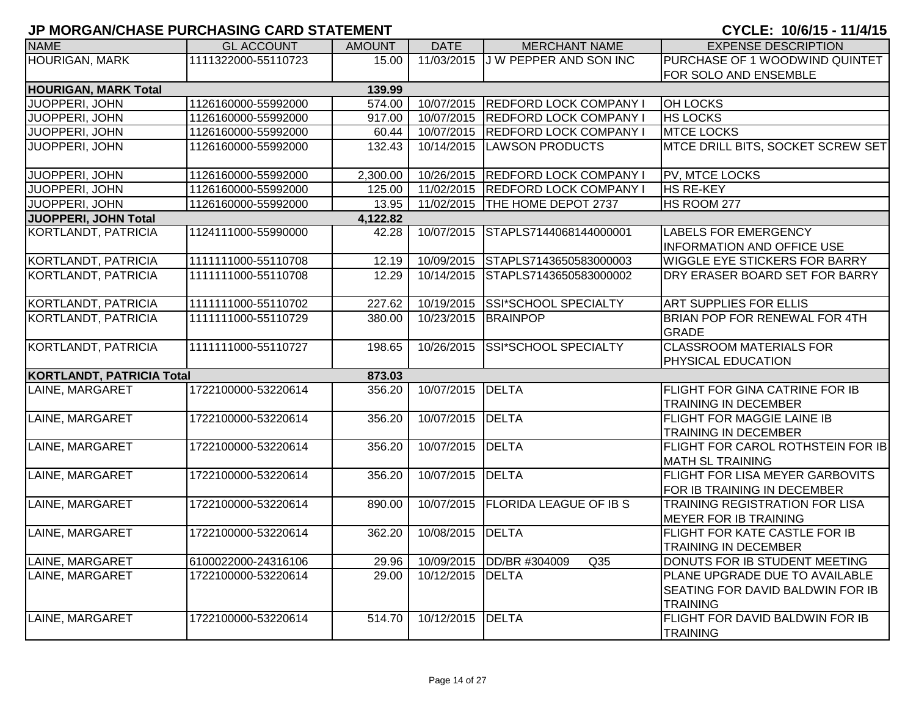# JP MORGAN/CHASE PURCHASING CARD STATEMENT

**CYCLE: 10/6/15 - 11/4/15**

| NAME | GL ACCOUNT | AMOUNT | DATE | MERCHANT NAME | EXPENSE DESCRIPTION |
|---|---|---|---|---|---|
| HOURIGAN, MARK | 1111322000-55110723 | 15.00 | 11/03/2015 | J W PEPPER AND SON INC | PURCHASE OF 1 WOODWIND QUINTET FOR SOLO AND ENSEMBLE |
| **HOURIGAN, MARK Total** | | **139.99** | | | |
| JUOPPERI, JOHN | 1126160000-55992000 | 574.00 | 10/07/2015 | REDFORD LOCK COMPANY I | OH LOCKS |
| JUOPPERI, JOHN | 1126160000-55992000 | 917.00 | 10/07/2015 | REDFORD LOCK COMPANY I | HS LOCKS |
| JUOPPERI, JOHN | 1126160000-55992000 | 60.44 | 10/07/2015 | REDFORD LOCK COMPANY I | MTCE LOCKS |
| JUOPPERI, JOHN | 1126160000-55992000 | 132.43 | 10/14/2015 | LAWSON PRODUCTS | MTCE DRILL BITS, SOCKET SCREW SET |
| JUOPPERI, JOHN | 1126160000-55992000 | 2,300.00 | 10/26/2015 | REDFORD LOCK COMPANY I | PV, MTCE LOCKS |
| JUOPPERI, JOHN | 1126160000-55992000 | 125.00 | 11/02/2015 | REDFORD LOCK COMPANY I | HS RE-KEY |
| JUOPPERI, JOHN | 1126160000-55992000 | 13.95 | 11/02/2015 | THE HOME DEPOT 2737 | HS ROOM 277 |
| **JUOPPERI, JOHN Total** | | **4,122.82** | | | |
| KORTLANDT, PATRICIA | 1124111000-55990000 | 42.28 | 10/07/2015 | STAPLS7144068144000001 | LABELS FOR EMERGENCY INFORMATION AND OFFICE USE |
| KORTLANDT, PATRICIA | 1111111000-55110708 | 12.19 | 10/09/2015 | STAPLS7143650583000003 | WIGGLE EYE STICKERS FOR BARRY |
| KORTLANDT, PATRICIA | 1111111000-55110708 | 12.29 | 10/14/2015 | STAPLS7143650583000002 | DRY ERASER BOARD SET FOR BARRY |
| KORTLANDT, PATRICIA | 1111111000-55110702 | 227.62 | 10/19/2015 | SSI*SCHOOL SPECIALTY | ART SUPPLIES FOR ELLIS |
| KORTLANDT, PATRICIA | 1111111000-55110729 | 380.00 | 10/23/2015 | BRAINPOP | BRIAN POP FOR RENEWAL FOR 4TH GRADE |
| KORTLANDT, PATRICIA | 1111111000-55110727 | 198.65 | 10/26/2015 | SSI*SCHOOL SPECIALTY | CLASSROOM MATERIALS FOR PHYSICAL EDUCATION |
| **KORTLANDT, PATRICIA Total** | | **873.03** | | | |
| LAINE, MARGARET | 1722100000-53220614 | 356.20 | 10/07/2015 | DELTA | FLIGHT FOR GINA CATRINE FOR IB TRAINING IN DECEMBER |
| LAINE, MARGARET | 1722100000-53220614 | 356.20 | 10/07/2015 | DELTA | FLIGHT FOR MAGGIE LAINE IB TRAINING IN DECEMBER |
| LAINE, MARGARET | 1722100000-53220614 | 356.20 | 10/07/2015 | DELTA | FLIGHT FOR CAROL ROTHSTEIN FOR IB MATH SL TRAINING |
| LAINE, MARGARET | 1722100000-53220614 | 356.20 | 10/07/2015 | DELTA | FLIGHT FOR LISA MEYER GARBOVITS FOR IB TRAINING IN DECEMBER |
| LAINE, MARGARET | 1722100000-53220614 | 890.00 | 10/07/2015 | FLORIDA LEAGUE OF IB S | TRAINING REGISTRATION FOR LISA MEYER FOR IB TRAINING |
| LAINE, MARGARET | 1722100000-53220614 | 362.20 | 10/08/2015 | DELTA | FLIGHT FOR KATE CASTLE FOR IB TRAINING IN DECEMBER |
| LAINE, MARGARET | 6100022000-24316106 | 29.96 | 10/09/2015 | DD/BR #304009 Q35 | DONUTS FOR IB STUDENT MEETING |
| LAINE, MARGARET | 1722100000-53220614 | 29.00 | 10/12/2015 | DELTA | PLANE UPGRADE DUE TO AVAILABLE SEATING FOR DAVID BALDWIN FOR IB TRAINING |
| LAINE, MARGARET | 1722100000-53220614 | 514.70 | 10/12/2015 | DELTA | FLIGHT FOR DAVID BALDWIN FOR IB TRAINING |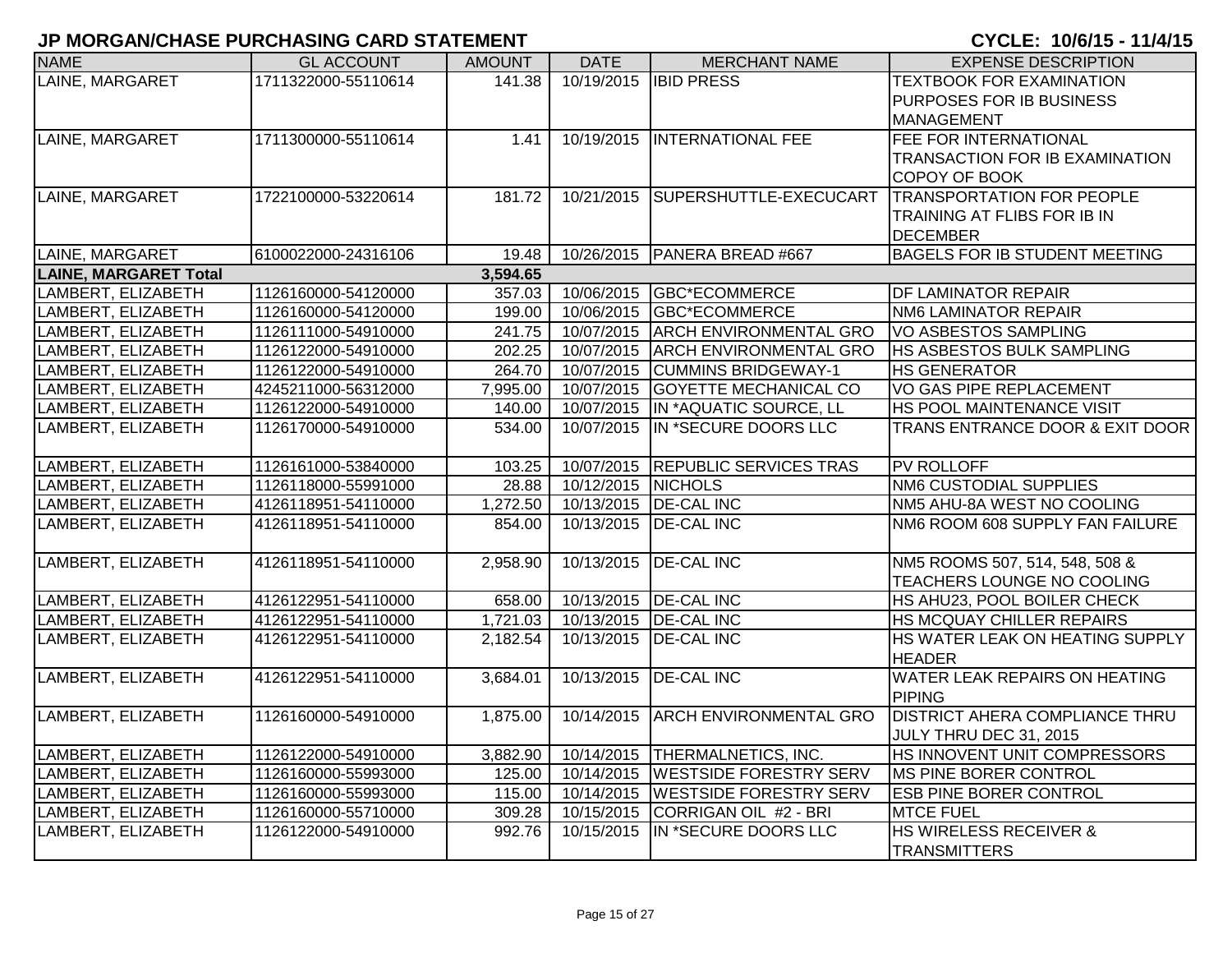# JP MORGAN/CHASE PURCHASING CARD STATEMENT

**CYCLE: 10/6/15 - 11/4/15**

| NAME | GL ACCOUNT | AMOUNT | DATE | MERCHANT NAME | EXPENSE DESCRIPTION |
|---|---|---|---|---|---|
| LAINE, MARGARET | 1711322000-55110614 | 141.38 | 10/19/2015 | IBID PRESS | TEXTBOOK FOR EXAMINATION PURPOSES FOR IB BUSINESS MANAGEMENT |
| LAINE, MARGARET | 1711300000-55110614 | 1.41 | 10/19/2015 | INTERNATIONAL FEE | FEE FOR INTERNATIONAL TRANSACTION FOR IB EXAMINATION COPOY OF BOOK |
| LAINE, MARGARET | 1722100000-53220614 | 181.72 | 10/21/2015 | SUPERSHUTTLE-EXECUCART | TRANSPORTATION FOR PEOPLE TRAINING AT FLIBS FOR IB IN DECEMBER |
| LAINE, MARGARET | 6100022000-24316106 | 19.48 | 10/26/2015 | PANERA BREAD #667 | BAGELS FOR IB STUDENT MEETING |
| **LAINE, MARGARET Total** | | **3,594.65** | | | |
| LAMBERT, ELIZABETH | 1126160000-54120000 | 357.03 | 10/06/2015 | GBC*ECOMMERCE | DF LAMINATOR REPAIR |
| LAMBERT, ELIZABETH | 1126160000-54120000 | 199.00 | 10/06/2015 | GBC*ECOMMERCE | NM6 LAMINATOR REPAIR |
| LAMBERT, ELIZABETH | 1126111000-54910000 | 241.75 | 10/07/2015 | ARCH ENVIRONMENTAL GRO | VO ASBESTOS SAMPLING |
| LAMBERT, ELIZABETH | 1126122000-54910000 | 202.25 | 10/07/2015 | ARCH ENVIRONMENTAL GRO | HS ASBESTOS BULK SAMPLING |
| LAMBERT, ELIZABETH | 1126122000-54910000 | 264.70 | 10/07/2015 | CUMMINS BRIDGEWAY-1 | HS GENERATOR |
| LAMBERT, ELIZABETH | 4245211000-56312000 | 7,995.00 | 10/07/2015 | GOYETTE MECHANICAL CO | VO GAS PIPE REPLACEMENT |
| LAMBERT, ELIZABETH | 1126122000-54910000 | 140.00 | 10/07/2015 | IN *AQUATIC SOURCE, LL | HS POOL MAINTENANCE VISIT |
| LAMBERT, ELIZABETH | 1126170000-54910000 | 534.00 | 10/07/2015 | IN *SECURE DOORS LLC | TRANS ENTRANCE DOOR & EXIT DOOR |
| LAMBERT, ELIZABETH | 1126161000-53840000 | 103.25 | 10/07/2015 | REPUBLIC SERVICES TRAS | PV ROLLOFF |
| LAMBERT, ELIZABETH | 1126118000-55991000 | 28.88 | 10/12/2015 | NICHOLS | NM6 CUSTODIAL SUPPLIES |
| LAMBERT, ELIZABETH | 4126118951-54110000 | 1,272.50 | 10/13/2015 | DE-CAL INC | NM5 AHU-8A WEST NO COOLING |
| LAMBERT, ELIZABETH | 4126118951-54110000 | 854.00 | 10/13/2015 | DE-CAL INC | NM6 ROOM 608 SUPPLY FAN FAILURE |
| LAMBERT, ELIZABETH | 4126118951-54110000 | 2,958.90 | 10/13/2015 | DE-CAL INC | NM5 ROOMS 507, 514, 548, 508 & TEACHERS LOUNGE NO COOLING |
| LAMBERT, ELIZABETH | 4126122951-54110000 | 658.00 | 10/13/2015 | DE-CAL INC | HS AHU23, POOL BOILER CHECK |
| LAMBERT, ELIZABETH | 4126122951-54110000 | 1,721.03 | 10/13/2015 | DE-CAL INC | HS MCQUAY CHILLER REPAIRS |
| LAMBERT, ELIZABETH | 4126122951-54110000 | 2,182.54 | 10/13/2015 | DE-CAL INC | HS WATER LEAK ON HEATING SUPPLY HEADER |
| LAMBERT, ELIZABETH | 4126122951-54110000 | 3,684.01 | 10/13/2015 | DE-CAL INC | WATER LEAK REPAIRS ON HEATING PIPING |
| LAMBERT, ELIZABETH | 1126160000-54910000 | 1,875.00 | 10/14/2015 | ARCH ENVIRONMENTAL GRO | DISTRICT AHERA COMPLIANCE THRU JULY THRU DEC 31, 2015 |
| LAMBERT, ELIZABETH | 1126122000-54910000 | 3,882.90 | 10/14/2015 | THERMALNETICS, INC. | HS INNOVENT UNIT COMPRESSORS |
| LAMBERT, ELIZABETH | 1126160000-55993000 | 125.00 | 10/14/2015 | WESTSIDE FORESTRY SERV | MS PINE BORER CONTROL |
| LAMBERT, ELIZABETH | 1126160000-55993000 | 115.00 | 10/14/2015 | WESTSIDE FORESTRY SERV | ESB PINE BORER CONTROL |
| LAMBERT, ELIZABETH | 1126160000-55710000 | 309.28 | 10/15/2015 | CORRIGAN OIL #2 - BRI | MTCE FUEL |
| LAMBERT, ELIZABETH | 1126122000-54910000 | 992.76 | 10/15/2015 | IN *SECURE DOORS LLC | HS WIRELESS RECEIVER & TRANSMITTERS |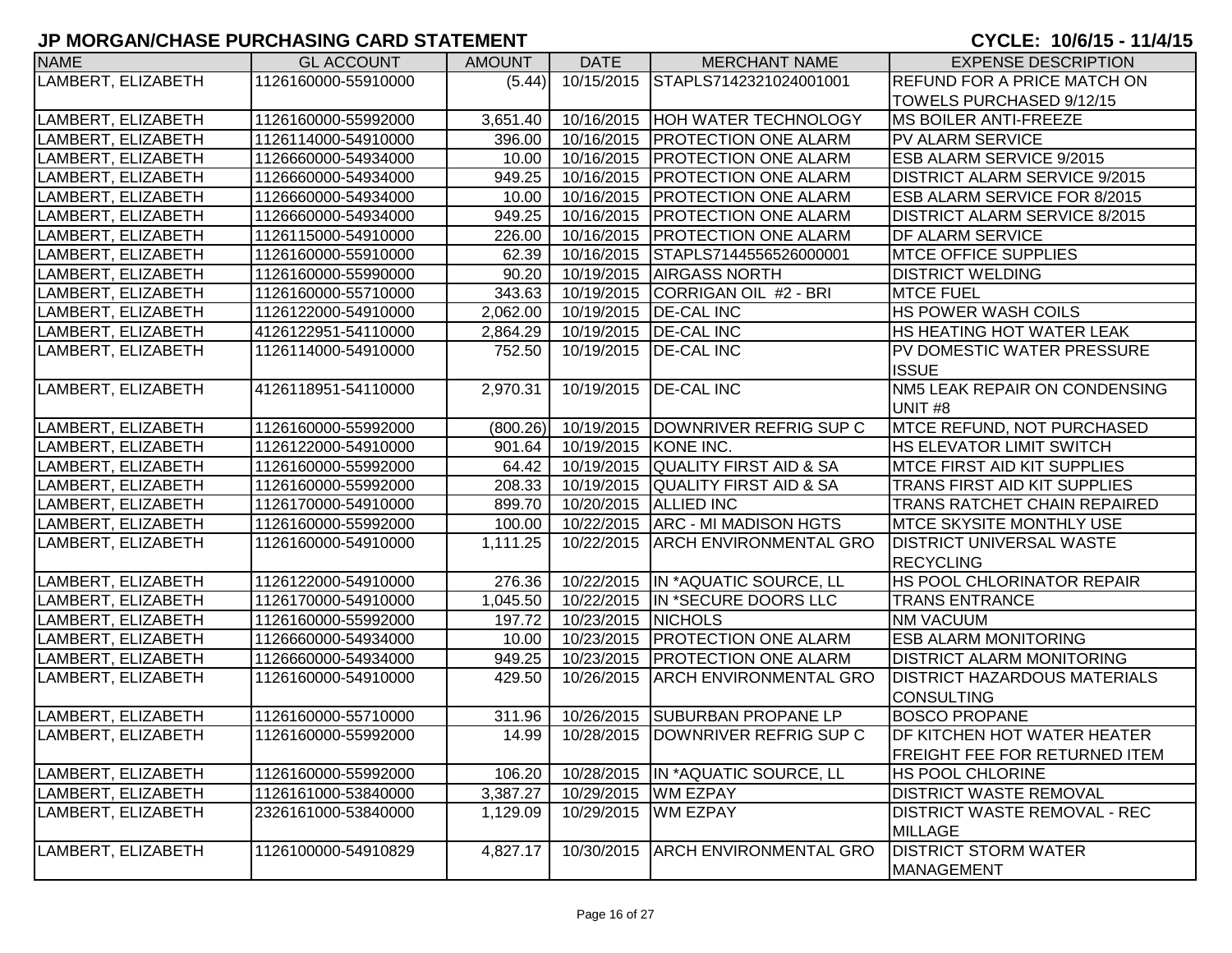# JP MORGAN/CHASE PURCHASING CARD STATEMENT

**CYCLE: 10/6/15 - 11/4/15**

| NAME | GL ACCOUNT | AMOUNT | DATE | MERCHANT NAME | EXPENSE DESCRIPTION |
|---|---|---|---|---|---|
| LAMBERT, ELIZABETH | 1126160000-55910000 | (5.44) | 10/15/2015 | STAPLS7142321024001001 | REFUND FOR A PRICE MATCH ON TOWELS PURCHASED 9/12/15 |
| LAMBERT, ELIZABETH | 1126160000-55992000 | 3,651.40 | 10/16/2015 | HOH WATER TECHNOLOGY | MS BOILER ANTI-FREEZE |
| LAMBERT, ELIZABETH | 1126114000-54910000 | 396.00 | 10/16/2015 | PROTECTION ONE ALARM | PV ALARM SERVICE |
| LAMBERT, ELIZABETH | 1126660000-54934000 | 10.00 | 10/16/2015 | PROTECTION ONE ALARM | ESB ALARM SERVICE 9/2015 |
| LAMBERT, ELIZABETH | 1126660000-54934000 | 949.25 | 10/16/2015 | PROTECTION ONE ALARM | DISTRICT ALARM SERVICE 9/2015 |
| LAMBERT, ELIZABETH | 1126660000-54934000 | 10.00 | 10/16/2015 | PROTECTION ONE ALARM | ESB ALARM SERVICE FOR 8/2015 |
| LAMBERT, ELIZABETH | 1126660000-54934000 | 949.25 | 10/16/2015 | PROTECTION ONE ALARM | DISTRICT ALARM SERVICE 8/2015 |
| LAMBERT, ELIZABETH | 1126115000-54910000 | 226.00 | 10/16/2015 | PROTECTION ONE ALARM | DF ALARM SERVICE |
| LAMBERT, ELIZABETH | 1126160000-55910000 | 62.39 | 10/16/2015 | STAPLS7144556526000001 | MTCE OFFICE SUPPLIES |
| LAMBERT, ELIZABETH | 1126160000-55990000 | 90.20 | 10/19/2015 | AIRGASS NORTH | DISTRICT WELDING |
| LAMBERT, ELIZABETH | 1126160000-55710000 | 343.63 | 10/19/2015 | CORRIGAN OIL #2 - BRI | MTCE FUEL |
| LAMBERT, ELIZABETH | 1126122000-54910000 | 2,062.00 | 10/19/2015 | DE-CAL INC | HS POWER WASH COILS |
| LAMBERT, ELIZABETH | 4126122951-54110000 | 2,864.29 | 10/19/2015 | DE-CAL INC | HS HEATING HOT WATER LEAK |
| LAMBERT, ELIZABETH | 1126114000-54910000 | 752.50 | 10/19/2015 | DE-CAL INC | PV DOMESTIC WATER PRESSURE ISSUE |
| LAMBERT, ELIZABETH | 4126118951-54110000 | 2,970.31 | 10/19/2015 | DE-CAL INC | NM5 LEAK REPAIR ON CONDENSING UNIT #8 |
| LAMBERT, ELIZABETH | 1126160000-55992000 | (800.26) | 10/19/2015 | DOWNRIVER REFRIG SUP C | MTCE REFUND, NOT PURCHASED |
| LAMBERT, ELIZABETH | 1126122000-54910000 | 901.64 | 10/19/2015 | KONE INC. | HS ELEVATOR LIMIT SWITCH |
| LAMBERT, ELIZABETH | 1126160000-55992000 | 64.42 | 10/19/2015 | QUALITY FIRST AID & SA | MTCE FIRST AID KIT SUPPLIES |
| LAMBERT, ELIZABETH | 1126160000-55992000 | 208.33 | 10/19/2015 | QUALITY FIRST AID & SA | TRANS FIRST AID KIT SUPPLIES |
| LAMBERT, ELIZABETH | 1126170000-54910000 | 899.70 | 10/20/2015 | ALLIED INC | TRANS RATCHET CHAIN REPAIRED |
| LAMBERT, ELIZABETH | 1126160000-55992000 | 100.00 | 10/22/2015 | ARC - MI MADISON HGTS | MTCE SKYSITE MONTHLY USE |
| LAMBERT, ELIZABETH | 1126160000-54910000 | 1,111.25 | 10/22/2015 | ARCH ENVIRONMENTAL GRO | DISTRICT UNIVERSAL WASTE RECYCLING |
| LAMBERT, ELIZABETH | 1126122000-54910000 | 276.36 | 10/22/2015 | IN *AQUATIC SOURCE, LL | HS POOL CHLORINATOR REPAIR |
| LAMBERT, ELIZABETH | 1126170000-54910000 | 1,045.50 | 10/22/2015 | IN *SECURE DOORS LLC | TRANS ENTRANCE |
| LAMBERT, ELIZABETH | 1126160000-55992000 | 197.72 | 10/23/2015 | NICHOLS | NM VACUUM |
| LAMBERT, ELIZABETH | 1126660000-54934000 | 10.00 | 10/23/2015 | PROTECTION ONE ALARM | ESB ALARM MONITORING |
| LAMBERT, ELIZABETH | 1126660000-54934000 | 949.25 | 10/23/2015 | PROTECTION ONE ALARM | DISTRICT ALARM MONITORING |
| LAMBERT, ELIZABETH | 1126160000-54910000 | 429.50 | 10/26/2015 | ARCH ENVIRONMENTAL GRO | DISTRICT HAZARDOUS MATERIALS CONSULTING |
| LAMBERT, ELIZABETH | 1126160000-55710000 | 311.96 | 10/26/2015 | SUBURBAN PROPANE LP | BOSCO PROPANE |
| LAMBERT, ELIZABETH | 1126160000-55992000 | 14.99 | 10/28/2015 | DOWNRIVER REFRIG SUP C | DF KITCHEN HOT WATER HEATER FREIGHT FEE FOR RETURNED ITEM |
| LAMBERT, ELIZABETH | 1126160000-55992000 | 106.20 | 10/28/2015 | IN *AQUATIC SOURCE, LL | HS POOL CHLORINE |
| LAMBERT, ELIZABETH | 1126161000-53840000 | 3,387.27 | 10/29/2015 | WM EZPAY | DISTRICT WASTE REMOVAL |
| LAMBERT, ELIZABETH | 2326161000-53840000 | 1,129.09 | 10/29/2015 | WM EZPAY | DISTRICT WASTE REMOVAL - REC MILLAGE |
| LAMBERT, ELIZABETH | 1126100000-54910829 | 4,827.17 | 10/30/2015 | ARCH ENVIRONMENTAL GRO | DISTRICT STORM WATER MANAGEMENT |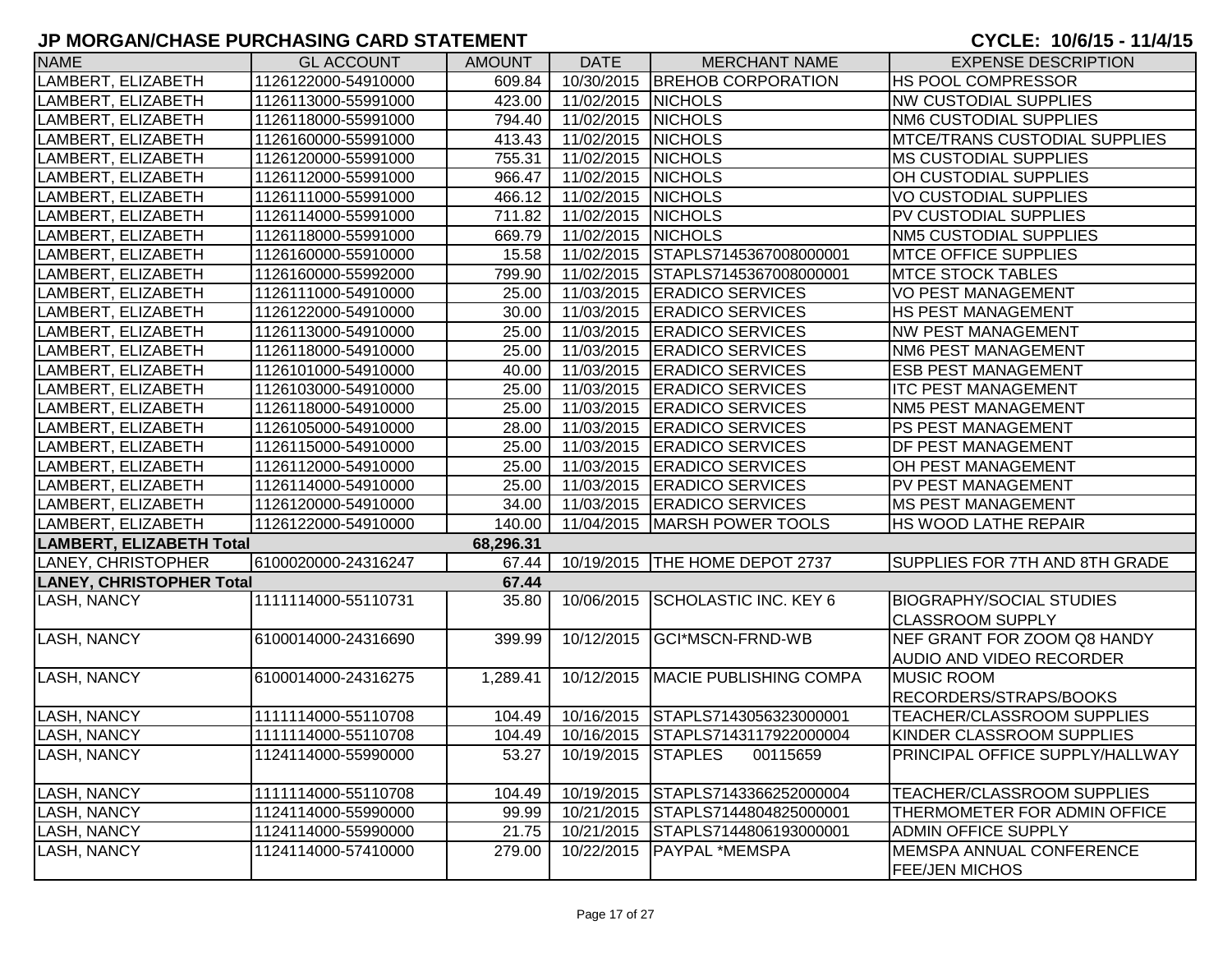# JP MORGAN/CHASE PURCHASING CARD STATEMENT

**CYCLE: 10/6/15 - 11/4/15**

| NAME | GL ACCOUNT | AMOUNT | DATE | MERCHANT NAME | EXPENSE DESCRIPTION |
|---|---|---|---|---|---|
| LAMBERT, ELIZABETH | 1126122000-54910000 | 609.84 | 10/30/2015 | BREHOB CORPORATION | HS POOL COMPRESSOR |
| LAMBERT, ELIZABETH | 1126113000-55991000 | 423.00 | 11/02/2015 | NICHOLS | NW CUSTODIAL SUPPLIES |
| LAMBERT, ELIZABETH | 1126118000-55991000 | 794.40 | 11/02/2015 | NICHOLS | NM6 CUSTODIAL SUPPLIES |
| LAMBERT, ELIZABETH | 1126160000-55991000 | 413.43 | 11/02/2015 | NICHOLS | MTCE/TRANS CUSTODIAL SUPPLIES |
| LAMBERT, ELIZABETH | 1126120000-55991000 | 755.31 | 11/02/2015 | NICHOLS | MS CUSTODIAL SUPPLIES |
| LAMBERT, ELIZABETH | 1126112000-55991000 | 966.47 | 11/02/2015 | NICHOLS | OH CUSTODIAL SUPPLIES |
| LAMBERT, ELIZABETH | 1126111000-55991000 | 466.12 | 11/02/2015 | NICHOLS | VO CUSTODIAL SUPPLIES |
| LAMBERT, ELIZABETH | 1126114000-55991000 | 711.82 | 11/02/2015 | NICHOLS | PV CUSTODIAL SUPPLIES |
| LAMBERT, ELIZABETH | 1126118000-55991000 | 669.79 | 11/02/2015 | NICHOLS | NM5 CUSTODIAL SUPPLIES |
| LAMBERT, ELIZABETH | 1126160000-55910000 | 15.58 | 11/02/2015 | STAPLS7145367008000001 | MTCE OFFICE SUPPLIES |
| LAMBERT, ELIZABETH | 1126160000-55992000 | 799.90 | 11/02/2015 | STAPLS7145367008000001 | MTCE STOCK TABLES |
| LAMBERT, ELIZABETH | 1126111000-54910000 | 25.00 | 11/03/2015 | ERADICO SERVICES | VO PEST MANAGEMENT |
| LAMBERT, ELIZABETH | 1126122000-54910000 | 30.00 | 11/03/2015 | ERADICO SERVICES | HS PEST MANAGEMENT |
| LAMBERT, ELIZABETH | 1126113000-54910000 | 25.00 | 11/03/2015 | ERADICO SERVICES | NW PEST MANAGEMENT |
| LAMBERT, ELIZABETH | 1126118000-54910000 | 25.00 | 11/03/2015 | ERADICO SERVICES | NM6 PEST MANAGEMENT |
| LAMBERT, ELIZABETH | 1126101000-54910000 | 40.00 | 11/03/2015 | ERADICO SERVICES | ESB PEST MANAGEMENT |
| LAMBERT, ELIZABETH | 1126103000-54910000 | 25.00 | 11/03/2015 | ERADICO SERVICES | ITC PEST MANAGEMENT |
| LAMBERT, ELIZABETH | 1126118000-54910000 | 25.00 | 11/03/2015 | ERADICO SERVICES | NM5 PEST MANAGEMENT |
| LAMBERT, ELIZABETH | 1126105000-54910000 | 28.00 | 11/03/2015 | ERADICO SERVICES | PS PEST MANAGEMENT |
| LAMBERT, ELIZABETH | 1126115000-54910000 | 25.00 | 11/03/2015 | ERADICO SERVICES | DF PEST MANAGEMENT |
| LAMBERT, ELIZABETH | 1126112000-54910000 | 25.00 | 11/03/2015 | ERADICO SERVICES | OH PEST MANAGEMENT |
| LAMBERT, ELIZABETH | 1126114000-54910000 | 25.00 | 11/03/2015 | ERADICO SERVICES | PV PEST MANAGEMENT |
| LAMBERT, ELIZABETH | 1126120000-54910000 | 34.00 | 11/03/2015 | ERADICO SERVICES | MS PEST MANAGEMENT |
| LAMBERT, ELIZABETH | 1126122000-54910000 | 140.00 | 11/04/2015 | MARSH POWER TOOLS | HS WOOD LATHE REPAIR |
| **LAMBERT, ELIZABETH Total** | | **68,296.31** | | | |
| LANEY, CHRISTOPHER | 6100020000-24316247 | 67.44 | 10/19/2015 | THE HOME DEPOT 2737 | SUPPLIES FOR 7TH AND 8TH GRADE |
| **LANEY, CHRISTOPHER Total** | | **67.44** | | | |
| LASH, NANCY | 1111114000-55110731 | 35.80 | 10/06/2015 | SCHOLASTIC INC. KEY 6 | BIOGRAPHY/SOCIAL STUDIES CLASSROOM SUPPLY |
| LASH, NANCY | 6100014000-24316690 | 399.99 | 10/12/2015 | GCI*MSCN-FRND-WB | NEF GRANT FOR ZOOM Q8 HANDY AUDIO AND VIDEO RECORDER |
| LASH, NANCY | 6100014000-24316275 | 1,289.41 | 10/12/2015 | MACIE PUBLISHING COMPA | MUSIC ROOM RECORDERS/STRAPS/BOOKS |
| LASH, NANCY | 1111114000-55110708 | 104.49 | 10/16/2015 | STAPLS7143056323000001 | TEACHER/CLASSROOM SUPPLIES |
| LASH, NANCY | 1111114000-55110708 | 104.49 | 10/16/2015 | STAPLS7143117922000004 | KINDER CLASSROOM SUPPLIES |
| LASH, NANCY | 1124114000-55990000 | 53.27 | 10/19/2015 | STAPLES 00115659 | PRINCIPAL OFFICE SUPPLY/HALLWAY |
| LASH, NANCY | 1111114000-55110708 | 104.49 | 10/19/2015 | STAPLS7143366252000004 | TEACHER/CLASSROOM SUPPLIES |
| LASH, NANCY | 1124114000-55990000 | 99.99 | 10/21/2015 | STAPLS7144804825000001 | THERMOMETER FOR ADMIN OFFICE |
| LASH, NANCY | 1124114000-55990000 | 21.75 | 10/21/2015 | STAPLS7144806193000001 | ADMIN OFFICE SUPPLY |
| LASH, NANCY | 1124114000-57410000 | 279.00 | 10/22/2015 | PAYPAL *MEMSPA | MEMSPA ANNUAL CONFERENCE FEE/JEN MICHOS |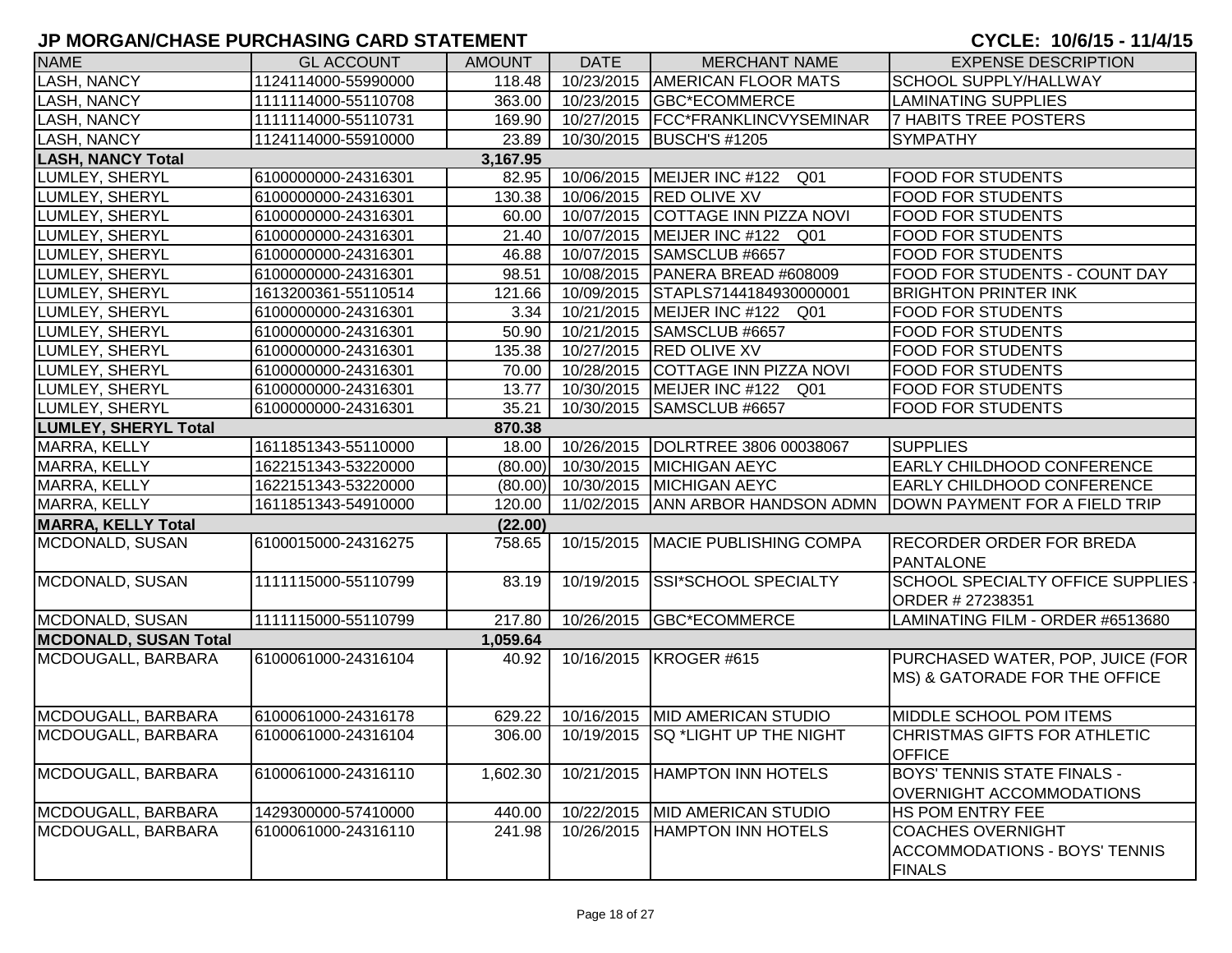# JP MORGAN/CHASE PURCHASING CARD STATEMENT

**CYCLE: 10/6/15 - 11/4/15**

| NAME | GL ACCOUNT | AMOUNT | DATE | MERCHANT NAME | EXPENSE DESCRIPTION |
|---|---|---|---|---|---|
| LASH, NANCY | 1124114000-55990000 | 118.48 | 10/23/2015 | AMERICAN FLOOR MATS | SCHOOL SUPPLY/HALLWAY |
| LASH, NANCY | 1111114000-55110708 | 363.00 | 10/23/2015 | GBC*ECOMMERCE | LAMINATING SUPPLIES |
| LASH, NANCY | 1111114000-55110731 | 169.90 | 10/27/2015 | FCC*FRANKLINCVYSEMINAR | 7 HABITS TREE POSTERS |
| LASH, NANCY | 1124114000-55910000 | 23.89 | 10/30/2015 | BUSCH'S #1205 | SYMPATHY |
| **LASH, NANCY Total** | | **3,167.95** | | | |
| LUMLEY, SHERYL | 6100000000-24316301 | 82.95 | 10/06/2015 | MEIJER INC #122 Q01 | FOOD FOR STUDENTS |
| LUMLEY, SHERYL | 6100000000-24316301 | 130.38 | 10/06/2015 | RED OLIVE XV | FOOD FOR STUDENTS |
| LUMLEY, SHERYL | 6100000000-24316301 | 60.00 | 10/07/2015 | COTTAGE INN PIZZA NOVI | FOOD FOR STUDENTS |
| LUMLEY, SHERYL | 6100000000-24316301 | 21.40 | 10/07/2015 | MEIJER INC #122 Q01 | FOOD FOR STUDENTS |
| LUMLEY, SHERYL | 6100000000-24316301 | 46.88 | 10/07/2015 | SAMSCLUB #6657 | FOOD FOR STUDENTS |
| LUMLEY, SHERYL | 6100000000-24316301 | 98.51 | 10/08/2015 | PANERA BREAD #608009 | FOOD FOR STUDENTS - COUNT DAY |
| LUMLEY, SHERYL | 1613200361-55110514 | 121.66 | 10/09/2015 | STAPLS7144184930000001 | BRIGHTON PRINTER INK |
| LUMLEY, SHERYL | 6100000000-24316301 | 3.34 | 10/21/2015 | MEIJER INC #122 Q01 | FOOD FOR STUDENTS |
| LUMLEY, SHERYL | 6100000000-24316301 | 50.90 | 10/21/2015 | SAMSCLUB #6657 | FOOD FOR STUDENTS |
| LUMLEY, SHERYL | 6100000000-24316301 | 135.38 | 10/27/2015 | RED OLIVE XV | FOOD FOR STUDENTS |
| LUMLEY, SHERYL | 6100000000-24316301 | 70.00 | 10/28/2015 | COTTAGE INN PIZZA NOVI | FOOD FOR STUDENTS |
| LUMLEY, SHERYL | 6100000000-24316301 | 13.77 | 10/30/2015 | MEIJER INC #122 Q01 | FOOD FOR STUDENTS |
| LUMLEY, SHERYL | 6100000000-24316301 | 35.21 | 10/30/2015 | SAMSCLUB #6657 | FOOD FOR STUDENTS |
| **LUMLEY, SHERYL Total** | | **870.38** | | | |
| MARRA, KELLY | 1611851343-55110000 | 18.00 | 10/26/2015 | DOLRTREE 3806 00038067 | SUPPLIES |
| MARRA, KELLY | 1622151343-53220000 | (80.00) | 10/30/2015 | MICHIGAN AEYC | EARLY CHILDHOOD CONFERENCE |
| MARRA, KELLY | 1622151343-53220000 | (80.00) | 10/30/2015 | MICHIGAN AEYC | EARLY CHILDHOOD CONFERENCE |
| MARRA, KELLY | 1611851343-54910000 | 120.00 | 11/02/2015 | ANN ARBOR HANDSON ADMN | DOWN PAYMENT FOR A FIELD TRIP |
| **MARRA, KELLY Total** | | **(22.00)** | | | |
| MCDONALD, SUSAN | 6100015000-24316275 | 758.65 | 10/15/2015 | MACIE PUBLISHING COMPA | RECORDER ORDER FOR BREDA PANTALONE |
| MCDONALD, SUSAN | 1111115000-55110799 | 83.19 | 10/19/2015 | SSI*SCHOOL SPECIALTY | SCHOOL SPECIALTY OFFICE SUPPLIES - ORDER # 27238351 |
| MCDONALD, SUSAN | 1111115000-55110799 | 217.80 | 10/26/2015 | GBC*ECOMMERCE | LAMINATING FILM - ORDER #6513680 |
| **MCDONALD, SUSAN Total** | | **1,059.64** | | | |
| MCDOUGALL, BARBARA | 6100061000-24316104 | 40.92 | 10/16/2015 | KROGER #615 | PURCHASED WATER, POP, JUICE (FOR MS) & GATORADE FOR THE OFFICE |
| MCDOUGALL, BARBARA | 6100061000-24316178 | 629.22 | 10/16/2015 | MID AMERICAN STUDIO | MIDDLE SCHOOL POM ITEMS |
| MCDOUGALL, BARBARA | 6100061000-24316104 | 306.00 | 10/19/2015 | SQ *LIGHT UP THE NIGHT | CHRISTMAS GIFTS FOR ATHLETIC OFFICE |
| MCDOUGALL, BARBARA | 6100061000-24316110 | 1,602.30 | 10/21/2015 | HAMPTON INN HOTELS | BOYS' TENNIS STATE FINALS - OVERNIGHT ACCOMMODATIONS |
| MCDOUGALL, BARBARA | 1429300000-57410000 | 440.00 | 10/22/2015 | MID AMERICAN STUDIO | HS POM ENTRY FEE |
| MCDOUGALL, BARBARA | 6100061000-24316110 | 241.98 | 10/26/2015 | HAMPTON INN HOTELS | COACHES OVERNIGHT ACCOMMODATIONS - BOYS' TENNIS FINALS |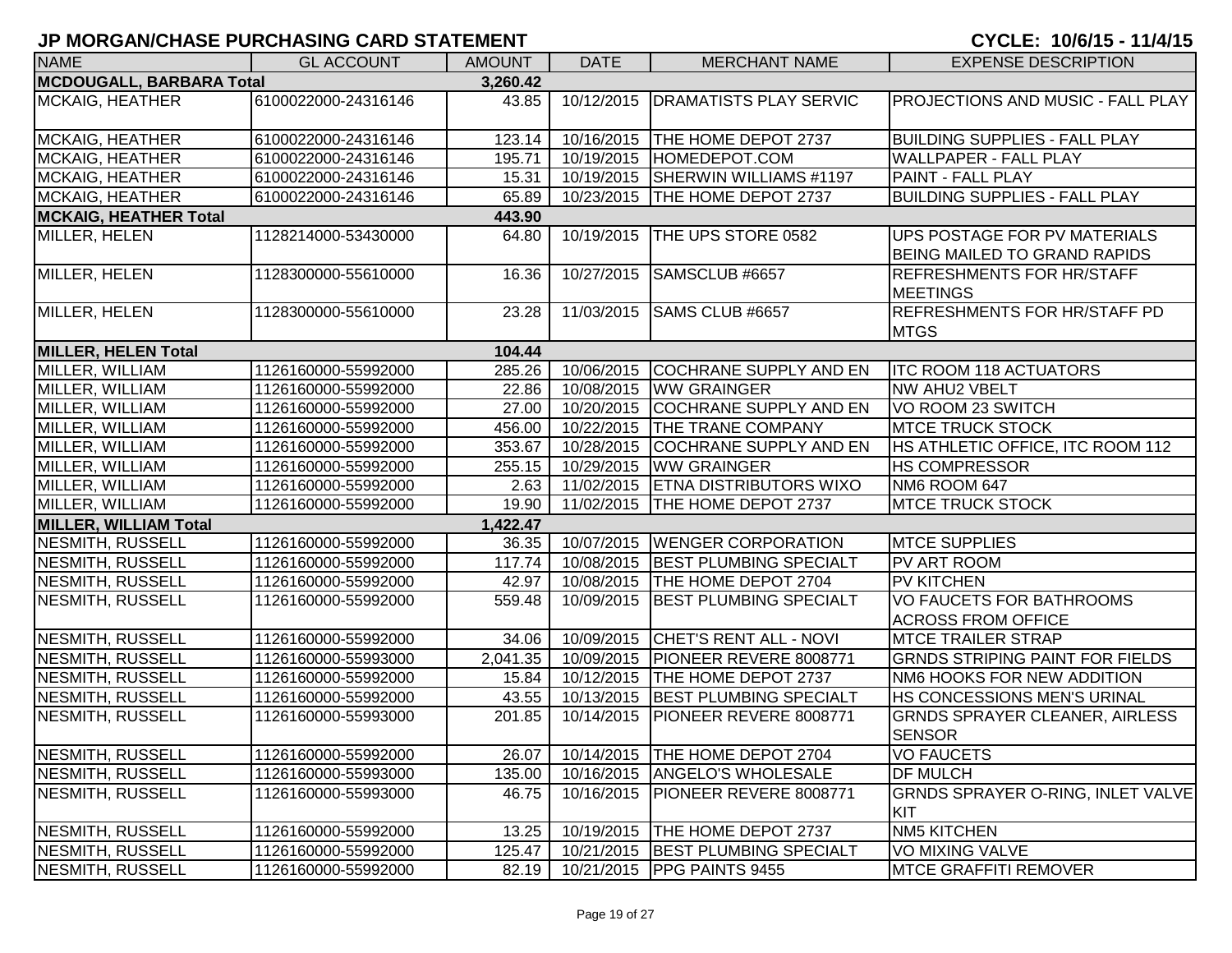## JP MORGAN/CHASE PURCHASING CARD STATEMENT

**CYCLE: 10/6/15 - 11/4/15**

| NAME | GL ACCOUNT | AMOUNT | DATE | MERCHANT NAME | EXPENSE DESCRIPTION |
|---|---|---|---|---|---|
| **MCDOUGALL, BARBARA Total** | | **3,260.42** | | | |
| MCKAIG, HEATHER | 6100022000-24316146 | 43.85 | 10/12/2015 | DRAMATISTS PLAY SERVIC | PROJECTIONS AND MUSIC - FALL PLAY |
| MCKAIG, HEATHER | 6100022000-24316146 | 123.14 | 10/16/2015 | THE HOME DEPOT 2737 | BUILDING SUPPLIES - FALL PLAY |
| MCKAIG, HEATHER | 6100022000-24316146 | 195.71 | 10/19/2015 | HOMEDEPOT.COM | WALLPAPER - FALL PLAY |
| MCKAIG, HEATHER | 6100022000-24316146 | 15.31 | 10/19/2015 | SHERWIN WILLIAMS #1197 | PAINT - FALL PLAY |
| MCKAIG, HEATHER | 6100022000-24316146 | 65.89 | 10/23/2015 | THE HOME DEPOT 2737 | BUILDING SUPPLIES - FALL PLAY |
| **MCKAIG, HEATHER Total** | | **443.90** | | | |
| MILLER, HELEN | 1128214000-53430000 | 64.80 | 10/19/2015 | THE UPS STORE 0582 | UPS POSTAGE FOR PV MATERIALS BEING MAILED TO GRAND RAPIDS |
| MILLER, HELEN | 1128300000-55610000 | 16.36 | 10/27/2015 | SAMSCLUB #6657 | REFRESHMENTS FOR HR/STAFF MEETINGS |
| MILLER, HELEN | 1128300000-55610000 | 23.28 | 11/03/2015 | SAMS CLUB #6657 | REFRESHMENTS FOR HR/STAFF PD MTGS |
| **MILLER, HELEN Total** | | **104.44** | | | |
| MILLER, WILLIAM | 1126160000-55992000 | 285.26 | 10/06/2015 | COCHRANE SUPPLY AND EN | ITC ROOM 118 ACTUATORS |
| MILLER, WILLIAM | 1126160000-55992000 | 22.86 | 10/08/2015 | WW GRAINGER | NW AHU2 VBELT |
| MILLER, WILLIAM | 1126160000-55992000 | 27.00 | 10/20/2015 | COCHRANE SUPPLY AND EN | VO ROOM 23 SWITCH |
| MILLER, WILLIAM | 1126160000-55992000 | 456.00 | 10/22/2015 | THE TRANE COMPANY | MTCE TRUCK STOCK |
| MILLER, WILLIAM | 1126160000-55992000 | 353.67 | 10/28/2015 | COCHRANE SUPPLY AND EN | HS ATHLETIC OFFICE, ITC ROOM 112 |
| MILLER, WILLIAM | 1126160000-55992000 | 255.15 | 10/29/2015 | WW GRAINGER | HS COMPRESSOR |
| MILLER, WILLIAM | 1126160000-55992000 | 2.63 | 11/02/2015 | ETNA DISTRIBUTORS WIXO | NM6 ROOM 647 |
| MILLER, WILLIAM | 1126160000-55992000 | 19.90 | 11/02/2015 | THE HOME DEPOT 2737 | MTCE TRUCK STOCK |
| **MILLER, WILLIAM Total** | | **1,422.47** | | | |
| NESMITH, RUSSELL | 1126160000-55992000 | 36.35 | 10/07/2015 | WENGER CORPORATION | MTCE SUPPLIES |
| NESMITH, RUSSELL | 1126160000-55992000 | 117.74 | 10/08/2015 | BEST PLUMBING SPECIALT | PV ART ROOM |
| NESMITH, RUSSELL | 1126160000-55992000 | 42.97 | 10/08/2015 | THE HOME DEPOT 2704 | PV KITCHEN |
| NESMITH, RUSSELL | 1126160000-55992000 | 559.48 | 10/09/2015 | BEST PLUMBING SPECIALT | VO FAUCETS FOR BATHROOMS ACROSS FROM OFFICE |
| NESMITH, RUSSELL | 1126160000-55992000 | 34.06 | 10/09/2015 | CHET'S RENT ALL - NOVI | MTCE TRAILER STRAP |
| NESMITH, RUSSELL | 1126160000-55993000 | 2,041.35 | 10/09/2015 | PIONEER REVERE 8008771 | GRNDS STRIPING PAINT FOR FIELDS |
| NESMITH, RUSSELL | 1126160000-55992000 | 15.84 | 10/12/2015 | THE HOME DEPOT 2737 | NM6 HOOKS FOR NEW ADDITION |
| NESMITH, RUSSELL | 1126160000-55992000 | 43.55 | 10/13/2015 | BEST PLUMBING SPECIALT | HS CONCESSIONS MEN'S URINAL |
| NESMITH, RUSSELL | 1126160000-55993000 | 201.85 | 10/14/2015 | PIONEER REVERE 8008771 | GRNDS SPRAYER CLEANER, AIRLESS SENSOR |
| NESMITH, RUSSELL | 1126160000-55992000 | 26.07 | 10/14/2015 | THE HOME DEPOT 2704 | VO FAUCETS |
| NESMITH, RUSSELL | 1126160000-55993000 | 135.00 | 10/16/2015 | ANGELO'S WHOLESALE | DF MULCH |
| NESMITH, RUSSELL | 1126160000-55993000 | 46.75 | 10/16/2015 | PIONEER REVERE 8008771 | GRNDS SPRAYER O-RING, INLET VALVE KIT |
| NESMITH, RUSSELL | 1126160000-55992000 | 13.25 | 10/19/2015 | THE HOME DEPOT 2737 | NM5 KITCHEN |
| NESMITH, RUSSELL | 1126160000-55992000 | 125.47 | 10/21/2015 | BEST PLUMBING SPECIALT | VO MIXING VALVE |
| NESMITH, RUSSELL | 1126160000-55992000 | 82.19 | 10/21/2015 | PPG PAINTS 9455 | MTCE GRAFFITI REMOVER |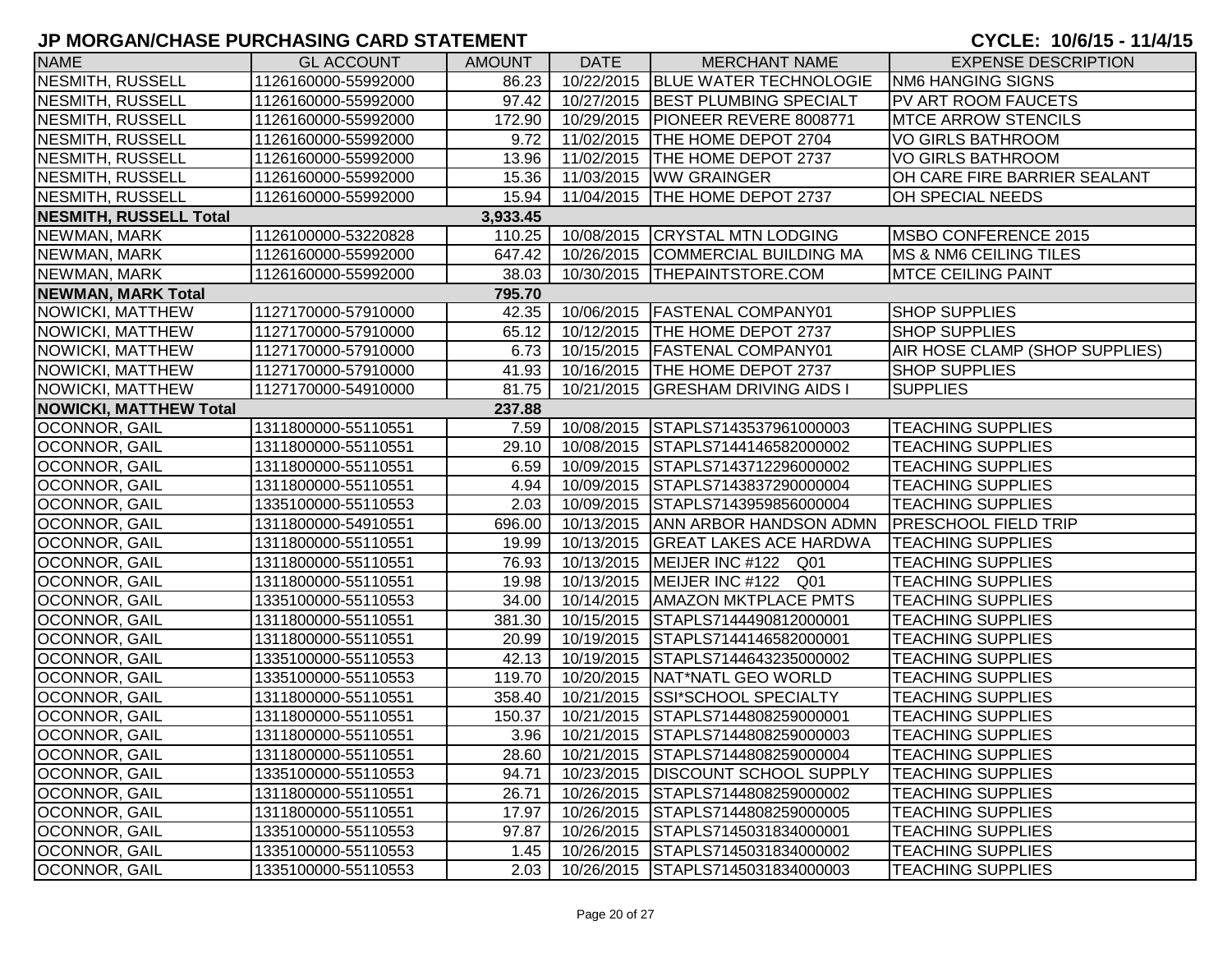# JP MORGAN/CHASE PURCHASING CARD STATEMENT

**CYCLE: 10/6/15 - 11/4/15**

| NAME | GL ACCOUNT | AMOUNT | DATE | MERCHANT NAME | EXPENSE DESCRIPTION |
|---|---|---|---|---|---|
| NESMITH, RUSSELL | 1126160000-55992000 | 86.23 | 10/22/2015 | BLUE WATER TECHNOLOGIE | NM6 HANGING SIGNS |
| NESMITH, RUSSELL | 1126160000-55992000 | 97.42 | 10/27/2015 | BEST PLUMBING SPECIALT | PV ART ROOM FAUCETS |
| NESMITH, RUSSELL | 1126160000-55992000 | 172.90 | 10/29/2015 | PIONEER REVERE 8008771 | MTCE ARROW STENCILS |
| NESMITH, RUSSELL | 1126160000-55992000 | 9.72 | 11/02/2015 | THE HOME DEPOT 2704 | VO GIRLS BATHROOM |
| NESMITH, RUSSELL | 1126160000-55992000 | 13.96 | 11/02/2015 | THE HOME DEPOT 2737 | VO GIRLS BATHROOM |
| NESMITH, RUSSELL | 1126160000-55992000 | 15.36 | 11/03/2015 | WW GRAINGER | OH CARE FIRE BARRIER SEALANT |
| NESMITH, RUSSELL | 1126160000-55992000 | 15.94 | 11/04/2015 | THE HOME DEPOT 2737 | OH SPECIAL NEEDS |
| **NESMITH, RUSSELL Total** | | **3,933.45** | | | |
| NEWMAN, MARK | 1126100000-53220828 | 110.25 | 10/08/2015 | CRYSTAL MTN LODGING | MSBO CONFERENCE 2015 |
| NEWMAN, MARK | 1126160000-55992000 | 647.42 | 10/26/2015 | COMMERCIAL BUILDING MA | MS & NM6 CEILING TILES |
| NEWMAN, MARK | 1126160000-55992000 | 38.03 | 10/30/2015 | THEPAINTSTORE.COM | MTCE CEILING PAINT |
| **NEWMAN, MARK Total** | | **795.70** | | | |
| NOWICKI, MATTHEW | 1127170000-57910000 | 42.35 | 10/06/2015 | FASTENAL COMPANY01 | SHOP SUPPLIES |
| NOWICKI, MATTHEW | 1127170000-57910000 | 65.12 | 10/12/2015 | THE HOME DEPOT 2737 | SHOP SUPPLIES |
| NOWICKI, MATTHEW | 1127170000-57910000 | 6.73 | 10/15/2015 | FASTENAL COMPANY01 | AIR HOSE CLAMP (SHOP SUPPLIES) |
| NOWICKI, MATTHEW | 1127170000-57910000 | 41.93 | 10/16/2015 | THE HOME DEPOT 2737 | SHOP SUPPLIES |
| NOWICKI, MATTHEW | 1127170000-54910000 | 81.75 | 10/21/2015 | GRESHAM DRIVING AIDS I | SUPPLIES |
| **NOWICKI, MATTHEW Total** | | **237.88** | | | |
| OCONNOR, GAIL | 1311800000-55110551 | 7.59 | 10/08/2015 | STAPLS7143537961000003 | TEACHING SUPPLIES |
| OCONNOR, GAIL | 1311800000-55110551 | 29.10 | 10/08/2015 | STAPLS7144146582000002 | TEACHING SUPPLIES |
| OCONNOR, GAIL | 1311800000-55110551 | 6.59 | 10/09/2015 | STAPLS7143712296000002 | TEACHING SUPPLIES |
| OCONNOR, GAIL | 1311800000-55110551 | 4.94 | 10/09/2015 | STAPLS7143837290000004 | TEACHING SUPPLIES |
| OCONNOR, GAIL | 1335100000-55110553 | 2.03 | 10/09/2015 | STAPLS7143959856000004 | TEACHING SUPPLIES |
| OCONNOR, GAIL | 1311800000-54910551 | 696.00 | 10/13/2015 | ANN ARBOR HANDSON ADMN | PRESCHOOL FIELD TRIP |
| OCONNOR, GAIL | 1311800000-55110551 | 19.99 | 10/13/2015 | GREAT LAKES ACE HARDWA | TEACHING SUPPLIES |
| OCONNOR, GAIL | 1311800000-55110551 | 76.93 | 10/13/2015 | MEIJER INC #122 Q01 | TEACHING SUPPLIES |
| OCONNOR, GAIL | 1311800000-55110551 | 19.98 | 10/13/2015 | MEIJER INC #122 Q01 | TEACHING SUPPLIES |
| OCONNOR, GAIL | 1335100000-55110553 | 34.00 | 10/14/2015 | AMAZON MKTPLACE PMTS | TEACHING SUPPLIES |
| OCONNOR, GAIL | 1311800000-55110551 | 381.30 | 10/15/2015 | STAPLS7144490812000001 | TEACHING SUPPLIES |
| OCONNOR, GAIL | 1311800000-55110551 | 20.99 | 10/19/2015 | STAPLS7144146582000001 | TEACHING SUPPLIES |
| OCONNOR, GAIL | 1335100000-55110553 | 42.13 | 10/19/2015 | STAPLS7144643235000002 | TEACHING SUPPLIES |
| OCONNOR, GAIL | 1335100000-55110553 | 119.70 | 10/20/2015 | NAT*NATL GEO WORLD | TEACHING SUPPLIES |
| OCONNOR, GAIL | 1311800000-55110551 | 358.40 | 10/21/2015 | SSI*SCHOOL SPECIALTY | TEACHING SUPPLIES |
| OCONNOR, GAIL | 1311800000-55110551 | 150.37 | 10/21/2015 | STAPLS7144808259000001 | TEACHING SUPPLIES |
| OCONNOR, GAIL | 1311800000-55110551 | 3.96 | 10/21/2015 | STAPLS7144808259000003 | TEACHING SUPPLIES |
| OCONNOR, GAIL | 1311800000-55110551 | 28.60 | 10/21/2015 | STAPLS7144808259000004 | TEACHING SUPPLIES |
| OCONNOR, GAIL | 1335100000-55110553 | 94.71 | 10/23/2015 | DISCOUNT SCHOOL SUPPLY | TEACHING SUPPLIES |
| OCONNOR, GAIL | 1311800000-55110551 | 26.71 | 10/26/2015 | STAPLS7144808259000002 | TEACHING SUPPLIES |
| OCONNOR, GAIL | 1311800000-55110551 | 17.97 | 10/26/2015 | STAPLS7144808259000005 | TEACHING SUPPLIES |
| OCONNOR, GAIL | 1335100000-55110553 | 97.87 | 10/26/2015 | STAPLS7145031834000001 | TEACHING SUPPLIES |
| OCONNOR, GAIL | 1335100000-55110553 | 1.45 | 10/26/2015 | STAPLS7145031834000002 | TEACHING SUPPLIES |
| OCONNOR, GAIL | 1335100000-55110553 | 2.03 | 10/26/2015 | STAPLS7145031834000003 | TEACHING SUPPLIES |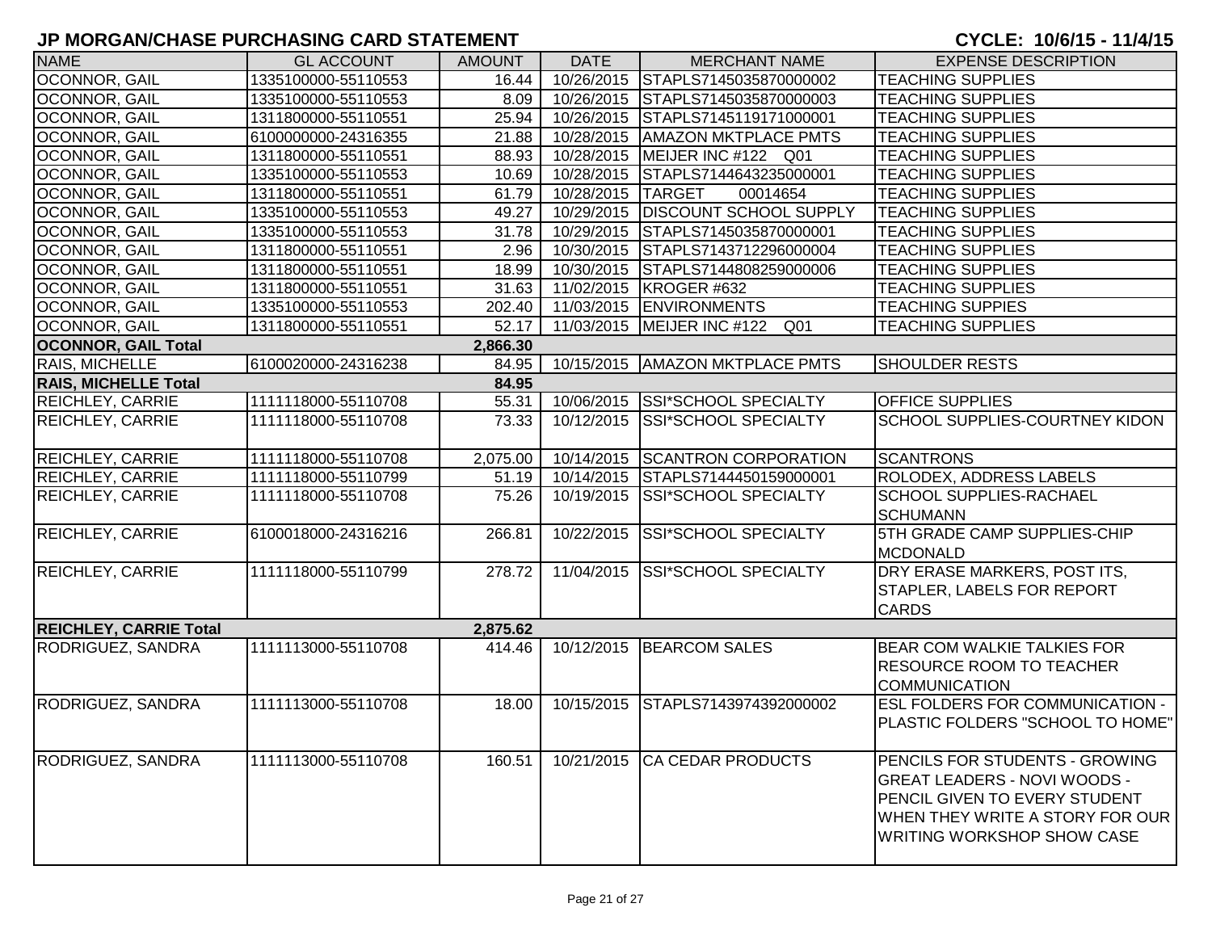# JP MORGAN/CHASE PURCHASING CARD STATEMENT

**CYCLE: 10/6/15 - 11/4/15**

| NAME | GL ACCOUNT | AMOUNT | DATE | MERCHANT NAME | EXPENSE DESCRIPTION |
|---|---|---|---|---|---|
| OCONNOR, GAIL | 1335100000-55110553 | 16.44 | 10/26/2015 | STAPLS7145035870000002 | TEACHING SUPPLIES |
| OCONNOR, GAIL | 1335100000-55110553 | 8.09 | 10/26/2015 | STAPLS7145035870000003 | TEACHING SUPPLIES |
| OCONNOR, GAIL | 1311800000-55110551 | 25.94 | 10/26/2015 | STAPLS7145119171000001 | TEACHING SUPPLIES |
| OCONNOR, GAIL | 6100000000-24316355 | 21.88 | 10/28/2015 | AMAZON MKTPLACE PMTS | TEACHING SUPPLIES |
| OCONNOR, GAIL | 1311800000-55110551 | 88.93 | 10/28/2015 | MEIJER INC #122 Q01 | TEACHING SUPPLIES |
| OCONNOR, GAIL | 1335100000-55110553 | 10.69 | 10/28/2015 | STAPLS7144643235000001 | TEACHING SUPPLIES |
| OCONNOR, GAIL | 1311800000-55110551 | 61.79 | 10/28/2015 | TARGET 00014654 | TEACHING SUPPLIES |
| OCONNOR, GAIL | 1335100000-55110553 | 49.27 | 10/29/2015 | DISCOUNT SCHOOL SUPPLY | TEACHING SUPPLIES |
| OCONNOR, GAIL | 1335100000-55110553 | 31.78 | 10/29/2015 | STAPLS7145035870000001 | TEACHING SUPPLIES |
| OCONNOR, GAIL | 1311800000-55110551 | 2.96 | 10/30/2015 | STAPLS7143712296000004 | TEACHING SUPPLIES |
| OCONNOR, GAIL | 1311800000-55110551 | 18.99 | 10/30/2015 | STAPLS7144808259000006 | TEACHING SUPPLIES |
| OCONNOR, GAIL | 1311800000-55110551 | 31.63 | 11/02/2015 | KROGER #632 | TEACHING SUPPLIES |
| OCONNOR, GAIL | 1335100000-55110553 | 202.40 | 11/03/2015 | ENVIRONMENTS | TEACHING SUPPIES |
| OCONNOR, GAIL | 1311800000-55110551 | 52.17 | 11/03/2015 | MEIJER INC #122 Q01 | TEACHING SUPPLIES |
| **OCONNOR, GAIL Total** | | **2,866.30** | | | |
| RAIS, MICHELLE | 6100020000-24316238 | 84.95 | 10/15/2015 | AMAZON MKTPLACE PMTS | SHOULDER RESTS |
| **RAIS, MICHELLE Total** | | **84.95** | | | |
| REICHLEY, CARRIE | 1111118000-55110708 | 55.31 | 10/06/2015 | SSI*SCHOOL SPECIALTY | OFFICE SUPPLIES |
| REICHLEY, CARRIE | 1111118000-55110708 | 73.33 | 10/12/2015 | SSI*SCHOOL SPECIALTY | SCHOOL SUPPLIES-COURTNEY KIDON |
| REICHLEY, CARRIE | 1111118000-55110708 | 2,075.00 | 10/14/2015 | SCANTRON CORPORATION | SCANTRONS |
| REICHLEY, CARRIE | 1111118000-55110799 | 51.19 | 10/14/2015 | STAPLS7144450159000001 | ROLODEX, ADDRESS LABELS |
| REICHLEY, CARRIE | 1111118000-55110708 | 75.26 | 10/19/2015 | SSI*SCHOOL SPECIALTY | SCHOOL SUPPLIES-RACHAEL SCHUMANN |
| REICHLEY, CARRIE | 6100018000-24316216 | 266.81 | 10/22/2015 | SSI*SCHOOL SPECIALTY | 5TH GRADE CAMP SUPPLIES-CHIP MCDONALD |
| REICHLEY, CARRIE | 1111118000-55110799 | 278.72 | 11/04/2015 | SSI*SCHOOL SPECIALTY | DRY ERASE MARKERS, POST ITS, STAPLER, LABELS FOR REPORT CARDS |
| **REICHLEY, CARRIE Total** | | **2,875.62** | | | |
| RODRIGUEZ, SANDRA | 1111113000-55110708 | 414.46 | 10/12/2015 | BEARCOM SALES | BEAR COM WALKIE TALKIES FOR RESOURCE ROOM TO TEACHER COMMUNICATION |
| RODRIGUEZ, SANDRA | 1111113000-55110708 | 18.00 | 10/15/2015 | STAPLS7143974392000002 | ESL FOLDERS FOR COMMUNICATION - PLASTIC FOLDERS "SCHOOL TO HOME" |
| RODRIGUEZ, SANDRA | 1111113000-55110708 | 160.51 | 10/21/2015 | CA CEDAR PRODUCTS | PENCILS FOR STUDENTS - GROWING GREAT LEADERS - NOVI WOODS - PENCIL GIVEN TO EVERY STUDENT WHEN THEY WRITE A STORY FOR OUR WRITING WORKSHOP SHOW CASE |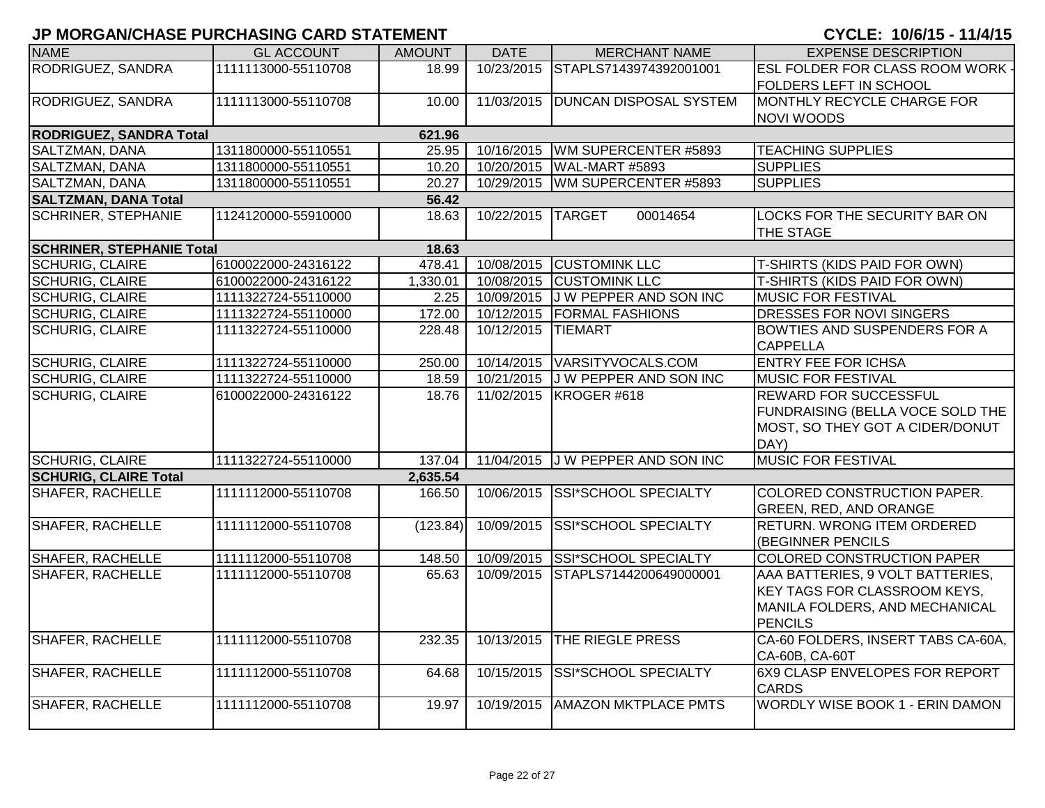## JP MORGAN/CHASE PURCHASING CARD STATEMENT

**CYCLE: 10/6/15 - 11/4/15**

| NAME | GL ACCOUNT | AMOUNT | DATE | MERCHANT NAME | EXPENSE DESCRIPTION |
|---|---|---|---|---|---|
| RODRIGUEZ, SANDRA | 1111113000-55110708 | 18.99 | 10/23/2015 | STAPLS7143974392001001 | ESL FOLDER FOR CLASS ROOM WORK - FOLDERS LEFT IN SCHOOL |
| RODRIGUEZ, SANDRA | 1111113000-55110708 | 10.00 | 11/03/2015 | DUNCAN DISPOSAL SYSTEM | MONTHLY RECYCLE CHARGE FOR NOVI WOODS |
| **RODRIGUEZ, SANDRA Total** | | **621.96** | | | |
| SALTZMAN, DANA | 1311800000-55110551 | 25.95 | 10/16/2015 | WM SUPERCENTER #5893 | TEACHING SUPPLIES |
| SALTZMAN, DANA | 1311800000-55110551 | 10.20 | 10/20/2015 | WAL-MART #5893 | SUPPLIES |
| SALTZMAN, DANA | 1311800000-55110551 | 20.27 | 10/29/2015 | WM SUPERCENTER #5893 | SUPPLIES |
| **SALTZMAN, DANA Total** | | **56.42** | | | |
| SCHRINER, STEPHANIE | 1124120000-55910000 | 18.63 | 10/22/2015 | TARGET 00014654 | LOCKS FOR THE SECURITY BAR ON THE STAGE |
| **SCHRINER, STEPHANIE Total** | | **18.63** | | | |
| SCHURIG, CLAIRE | 6100022000-24316122 | 478.41 | 10/08/2015 | CUSTOMINK LLC | T-SHIRTS (KIDS PAID FOR OWN) |
| SCHURIG, CLAIRE | 6100022000-24316122 | 1,330.01 | 10/08/2015 | CUSTOMINK LLC | T-SHIRTS (KIDS PAID FOR OWN) |
| SCHURIG, CLAIRE | 1111322724-55110000 | 2.25 | 10/09/2015 | J W PEPPER AND SON INC | MUSIC FOR FESTIVAL |
| SCHURIG, CLAIRE | 1111322724-55110000 | 172.00 | 10/12/2015 | FORMAL FASHIONS | DRESSES FOR NOVI SINGERS |
| SCHURIG, CLAIRE | 1111322724-55110000 | 228.48 | 10/12/2015 | TIEMART | BOWTIES AND SUSPENDERS FOR A CAPPELLA |
| SCHURIG, CLAIRE | 1111322724-55110000 | 250.00 | 10/14/2015 | VARSITYVOCALS.COM | ENTRY FEE FOR ICHSA |
| SCHURIG, CLAIRE | 1111322724-55110000 | 18.59 | 10/21/2015 | J W PEPPER AND SON INC | MUSIC FOR FESTIVAL |
| SCHURIG, CLAIRE | 6100022000-24316122 | 18.76 | 11/02/2015 | KROGER #618 | REWARD FOR SUCCESSFUL FUNDRAISING (BELLA VOCE SOLD THE MOST, SO THEY GOT A CIDER/DONUT DAY) |
| SCHURIG, CLAIRE | 1111322724-55110000 | 137.04 | 11/04/2015 | J W PEPPER AND SON INC | MUSIC FOR FESTIVAL |
| **SCHURIG, CLAIRE Total** | | **2,635.54** | | | |
| SHAFER, RACHELLE | 1111112000-55110708 | 166.50 | 10/06/2015 | SSI*SCHOOL SPECIALTY | COLORED CONSTRUCTION PAPER. GREEN, RED, AND ORANGE |
| SHAFER, RACHELLE | 1111112000-55110708 | (123.84) | 10/09/2015 | SSI*SCHOOL SPECIALTY | RETURN. WRONG ITEM ORDERED (BEGINNER PENCILS |
| SHAFER, RACHELLE | 1111112000-55110708 | 148.50 | 10/09/2015 | SSI*SCHOOL SPECIALTY | COLORED CONSTRUCTION PAPER |
| SHAFER, RACHELLE | 1111112000-55110708 | 65.63 | 10/09/2015 | STAPLS7144200649000001 | AAA BATTERIES, 9 VOLT BATTERIES, KEY TAGS FOR CLASSROOM KEYS, MANILA FOLDERS, AND MECHANICAL PENCILS |
| SHAFER, RACHELLE | 1111112000-55110708 | 232.35 | 10/13/2015 | THE RIEGLE PRESS | CA-60 FOLDERS, INSERT TABS CA-60A, CA-60B, CA-60T |
| SHAFER, RACHELLE | 1111112000-55110708 | 64.68 | 10/15/2015 | SSI*SCHOOL SPECIALTY | 6X9 CLASP ENVELOPES FOR REPORT CARDS |
| SHAFER, RACHELLE | 1111112000-55110708 | 19.97 | 10/19/2015 | AMAZON MKTPLACE PMTS | WORDLY WISE BOOK 1 - ERIN DAMON |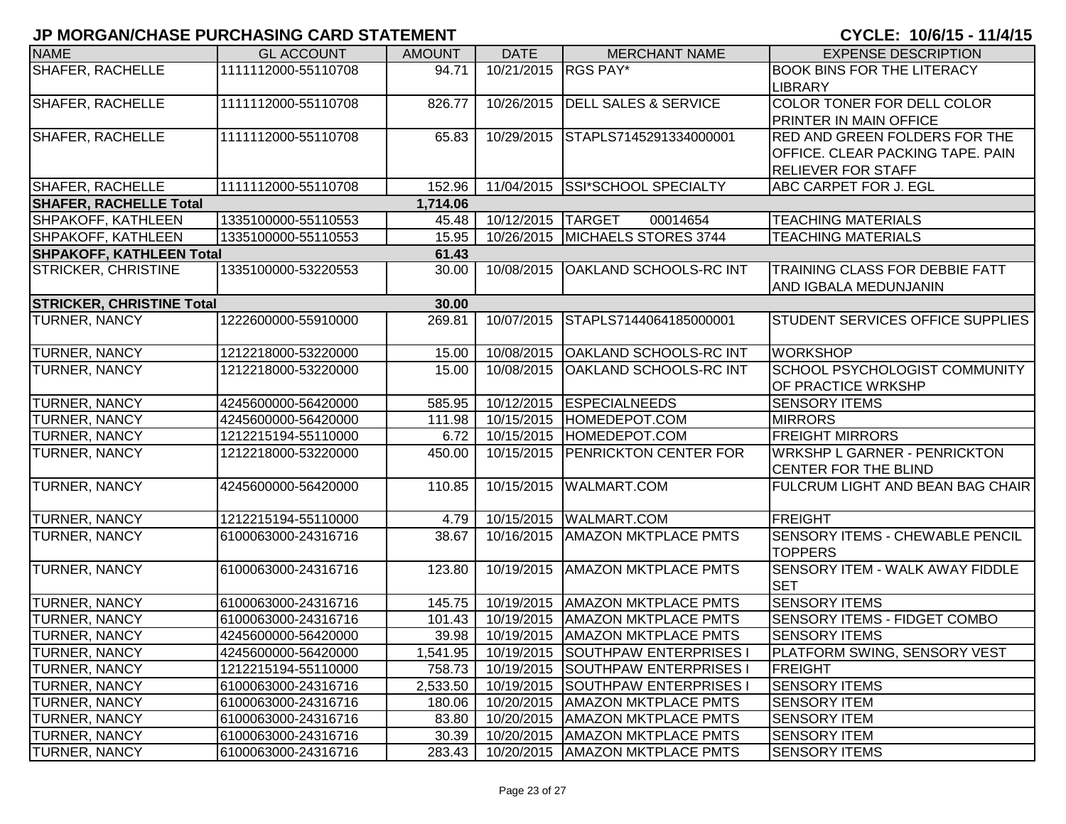# JP MORGAN/CHASE PURCHASING CARD STATEMENT

**CYCLE: 10/6/15 - 11/4/15**

| NAME | GL ACCOUNT | AMOUNT | DATE | MERCHANT NAME | EXPENSE DESCRIPTION |
|---|---|---|---|---|---|
| SHAFER, RACHELLE | 1111112000-55110708 | 94.71 | 10/21/2015 | RGS PAY* | BOOK BINS FOR THE LITERACY LIBRARY |
| SHAFER, RACHELLE | 1111112000-55110708 | 826.77 | 10/26/2015 | DELL SALES & SERVICE | COLOR TONER FOR DELL COLOR PRINTER IN MAIN OFFICE |
| SHAFER, RACHELLE | 1111112000-55110708 | 65.83 | 10/29/2015 | STAPLS7145291334000001 | RED AND GREEN FOLDERS FOR THE OFFICE. CLEAR PACKING TAPE. PAIN RELIEVER FOR STAFF |
| SHAFER, RACHELLE | 1111112000-55110708 | 152.96 | 11/04/2015 | SSI*SCHOOL SPECIALTY | ABC CARPET FOR J. EGL |
| **SHAFER, RACHELLE Total** | | **1,714.06** | | | |
| SHPAKOFF, KATHLEEN | 1335100000-55110553 | 45.48 | 10/12/2015 | TARGET 00014654 | TEACHING MATERIALS |
| SHPAKOFF, KATHLEEN | 1335100000-55110553 | 15.95 | 10/26/2015 | MICHAELS STORES 3744 | TEACHING MATERIALS |
| **SHPAKOFF, KATHLEEN Total** | | **61.43** | | | |
| STRICKER, CHRISTINE | 1335100000-53220553 | 30.00 | 10/08/2015 | OAKLAND SCHOOLS-RC INT | TRAINING CLASS FOR DEBBIE FATT AND IGBALA MEDUNJANIN |
| **STRICKER, CHRISTINE Total** | | **30.00** | | | |
| TURNER, NANCY | 1222600000-55910000 | 269.81 | 10/07/2015 | STAPLS7144064185000001 | STUDENT SERVICES OFFICE SUPPLIES |
| TURNER, NANCY | 1212218000-53220000 | 15.00 | 10/08/2015 | OAKLAND SCHOOLS-RC INT | WORKSHOP |
| TURNER, NANCY | 1212218000-53220000 | 15.00 | 10/08/2015 | OAKLAND SCHOOLS-RC INT | SCHOOL PSYCHOLOGIST COMMUNITY OF PRACTICE WRKSHP |
| TURNER, NANCY | 4245600000-56420000 | 585.95 | 10/12/2015 | ESPECIALNEEDS | SENSORY ITEMS |
| TURNER, NANCY | 4245600000-56420000 | 111.98 | 10/15/2015 | HOMEDEPOT.COM | MIRRORS |
| TURNER, NANCY | 1212215194-55110000 | 6.72 | 10/15/2015 | HOMEDEPOT.COM | FREIGHT MIRRORS |
| TURNER, NANCY | 1212218000-53220000 | 450.00 | 10/15/2015 | PENRICKTON CENTER FOR | WRKSHP L GARNER - PENRICKTON CENTER FOR THE BLIND |
| TURNER, NANCY | 4245600000-56420000 | 110.85 | 10/15/2015 | WALMART.COM | FULCRUM LIGHT AND BEAN BAG CHAIR |
| TURNER, NANCY | 1212215194-55110000 | 4.79 | 10/15/2015 | WALMART.COM | FREIGHT |
| TURNER, NANCY | 6100063000-24316716 | 38.67 | 10/16/2015 | AMAZON MKTPLACE PMTS | SENSORY ITEMS - CHEWABLE PENCIL TOPPERS |
| TURNER, NANCY | 6100063000-24316716 | 123.80 | 10/19/2015 | AMAZON MKTPLACE PMTS | SENSORY ITEM - WALK AWAY FIDDLE SET |
| TURNER, NANCY | 6100063000-24316716 | 145.75 | 10/19/2015 | AMAZON MKTPLACE PMTS | SENSORY ITEMS |
| TURNER, NANCY | 6100063000-24316716 | 101.43 | 10/19/2015 | AMAZON MKTPLACE PMTS | SENSORY ITEMS - FIDGET COMBO |
| TURNER, NANCY | 4245600000-56420000 | 39.98 | 10/19/2015 | AMAZON MKTPLACE PMTS | SENSORY ITEMS |
| TURNER, NANCY | 4245600000-56420000 | 1,541.95 | 10/19/2015 | SOUTHPAW ENTERPRISES I | PLATFORM SWING, SENSORY VEST |
| TURNER, NANCY | 1212215194-55110000 | 758.73 | 10/19/2015 | SOUTHPAW ENTERPRISES I | FREIGHT |
| TURNER, NANCY | 6100063000-24316716 | 2,533.50 | 10/19/2015 | SOUTHPAW ENTERPRISES I | SENSORY ITEMS |
| TURNER, NANCY | 6100063000-24316716 | 180.06 | 10/20/2015 | AMAZON MKTPLACE PMTS | SENSORY ITEM |
| TURNER, NANCY | 6100063000-24316716 | 83.80 | 10/20/2015 | AMAZON MKTPLACE PMTS | SENSORY ITEM |
| TURNER, NANCY | 6100063000-24316716 | 30.39 | 10/20/2015 | AMAZON MKTPLACE PMTS | SENSORY ITEM |
| TURNER, NANCY | 6100063000-24316716 | 283.43 | 10/20/2015 | AMAZON MKTPLACE PMTS | SENSORY ITEMS |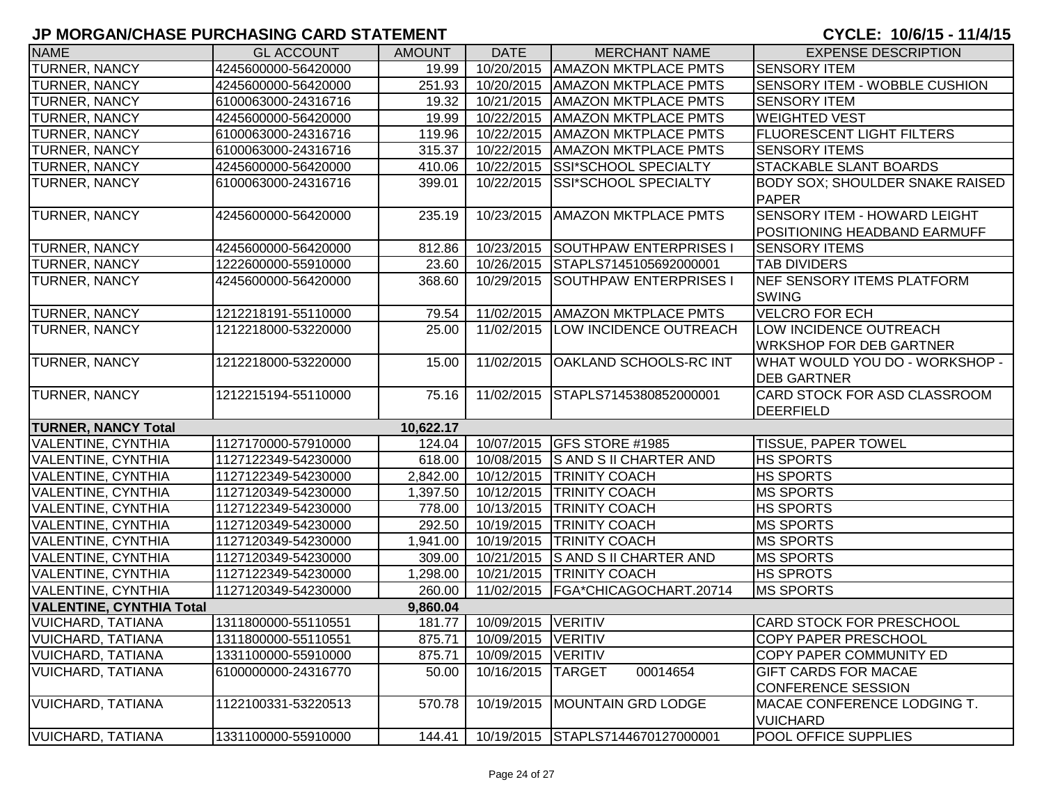# JP MORGAN/CHASE PURCHASING CARD STATEMENT

**CYCLE: 10/6/15 - 11/4/15**

| NAME | GL ACCOUNT | AMOUNT | DATE | MERCHANT NAME | EXPENSE DESCRIPTION |
|---|---|---|---|---|---|
| TURNER, NANCY | 4245600000-56420000 | 19.99 | 10/20/2015 | AMAZON MKTPLACE PMTS | SENSORY ITEM |
| TURNER, NANCY | 4245600000-56420000 | 251.93 | 10/20/2015 | AMAZON MKTPLACE PMTS | SENSORY ITEM - WOBBLE CUSHION |
| TURNER, NANCY | 6100063000-24316716 | 19.32 | 10/21/2015 | AMAZON MKTPLACE PMTS | SENSORY ITEM |
| TURNER, NANCY | 4245600000-56420000 | 19.99 | 10/22/2015 | AMAZON MKTPLACE PMTS | WEIGHTED VEST |
| TURNER, NANCY | 6100063000-24316716 | 119.96 | 10/22/2015 | AMAZON MKTPLACE PMTS | FLUORESCENT LIGHT FILTERS |
| TURNER, NANCY | 6100063000-24316716 | 315.37 | 10/22/2015 | AMAZON MKTPLACE PMTS | SENSORY ITEMS |
| TURNER, NANCY | 4245600000-56420000 | 410.06 | 10/22/2015 | SSI*SCHOOL SPECIALTY | STACKABLE SLANT BOARDS |
| TURNER, NANCY | 6100063000-24316716 | 399.01 | 10/22/2015 | SSI*SCHOOL SPECIALTY | BODY SOX; SHOULDER SNAKE RAISED PAPER |
| TURNER, NANCY | 4245600000-56420000 | 235.19 | 10/23/2015 | AMAZON MKTPLACE PMTS | SENSORY ITEM - HOWARD LEIGHT POSITIONING HEADBAND EARMUFF |
| TURNER, NANCY | 4245600000-56420000 | 812.86 | 10/23/2015 | SOUTHPAW ENTERPRISES I | SENSORY ITEMS |
| TURNER, NANCY | 1222600000-55910000 | 23.60 | 10/26/2015 | STAPLS7145105692000001 | TAB DIVIDERS |
| TURNER, NANCY | 4245600000-56420000 | 368.60 | 10/29/2015 | SOUTHPAW ENTERPRISES I | NEF SENSORY ITEMS PLATFORM SWING |
| TURNER, NANCY | 1212218191-55110000 | 79.54 | 11/02/2015 | AMAZON MKTPLACE PMTS | VELCRO FOR ECH |
| TURNER, NANCY | 1212218000-53220000 | 25.00 | 11/02/2015 | LOW INCIDENCE OUTREACH | LOW INCIDENCE OUTREACH WRKSHOP FOR DEB GARTNER |
| TURNER, NANCY | 1212218000-53220000 | 15.00 | 11/02/2015 | OAKLAND SCHOOLS-RC INT | WHAT WOULD YOU DO - WORKSHOP - DEB GARTNER |
| TURNER, NANCY | 1212215194-55110000 | 75.16 | 11/02/2015 | STAPLS7145380852000001 | CARD STOCK FOR ASD CLASSROOM DEERFIELD |
| **TURNER, NANCY Total** | | **10,622.17** | | | |
| VALENTINE, CYNTHIA | 1127170000-57910000 | 124.04 | 10/07/2015 | GFS STORE #1985 | TISSUE, PAPER TOWEL |
| VALENTINE, CYNTHIA | 1127122349-54230000 | 618.00 | 10/08/2015 | S AND S II CHARTER AND | HS SPORTS |
| VALENTINE, CYNTHIA | 1127122349-54230000 | 2,842.00 | 10/12/2015 | TRINITY COACH | HS SPORTS |
| VALENTINE, CYNTHIA | 1127120349-54230000 | 1,397.50 | 10/12/2015 | TRINITY COACH | MS SPORTS |
| VALENTINE, CYNTHIA | 1127122349-54230000 | 778.00 | 10/13/2015 | TRINITY COACH | HS SPORTS |
| VALENTINE, CYNTHIA | 1127120349-54230000 | 292.50 | 10/19/2015 | TRINITY COACH | MS SPORTS |
| VALENTINE, CYNTHIA | 1127120349-54230000 | 1,941.00 | 10/19/2015 | TRINITY COACH | MS SPORTS |
| VALENTINE, CYNTHIA | 1127120349-54230000 | 309.00 | 10/21/2015 | S AND S II CHARTER AND | MS SPORTS |
| VALENTINE, CYNTHIA | 1127122349-54230000 | 1,298.00 | 10/21/2015 | TRINITY COACH | HS SPROTS |
| VALENTINE, CYNTHIA | 1127120349-54230000 | 260.00 | 11/02/2015 | FGA*CHICAGOCHART.20714 | MS SPORTS |
| **VALENTINE, CYNTHIA Total** | | **9,860.04** | | | |
| VUICHARD, TATIANA | 1311800000-55110551 | 181.77 | 10/09/2015 | VERITIV | CARD STOCK FOR PRESCHOOL |
| VUICHARD, TATIANA | 1311800000-55110551 | 875.71 | 10/09/2015 | VERITIV | COPY PAPER PRESCHOOL |
| VUICHARD, TATIANA | 1331100000-55910000 | 875.71 | 10/09/2015 | VERITIV | COPY PAPER COMMUNITY ED |
| VUICHARD, TATIANA | 6100000000-24316770 | 50.00 | 10/16/2015 | TARGET 00014654 | GIFT CARDS FOR MACAE CONFERENCE SESSION |
| VUICHARD, TATIANA | 1122100331-53220513 | 570.78 | 10/19/2015 | MOUNTAIN GRD LODGE | MACAE CONFERENCE LODGING T. VUICHARD |
| VUICHARD, TATIANA | 1331100000-55910000 | 144.41 | 10/19/2015 | STAPLS7144670127000001 | POOL OFFICE SUPPLIES |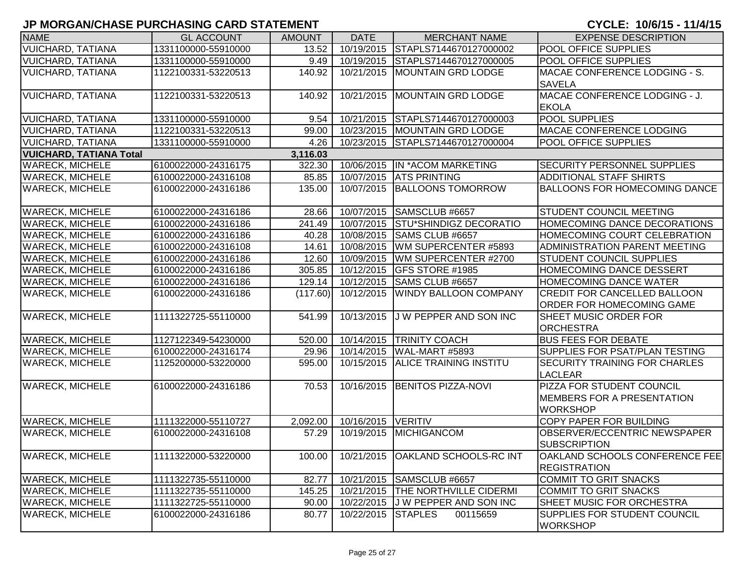# JP MORGAN/CHASE PURCHASING CARD STATEMENT

**CYCLE: 10/6/15 - 11/4/15**

| NAME | GL ACCOUNT | AMOUNT | DATE | MERCHANT NAME | EXPENSE DESCRIPTION |
|---|---|---|---|---|---|
| VUICHARD, TATIANA | 1331100000-55910000 | 13.52 | 10/19/2015 | STAPLS7144670127000002 | POOL OFFICE SUPPLIES |
| VUICHARD, TATIANA | 1331100000-55910000 | 9.49 | 10/19/2015 | STAPLS7144670127000005 | POOL OFFICE SUPPLIES |
| VUICHARD, TATIANA | 1122100331-53220513 | 140.92 | 10/21/2015 | MOUNTAIN GRD LODGE | MACAE CONFERENCE LODGING - S. SAVELA |
| VUICHARD, TATIANA | 1122100331-53220513 | 140.92 | 10/21/2015 | MOUNTAIN GRD LODGE | MACAE CONFERENCE LODGING - J. EKOLA |
| VUICHARD, TATIANA | 1331100000-55910000 | 9.54 | 10/21/2015 | STAPLS7144670127000003 | POOL SUPPLIES |
| VUICHARD, TATIANA | 1122100331-53220513 | 99.00 | 10/23/2015 | MOUNTAIN GRD LODGE | MACAE CONFERENCE LODGING |
| VUICHARD, TATIANA | 1331100000-55910000 | 4.26 | 10/23/2015 | STAPLS7144670127000004 | POOL OFFICE SUPPLIES |
| **VUICHARD, TATIANA Total** | | **3,116.03** | | | |
| WARECK, MICHELE | 6100022000-24316175 | 322.30 | 10/06/2015 | IN *ACOM MARKETING | SECURITY PERSONNEL SUPPLIES |
| WARECK, MICHELE | 6100022000-24316108 | 85.85 | 10/07/2015 | ATS PRINTING | ADDITIONAL STAFF SHIRTS |
| WARECK, MICHELE | 6100022000-24316186 | 135.00 | 10/07/2015 | BALLOONS TOMORROW | BALLOONS FOR HOMECOMING DANCE |
| WARECK, MICHELE | 6100022000-24316186 | 28.66 | 10/07/2015 | SAMSCLUB #6657 | STUDENT COUNCIL MEETING |
| WARECK, MICHELE | 6100022000-24316186 | 241.49 | 10/07/2015 | STU*SHINDIGZ DECORATIO | HOMECOMING DANCE DECORATIONS |
| WARECK, MICHELE | 6100022000-24316186 | 40.28 | 10/08/2015 | SAMS CLUB #6657 | HOMECOMING COURT CELEBRATION |
| WARECK, MICHELE | 6100022000-24316108 | 14.61 | 10/08/2015 | WM SUPERCENTER #5893 | ADMINISTRATION PARENT MEETING |
| WARECK, MICHELE | 6100022000-24316186 | 12.60 | 10/09/2015 | WM SUPERCENTER #2700 | STUDENT COUNCIL SUPPLIES |
| WARECK, MICHELE | 6100022000-24316186 | 305.85 | 10/12/2015 | GFS STORE #1985 | HOMECOMING DANCE DESSERT |
| WARECK, MICHELE | 6100022000-24316186 | 129.14 | 10/12/2015 | SAMS CLUB #6657 | HOMECOMING DANCE WATER |
| WARECK, MICHELE | 6100022000-24316186 | (117.60) | 10/12/2015 | WINDY BALLOON COMPANY | CREDIT FOR CANCELLED BALLOON ORDER FOR HOMECOMING GAME |
| WARECK, MICHELE | 1111322725-55110000 | 541.99 | 10/13/2015 | J W PEPPER AND SON INC | SHEET MUSIC ORDER FOR ORCHESTRA |
| WARECK, MICHELE | 1127122349-54230000 | 520.00 | 10/14/2015 | TRINITY COACH | BUS FEES FOR DEBATE |
| WARECK, MICHELE | 6100022000-24316174 | 29.96 | 10/14/2015 | WAL-MART #5893 | SUPPLIES FOR PSAT/PLAN TESTING |
| WARECK, MICHELE | 1125200000-53220000 | 595.00 | 10/15/2015 | ALICE TRAINING INSTITU | SECURITY TRAINING FOR CHARLES LACLEAR |
| WARECK, MICHELE | 6100022000-24316186 | 70.53 | 10/16/2015 | BENITOS PIZZA-NOVI | PIZZA FOR STUDENT COUNCIL MEMBERS FOR A PRESENTATION WORKSHOP |
| WARECK, MICHELE | 1111322000-55110727 | 2,092.00 | 10/16/2015 | VERITIV | COPY PAPER FOR BUILDING |
| WARECK, MICHELE | 6100022000-24316108 | 57.29 | 10/19/2015 | MICHIGANCOM | OBSERVER/ECCENTRIC NEWSPAPER SUBSCRIPTION |
| WARECK, MICHELE | 1111322000-53220000 | 100.00 | 10/21/2015 | OAKLAND SCHOOLS-RC INT | OAKLAND SCHOOLS CONFERENCE FEE REGISTRATION |
| WARECK, MICHELE | 1111322735-55110000 | 82.77 | 10/21/2015 | SAMSCLUB #6657 | COMMIT TO GRIT SNACKS |
| WARECK, MICHELE | 1111322735-55110000 | 145.25 | 10/21/2015 | THE NORTHVILLE CIDERMI | COMMIT TO GRIT SNACKS |
| WARECK, MICHELE | 1111322725-55110000 | 90.00 | 10/22/2015 | J W PEPPER AND SON INC | SHEET MUSIC FOR ORCHESTRA |
| WARECK, MICHELE | 6100022000-24316186 | 80.77 | 10/22/2015 | STAPLES 00115659 | SUPPLIES FOR STUDENT COUNCIL WORKSHOP |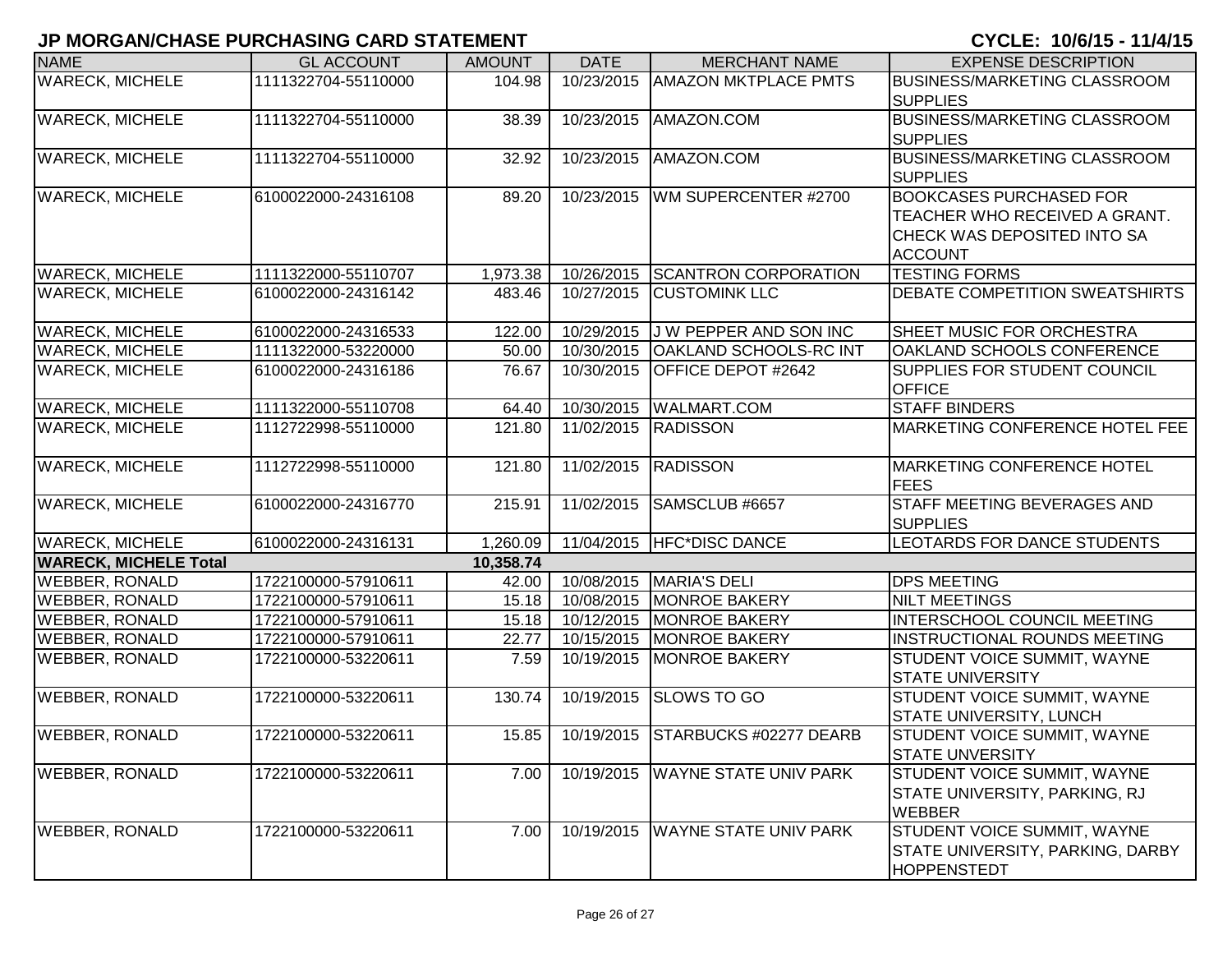# JP MORGAN/CHASE PURCHASING CARD STATEMENT

**CYCLE: 10/6/15 - 11/4/15**

| NAME | GL ACCOUNT | AMOUNT | DATE | MERCHANT NAME | EXPENSE DESCRIPTION |
|---|---|---|---|---|---|
| WARECK, MICHELE | 1111322704-55110000 | 104.98 | 10/23/2015 | AMAZON MKTPLACE PMTS | BUSINESS/MARKETING CLASSROOM SUPPLIES |
| WARECK, MICHELE | 1111322704-55110000 | 38.39 | 10/23/2015 | AMAZON.COM | BUSINESS/MARKETING CLASSROOM SUPPLIES |
| WARECK, MICHELE | 1111322704-55110000 | 32.92 | 10/23/2015 | AMAZON.COM | BUSINESS/MARKETING CLASSROOM SUPPLIES |
| WARECK, MICHELE | 6100022000-24316108 | 89.20 | 10/23/2015 | WM SUPERCENTER #2700 | BOOKCASES PURCHASED FOR TEACHER WHO RECEIVED A GRANT. CHECK WAS DEPOSITED INTO SA ACCOUNT |
| WARECK, MICHELE | 1111322000-55110707 | 1,973.38 | 10/26/2015 | SCANTRON CORPORATION | TESTING FORMS |
| WARECK, MICHELE | 6100022000-24316142 | 483.46 | 10/27/2015 | CUSTOMINK LLC | DEBATE COMPETITION SWEATSHIRTS |
| WARECK, MICHELE | 6100022000-24316533 | 122.00 | 10/29/2015 | J W PEPPER AND SON INC | SHEET MUSIC FOR ORCHESTRA |
| WARECK, MICHELE | 1111322000-53220000 | 50.00 | 10/30/2015 | OAKLAND SCHOOLS-RC INT | OAKLAND SCHOOLS CONFERENCE |
| WARECK, MICHELE | 6100022000-24316186 | 76.67 | 10/30/2015 | OFFICE DEPOT #2642 | SUPPLIES FOR STUDENT COUNCIL OFFICE |
| WARECK, MICHELE | 1111322000-55110708 | 64.40 | 10/30/2015 | WALMART.COM | STAFF BINDERS |
| WARECK, MICHELE | 1112722998-55110000 | 121.80 | 11/02/2015 | RADISSON | MARKETING CONFERENCE HOTEL FEE |
| WARECK, MICHELE | 1112722998-55110000 | 121.80 | 11/02/2015 | RADISSON | MARKETING CONFERENCE HOTEL FEES |
| WARECK, MICHELE | 6100022000-24316770 | 215.91 | 11/02/2015 | SAMSCLUB #6657 | STAFF MEETING BEVERAGES AND SUPPLIES |
| WARECK, MICHELE | 6100022000-24316131 | 1,260.09 | 11/04/2015 | HFC*DISC DANCE | LEOTARDS FOR DANCE STUDENTS |
| **WARECK, MICHELE Total** | | **10,358.74** | | | |
| WEBBER, RONALD | 1722100000-57910611 | 42.00 | 10/08/2015 | MARIA'S DELI | DPS MEETING |
| WEBBER, RONALD | 1722100000-57910611 | 15.18 | 10/08/2015 | MONROE BAKERY | NILT MEETINGS |
| WEBBER, RONALD | 1722100000-57910611 | 15.18 | 10/12/2015 | MONROE BAKERY | INTERSCHOOL COUNCIL MEETING |
| WEBBER, RONALD | 1722100000-57910611 | 22.77 | 10/15/2015 | MONROE BAKERY | INSTRUCTIONAL ROUNDS MEETING |
| WEBBER, RONALD | 1722100000-53220611 | 7.59 | 10/19/2015 | MONROE BAKERY | STUDENT VOICE SUMMIT, WAYNE STATE UNIVERSITY |
| WEBBER, RONALD | 1722100000-53220611 | 130.74 | 10/19/2015 | SLOWS TO GO | STUDENT VOICE SUMMIT, WAYNE STATE UNIVERSITY, LUNCH |
| WEBBER, RONALD | 1722100000-53220611 | 15.85 | 10/19/2015 | STARBUCKS #02277 DEARB | STUDENT VOICE SUMMIT, WAYNE STATE UNVERSITY |
| WEBBER, RONALD | 1722100000-53220611 | 7.00 | 10/19/2015 | WAYNE STATE UNIV PARK | STUDENT VOICE SUMMIT, WAYNE STATE UNIVERSITY, PARKING, RJ WEBBER |
| WEBBER, RONALD | 1722100000-53220611 | 7.00 | 10/19/2015 | WAYNE STATE UNIV PARK | STUDENT VOICE SUMMIT, WAYNE STATE UNIVERSITY, PARKING, DARBY HOPPENSTEDT |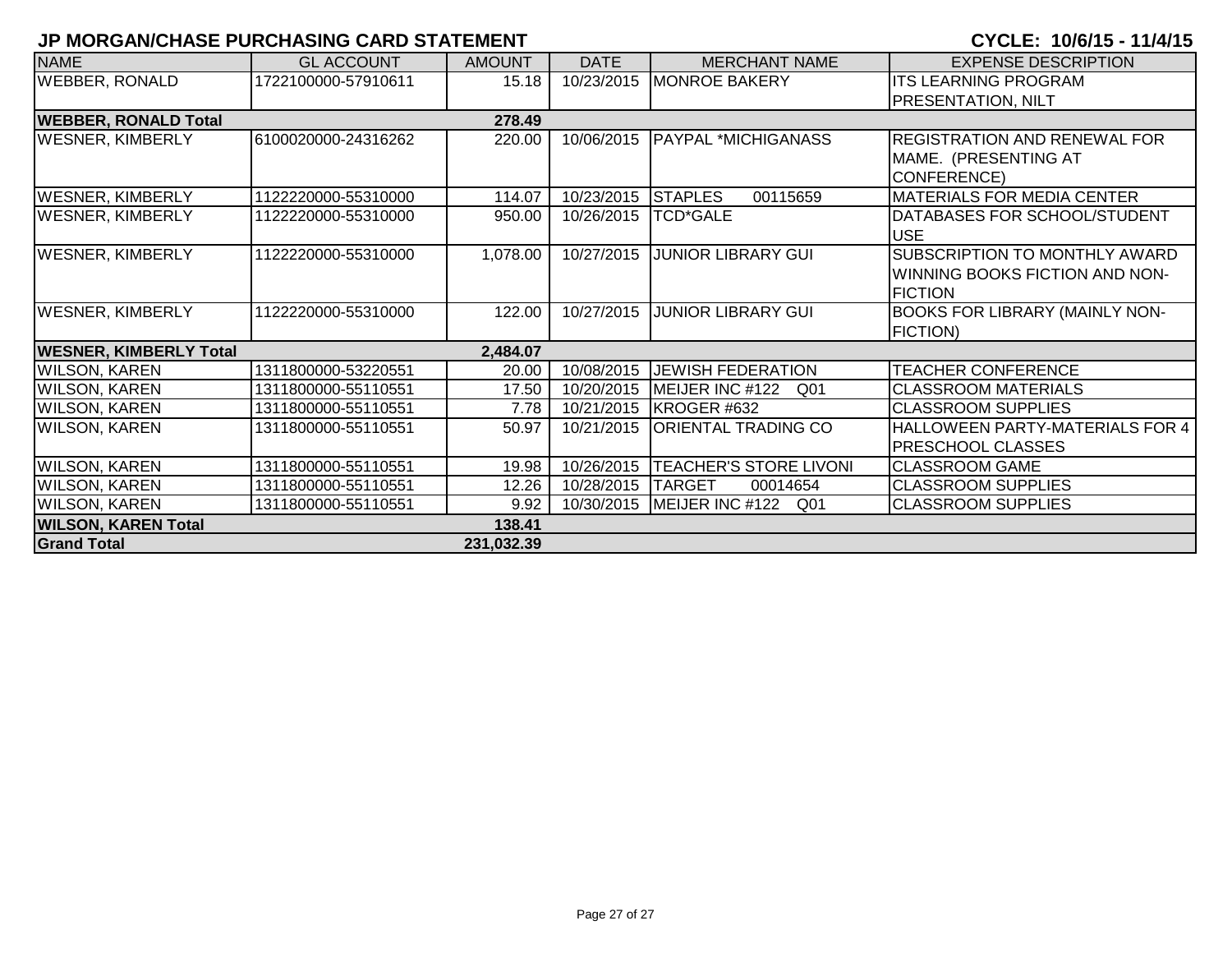## JP MORGAN/CHASE PURCHASING CARD STATEMENT

**CYCLE: 10/6/15 - 11/4/15**

| NAME | GL ACCOUNT | AMOUNT | DATE | MERCHANT NAME | EXPENSE DESCRIPTION |
|---|---|---|---|---|---|
| WEBBER, RONALD | 1722100000-57910611 | 15.18 | 10/23/2015 | MONROE BAKERY | ITS LEARNING PROGRAM PRESENTATION, NILT |
| **WEBBER, RONALD Total** | | **278.49** | | | |
| WESNER, KIMBERLY | 6100020000-24316262 | 220.00 | 10/06/2015 | PAYPAL *MICHIGANASS | REGISTRATION AND RENEWAL FOR MAME. (PRESENTING AT CONFERENCE) |
| WESNER, KIMBERLY | 1122220000-55310000 | 114.07 | 10/23/2015 | STAPLES 00115659 | MATERIALS FOR MEDIA CENTER |
| WESNER, KIMBERLY | 1122220000-55310000 | 950.00 | 10/26/2015 | TCD*GALE | DATABASES FOR SCHOOL/STUDENT USE |
| WESNER, KIMBERLY | 1122220000-55310000 | 1,078.00 | 10/27/2015 | JUNIOR LIBRARY GUI | SUBSCRIPTION TO MONTHLY AWARD WINNING BOOKS FICTION AND NON-FICTION |
| WESNER, KIMBERLY | 1122220000-55310000 | 122.00 | 10/27/2015 | JUNIOR LIBRARY GUI | BOOKS FOR LIBRARY (MAINLY NON-FICTION) |
| **WESNER, KIMBERLY Total** | | **2,484.07** | | | |
| WILSON, KAREN | 1311800000-53220551 | 20.00 | 10/08/2015 | JEWISH FEDERATION | TEACHER CONFERENCE |
| WILSON, KAREN | 1311800000-55110551 | 17.50 | 10/20/2015 | MEIJER INC #122 Q01 | CLASSROOM MATERIALS |
| WILSON, KAREN | 1311800000-55110551 | 7.78 | 10/21/2015 | KROGER #632 | CLASSROOM SUPPLIES |
| WILSON, KAREN | 1311800000-55110551 | 50.97 | 10/21/2015 | ORIENTAL TRADING CO | HALLOWEEN PARTY-MATERIALS FOR 4 PRESCHOOL CLASSES |
| WILSON, KAREN | 1311800000-55110551 | 19.98 | 10/26/2015 | TEACHER'S STORE LIVONI | CLASSROOM GAME |
| WILSON, KAREN | 1311800000-55110551 | 12.26 | 10/28/2015 | TARGET 00014654 | CLASSROOM SUPPLIES |
| WILSON, KAREN | 1311800000-55110551 | 9.92 | 10/30/2015 | MEIJER INC #122 Q01 | CLASSROOM SUPPLIES |
| **WILSON, KAREN Total** | | **138.41** | | | |
| **Grand Total** | | **231,032.39** | | | |